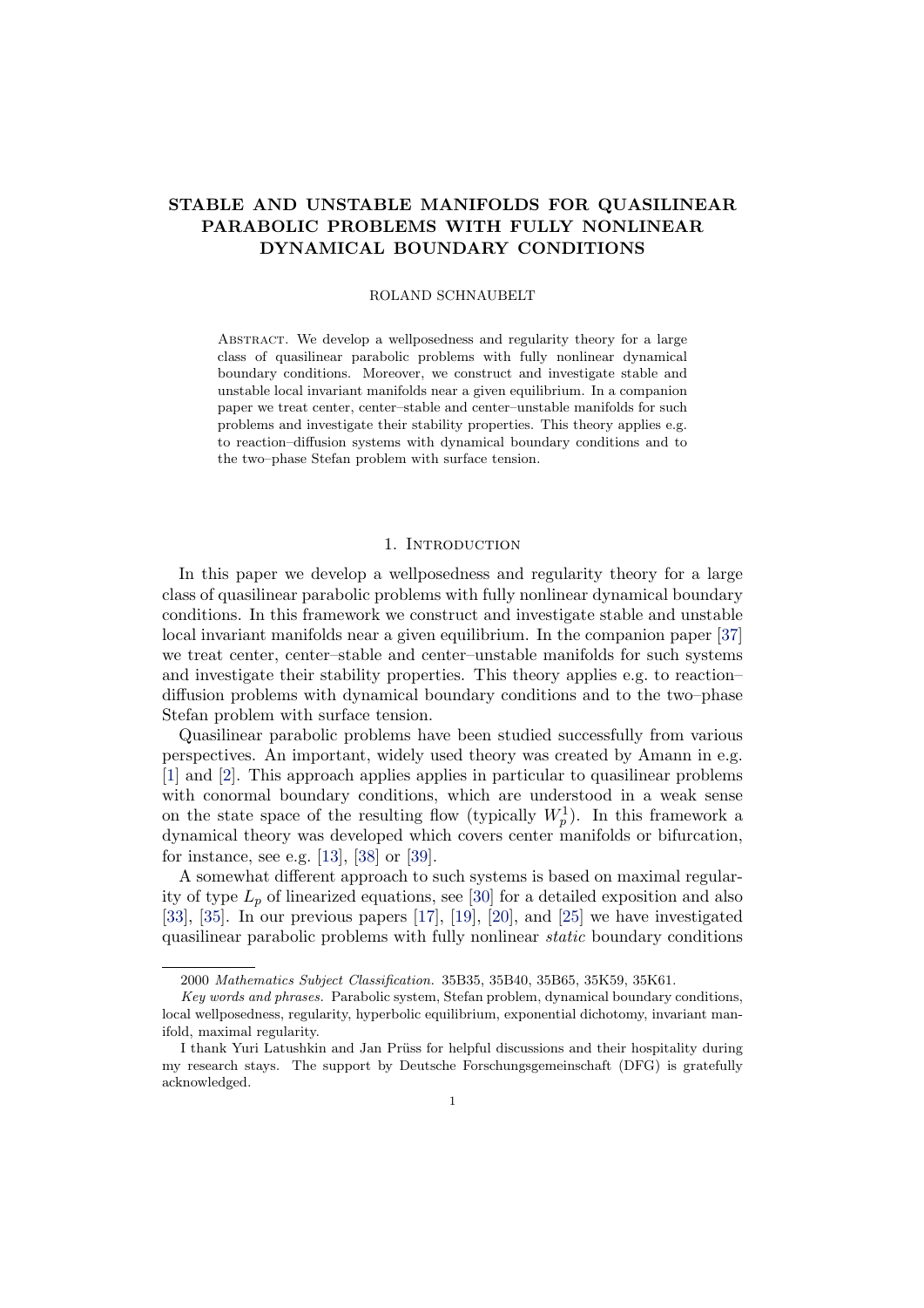# STABLE AND UNSTABLE MANIFOLDS FOR QUASILINEAR PARABOLIC PROBLEMS WITH FULLY NONLINEAR DYNAMICAL BOUNDARY CONDITIONS

ROLAND SCHNAUBELT

Abstract. We develop a wellposedness and regularity theory for a large class of quasilinear parabolic problems with fully nonlinear dynamical boundary conditions. Moreover, we construct and investigate stable and unstable local invariant manifolds near a given equilibrium. In a companion paper we treat center, center–stable and center–unstable manifolds for such problems and investigate their stability properties. This theory applies e.g. to reaction–diffusion systems with dynamical boundary conditions and to the two–phase Stefan problem with surface tension.

## 1. Introduction

In this paper we develop a wellposedness and regularity theory for a large class of quasilinear parabolic problems with fully nonlinear dynamical boundary conditions. In this framework we construct and investigate stable and unstable local invariant manifolds near a given equilibrium. In the companion paper [37] we treat center, center–stable and center–unstable manifolds for such systems and investigate their stability properties. This theory applies e.g. to reaction–diffusion problems with dynamical boundary conditions and to the two–phase Stefan problem with surface tension.

Quasilinear parabolic problems have been studied successfully from various perspectives. An important, widely used theory was created by Amann in e.g. [1] and [2]. This approach applies applies in particular to quasilinear problems with conormal boundary conditions, which are understood in a weak sense on the state space of the resulting flow (typically $W^1_p$). In this framework a dynamical theory was developed which covers center manifolds or bifurcation, for instance, see e.g. [13], [38] or [39].

A somewhat different approach to such systems is based on maximal regularity of type $L_p$ of linearized equations, see [30] for a detailed exposition and also [33], [35]. In our previous papers [17], [19], [20], and [25] we have investigated quasilinear parabolic problems with fully nonlinear *static* boundary conditions

---

2000 *Mathematics Subject Classification.* 35B35, 35B40, 35B65, 35K59, 35K61.

*Key words and phrases.* Parabolic system, Stefan problem, dynamical boundary conditions, local wellposedness, regularity, hyperbolic equilibrium, exponential dichotomy, invariant manifold, maximal regularity.

I thank Yuri Latushkin and Jan Prüss for helpful discussions and their hospitality during my research stays. The support by Deutsche Forschungsgemeinschaft (DFG) is gratefully acknowledged.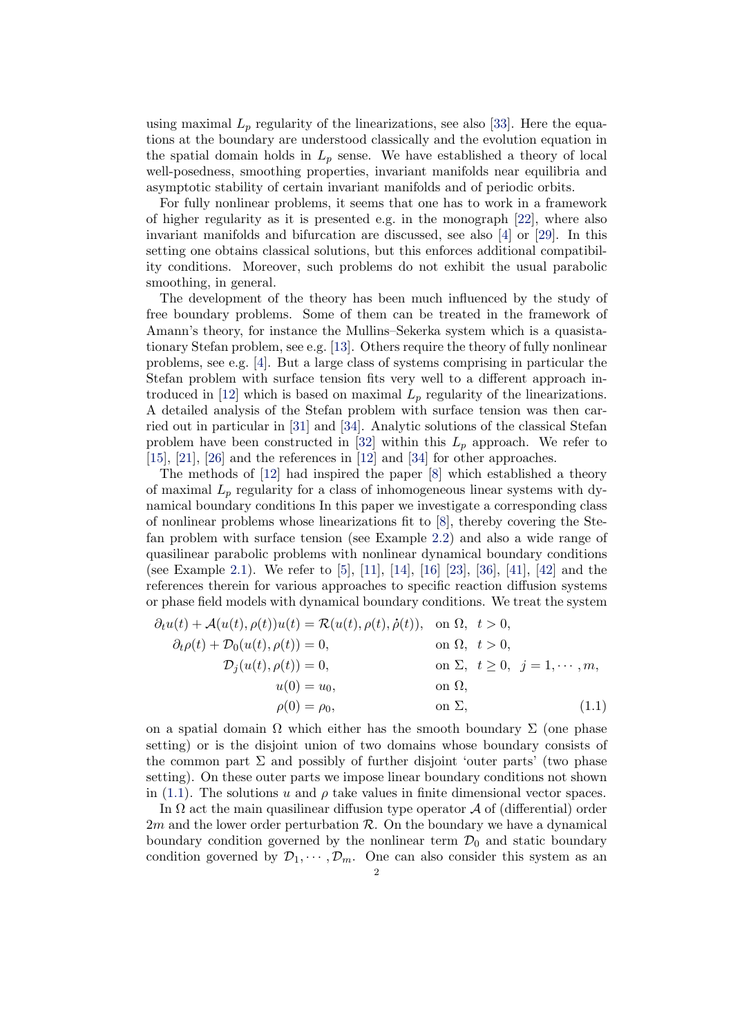using maximal $L_p$ regularity of the linearizations, see also [33]. Here the equations at the boundary are understood classically and the evolution equation in the spatial domain holds in $L_p$ sense. We have established a theory of local well-posedness, smoothing properties, invariant manifolds near equilibria and asymptotic stability of certain invariant manifolds and of periodic orbits.

For fully nonlinear problems, it seems that one has to work in a framework of higher regularity as it is presented e.g. in the monograph [22], where also invariant manifolds and bifurcation are discussed, see also [4] or [29]. In this setting one obtains classical solutions, but this enforces additional compatibility conditions. Moreover, such problems do not exhibit the usual parabolic smoothing, in general.

The development of the theory has been much influenced by the study of free boundary problems. Some of them can be treated in the framework of Amann's theory, for instance the Mullins–Sekerka system which is a quasistationary Stefan problem, see e.g. [13]. Others require the theory of fully nonlinear problems, see e.g. [4]. But a large class of systems comprising in particular the Stefan problem with surface tension fits very well to a different approach introduced in [12] which is based on maximal $L_p$ regularity of the linearizations. A detailed analysis of the Stefan problem with surface tension was then carried out in particular in [31] and [34]. Analytic solutions of the classical Stefan problem have been constructed in [32] within this $L_p$ approach. We refer to [15], [21], [26] and the references in [12] and [34] for other approaches.

The methods of [12] had inspired the paper [8] which established a theory of maximal $L_p$ regularity for a class of inhomogeneous linear systems with dynamical boundary conditions In this paper we investigate a corresponding class of nonlinear problems whose linearizations fit to [8], thereby covering the Stefan problem with surface tension (see Example 2.2) and also a wide range of quasilinear parabolic problems with nonlinear dynamical boundary conditions (see Example 2.1). We refer to [5], [11], [14], [16] [23], [36], [41], [42] and the references therein for various approaches to specific reaction diffusion systems or phase field models with dynamical boundary conditions. We treat the system

$$
\begin{aligned}
\partial_t u(t) + \mathcal{A}(u(t),\rho(t))u(t) &= \mathcal{R}(u(t),\rho(t),\dot\rho(t)), && \text{on } \Omega,\ \ t>0,\\
\partial_t \rho(t) + \mathcal{D}_0(u(t),\rho(t)) &= 0, && \text{on } \Omega,\ \ t>0,\\
\mathcal{D}_j(u(t),\rho(t)) &= 0, && \text{on } \Sigma,\ \ t\ge 0,\ \ j=1,\cdots,m,\\
u(0) &= u_0, && \text{on } \Omega,\\
\rho(0) &= \rho_0, && \text{on } \Sigma,
\end{aligned}
\tag{1.1}
$$

on a spatial domain $\Omega$ which either has the smooth boundary $\Sigma$ (one phase setting) or is the disjoint union of two domains whose boundary consists of the common part $\Sigma$ and possibly of further disjoint 'outer parts' (two phase setting). On these outer parts we impose linear boundary conditions not shown in (1.1). The solutions $u$ and $\rho$ take values in finite dimensional vector spaces.

In $\Omega$ act the main quasilinear diffusion type operator $\mathcal{A}$ of (differential) order $2m$ and the lower order perturbation $\mathcal{R}$. On the boundary we have a dynamical boundary condition governed by the nonlinear term $\mathcal{D}_0$ and static boundary condition governed by $\mathcal{D}_1,\cdots,\mathcal{D}_m$. One can also consider this system as an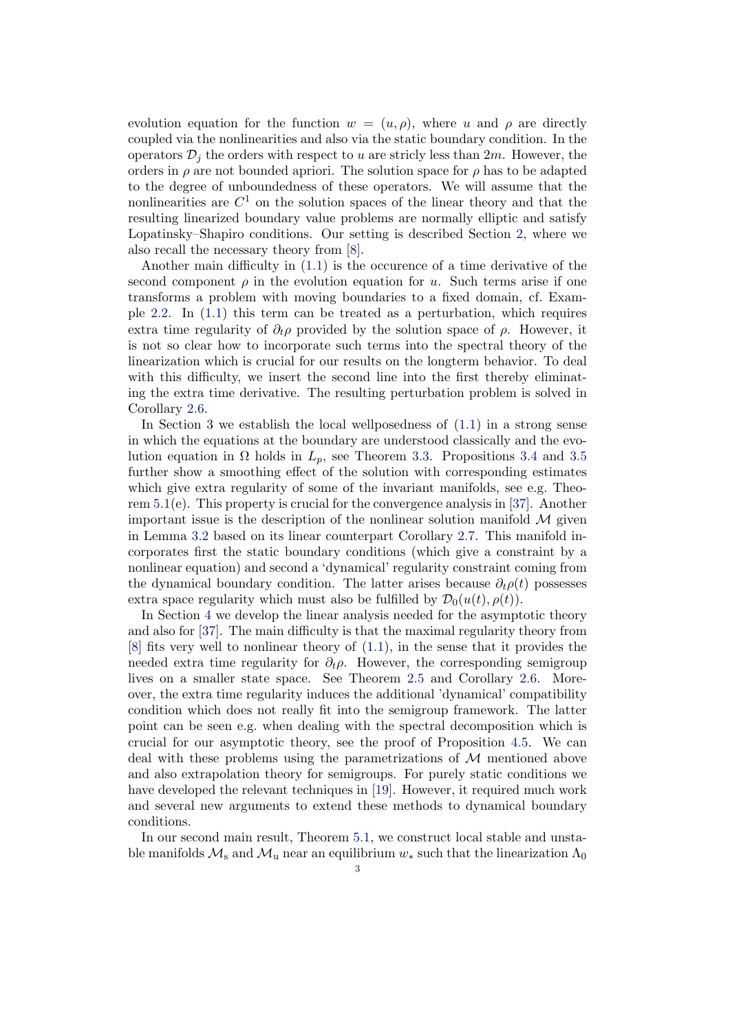evolution equation for the function $w = (u, \rho)$, where $u$ and $\rho$ are directly coupled via the nonlinearities and also via the static boundary condition. In the operators $\mathcal{D}_j$ the orders with respect to $u$ are stricly less than $2m$. However, the orders in $\rho$ are not bounded apriori. The solution space for $\rho$ has to be adapted to the degree of unboundedness of these operators. We will assume that the nonlinearities are $C^1$ on the solution spaces of the linear theory and that the resulting linearized boundary value problems are normally elliptic and satisfy Lopatinsky–Shapiro conditions. Our setting is described Section 2, where we also recall the necessary theory from [8].

Another main difficulty in (1.1) is the occurence of a time derivative of the second component $\rho$ in the evolution equation for $u$. Such terms arise if one transforms a problem with moving boundaries to a fixed domain, cf. Example 2.2. In (1.1) this term can be treated as a perturbation, which requires extra time regularity of $\partial_t\rho$ provided by the solution space of $\rho$. However, it is not so clear how to incorporate such terms into the spectral theory of the linearization which is crucial for our results on the longterm behavior. To deal with this difficulty, we insert the second line into the first thereby eliminating the extra time derivative. The resulting perturbation problem is solved in Corollary 2.6.

In Section 3 we establish the local wellposedness of (1.1) in a strong sense in which the equations at the boundary are understood classically and the evolution equation in $\Omega$ holds in $L_p$, see Theorem 3.3. Propositions 3.4 and 3.5 further show a smoothing effect of the solution with corresponding estimates which give extra regularity of some of the invariant manifolds, see e.g. Theorem 5.1(e). This property is crucial for the convergence analysis in [37]. Another important issue is the description of the nonlinear solution manifold $\mathcal{M}$ given in Lemma 3.2 based on its linear counterpart Corollary 2.7. This manifold incorporates first the static boundary conditions (which give a constraint by a nonlinear equation) and second a 'dynamical' regularity constraint coming from the dynamical boundary condition. The latter arises because $\partial_t\rho(t)$ possesses extra space regularity which must also be fulfilled by $\mathcal{D}_0(u(t), \rho(t))$.

In Section 4 we develop the linear analysis needed for the asymptotic theory and also for [37]. The main difficulty is that the maximal regularity theory from [8] fits very well to nonlinear theory of (1.1), in the sense that it provides the needed extra time regularity for $\partial_t\rho$. However, the corresponding semigroup lives on a smaller state space. See Theorem 2.5 and Corollary 2.6. Moreover, the extra time regularity induces the additional 'dynamical' compatibility condition which does not really fit into the semigroup framework. The latter point can be seen e.g. when dealing with the spectral decomposition which is crucial for our asymptotic theory, see the proof of Proposition 4.5. We can deal with these problems using the parametrizations of $\mathcal{M}$ mentioned above and also extrapolation theory for semigroups. For purely static conditions we have developed the relevant techniques in [19]. However, it required much work and several new arguments to extend these methods to dynamical boundary conditions.

In our second main result, Theorem 5.1, we construct local stable and unstable manifolds $\mathcal{M}_\mathrm{s}$ and $\mathcal{M}_\mathrm{u}$ near an equilibrium $w_*$ such that the linearization $\Lambda_0$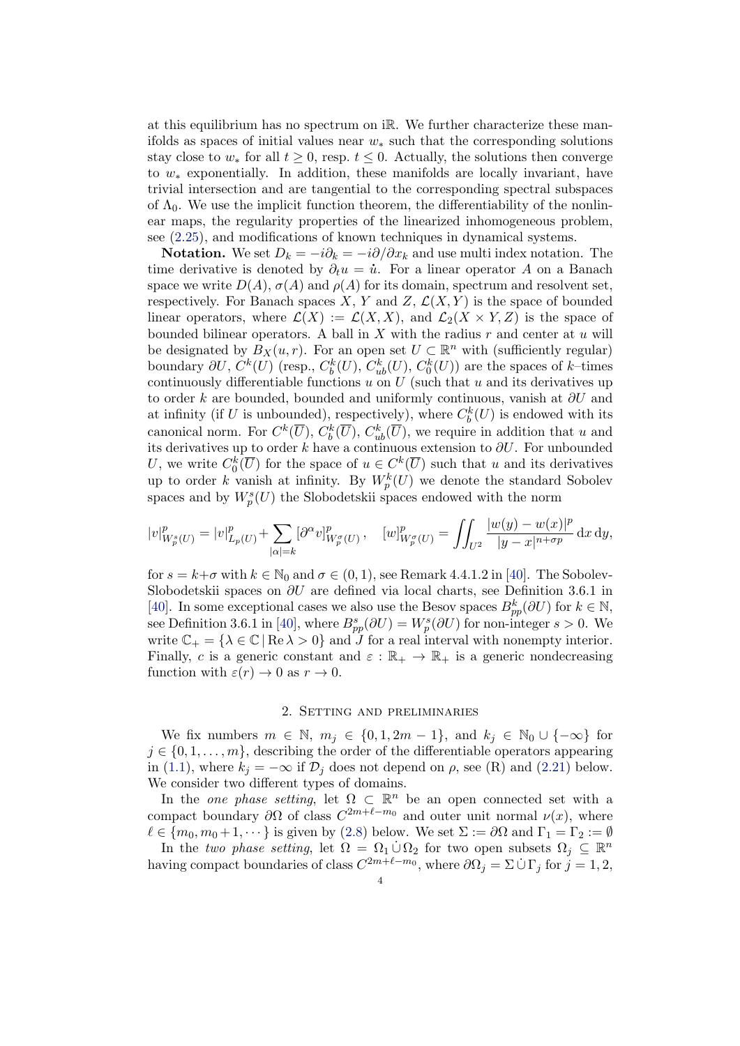at this equilibrium has no spectrum on $i\mathbb{R}$. We further characterize these manifolds as spaces of initial values near $w_*$ such that the corresponding solutions stay close to $w_*$ for all $t \geq 0$, resp. $t \leq 0$. Actually, the solutions then converge to $w_*$ exponentially. In addition, these manifolds are locally invariant, have trivial intersection and are tangential to the corresponding spectral subspaces of $\Lambda_0$. We use the implicit function theorem, the differentiability of the nonlinear maps, the regularity properties of the linearized inhomogeneous problem, see (2.25), and modifications of known techniques in dynamical systems.

**Notation.** We set $D_k = -i\partial_k = -i\partial/\partial x_k$ and use multi index notation. The time derivative is denoted by $\partial_t u = \dot{u}$. For a linear operator $A$ on a Banach space we write $D(A)$, $\sigma(A)$ and $\rho(A)$ for its domain, spectrum and resolvent set, respectively. For Banach spaces $X$, $Y$ and $Z$, $\mathcal{L}(X,Y)$ is the space of bounded linear operators, where $\mathcal{L}(X) := \mathcal{L}(X,X)$, and $\mathcal{L}_2(X \times Y, Z)$ is the space of bounded bilinear operators. A ball in $X$ with the radius $r$ and center at $u$ will be designated by $B_X(u,r)$. For an open set $U \subset \mathbb{R}^n$ with (sufficiently regular) boundary $\partial U$, $C^k(U)$ (resp., $C^k_b(U)$, $C^k_{ub}(U)$, $C^k_0(U)$) are the spaces of $k$–times continuously differentiable functions $u$ on $U$ (such that $u$ and its derivatives up to order $k$ are bounded, bounded and uniformly continuous, vanish at $\partial U$ and at infinity (if $U$ is unbounded), respectively), where $C^k_b(U)$ is endowed with its canonical norm. For $C^k(\overline{U})$, $C^k_b(\overline{U})$, $C^k_{ub}(\overline{U})$, we require in addition that $u$ and its derivatives up to order $k$ have a continuous extension to $\partial U$. For unbounded $U$, we write $C^k_0(\overline{U})$ for the space of $u \in C^k(\overline{U})$ such that $u$ and its derivatives up to order $k$ vanish at infinity. By $W^k_p(U)$ we denote the standard Sobolev spaces and by $W^s_p(U)$ the Slobodetskii spaces endowed with the norm

$$|v|^p_{W^s_p(U)} = |v|^p_{L_p(U)} + \sum_{|\alpha|=k} [\partial^\alpha v]^p_{W^\sigma_p(U)}, \quad [w]^p_{W^\sigma_p(U)} = \iint_{U^2} \frac{|w(y)-w(x)|^p}{|y-x|^{n+\sigma p}} \,\mathrm{d}x\,\mathrm{d}y,$$

for $s = k+\sigma$ with $k \in \mathbb{N}_0$ and $\sigma \in (0,1)$, see Remark 4.4.1.2 in [40]. The Sobolev-Slobodetskii spaces on $\partial U$ are defined via local charts, see Definition 3.6.1 in [40]. In some exceptional cases we also use the Besov spaces $B^k_{pp}(\partial U)$ for $k \in \mathbb{N}$, see Definition 3.6.1 in [40], where $B^s_{pp}(\partial U) = W^s_p(\partial U)$ for non-integer $s > 0$. We write $\mathbb{C}_+ = \{\lambda \in \mathbb{C} \,|\, \mathrm{Re}\,\lambda > 0\}$ and $J$ for a real interval with nonempty interior. Finally, $c$ is a generic constant and $\varepsilon : \mathbb{R}_+ \to \mathbb{R}_+$ is a generic nondecreasing function with $\varepsilon(r) \to 0$ as $r \to 0$.

## 2. Setting and preliminaries

We fix numbers $m \in \mathbb{N}$, $m_j \in \{0, 1, 2m-1\}$, and $k_j \in \mathbb{N}_0 \cup \{-\infty\}$ for $j \in \{0, 1, \dots, m\}$, describing the order of the differentiable operators appearing in (1.1), where $k_j = -\infty$ if $\mathcal{D}_j$ does not depend on $\rho$, see (R) and (2.21) below. We consider two different types of domains.

In the *one phase setting*, let $\Omega \subset \mathbb{R}^n$ be an open connected set with a compact boundary $\partial\Omega$ of class $C^{2m+\ell-m_0}$ and outer unit normal $\nu(x)$, where $\ell \in \{m_0, m_0+1, \cdots\}$ is given by (2.8) below. We set $\Sigma := \partial\Omega$ and $\Gamma_1 = \Gamma_2 := \emptyset$

In the *two phase setting*, let $\Omega = \Omega_1 \dot{\cup} \Omega_2$ for two open subsets $\Omega_j \subseteq \mathbb{R}^n$ having compact boundaries of class $C^{2m+\ell-m_0}$, where $\partial\Omega_j = \Sigma \dot{\cup} \Gamma_j$ for $j = 1, 2$,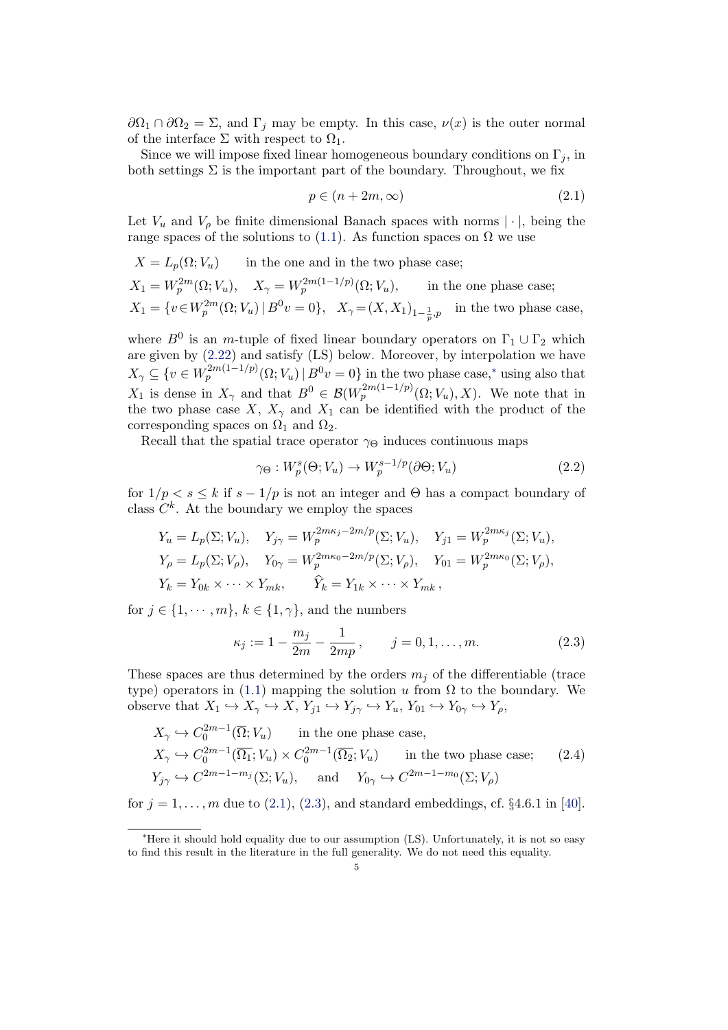$\partial\Omega_1 \cap \partial\Omega_2 = \Sigma$, and $\Gamma_j$ may be empty. In this case, $\nu(x)$ is the outer normal of the interface $\Sigma$ with respect to $\Omega_1$.

Since we will impose fixed linear homogeneous boundary conditions on $\Gamma_j$, in both settings $\Sigma$ is the important part of the boundary. Throughout, we fix

$$p \in (n + 2m, \infty) \tag{2.1}$$

Let $V_u$ and $V_\rho$ be finite dimensional Banach spaces with norms $|\cdot|$, being the range spaces of the solutions to (1.1). As function spaces on $\Omega$ we use

$X = L_p(\Omega; V_u)$ in the one and in the two phase case;

$X_1 = W_p^{2m}(\Omega; V_u)$, $X_\gamma = W_p^{2m(1-1/p)}(\Omega; V_u)$, in the one phase case;

$X_1 = \{v \in W_p^{2m}(\Omega; V_u) \,|\, B^0 v = 0\}$, $X_\gamma = (X, X_1)_{1-\frac{1}{p},p}$ in the two phase case,

where $B^0$ is an $m$-tuple of fixed linear boundary operators on $\Gamma_1 \cup \Gamma_2$ which are given by (2.22) and satisfy (LS) below. Moreover, by interpolation we have $X_\gamma \subseteq \{v \in W_p^{2m(1-1/p)}(\Omega; V_u) \,|\, B^0 v = 0\}$ in the two phase case,[*] using also that $X_1$ is dense in $X_\gamma$ and that $B^0 \in \mathcal{B}(W_p^{2m(1-1/p)}(\Omega; V_u), X)$. We note that in the two phase case $X$, $X_\gamma$ and $X_1$ can be identified with the product of the corresponding spaces on $\Omega_1$ and $\Omega_2$.

Recall that the spatial trace operator $\gamma_\Theta$ induces continuous maps

$$\gamma_\Theta : W_p^s(\Theta; V_u) \to W_p^{s-1/p}(\partial\Theta; V_u) \tag{2.2}$$

for $1/p < s \le k$ if $s - 1/p$ is not an integer and $\Theta$ has a compact boundary of class $C^k$. At the boundary we employ the spaces

$$\begin{aligned}
&Y_u = L_p(\Sigma; V_u), \quad Y_{j\gamma} = W_p^{2m\kappa_j - 2m/p}(\Sigma; V_u), \quad Y_{j1} = W_p^{2m\kappa_j}(\Sigma; V_u), \\
&Y_\rho = L_p(\Sigma; V_\rho), \quad Y_{0\gamma} = W_p^{2m\kappa_0 - 2m/p}(\Sigma; V_\rho), \quad Y_{01} = W_p^{2m\kappa_0}(\Sigma; V_\rho), \\
&Y_k = Y_{0k} \times \cdots \times Y_{mk}, \qquad \widehat{Y}_k = Y_{1k} \times \cdots \times Y_{mk},
\end{aligned}$$

for $j \in \{1, \cdots, m\}$, $k \in \{1, \gamma\}$, and the numbers

$$\kappa_j := 1 - \frac{m_j}{2m} - \frac{1}{2mp}, \qquad j = 0, 1, \ldots, m. \tag{2.3}$$

These spaces are thus determined by the orders $m_j$ of the differentiable (trace type) operators in (1.1) mapping the solution $u$ from $\Omega$ to the boundary. We observe that $X_1 \hookrightarrow X_\gamma \hookrightarrow X$, $Y_{j1} \hookrightarrow Y_{j\gamma} \hookrightarrow Y_u$, $Y_{01} \hookrightarrow Y_{0\gamma} \hookrightarrow Y_\rho$,

$$\begin{aligned}
&X_\gamma \hookrightarrow C_0^{2m-1}(\overline{\Omega}; V_u) \qquad \text{in the one phase case,} \\
&X_\gamma \hookrightarrow C_0^{2m-1}(\overline{\Omega_1}; V_u) \times C_0^{2m-1}(\overline{\Omega_2}; V_u) \qquad \text{in the two phase case;} \\
&Y_{j\gamma} \hookrightarrow C^{2m-1-m_j}(\Sigma; V_u), \quad \text{and} \quad Y_{0\gamma} \hookrightarrow C^{2m-1-m_0}(\Sigma; V_\rho)
\end{aligned} \tag{2.4}$$

for $j = 1, \ldots, m$ due to (2.1), (2.3), and standard embeddings, cf. §4.6.1 in [40].

---

[*] Here it should hold equality due to our assumption (LS). Unfortunately, it is not so easy to find this result in the literature in the full generality. We do not need this equality.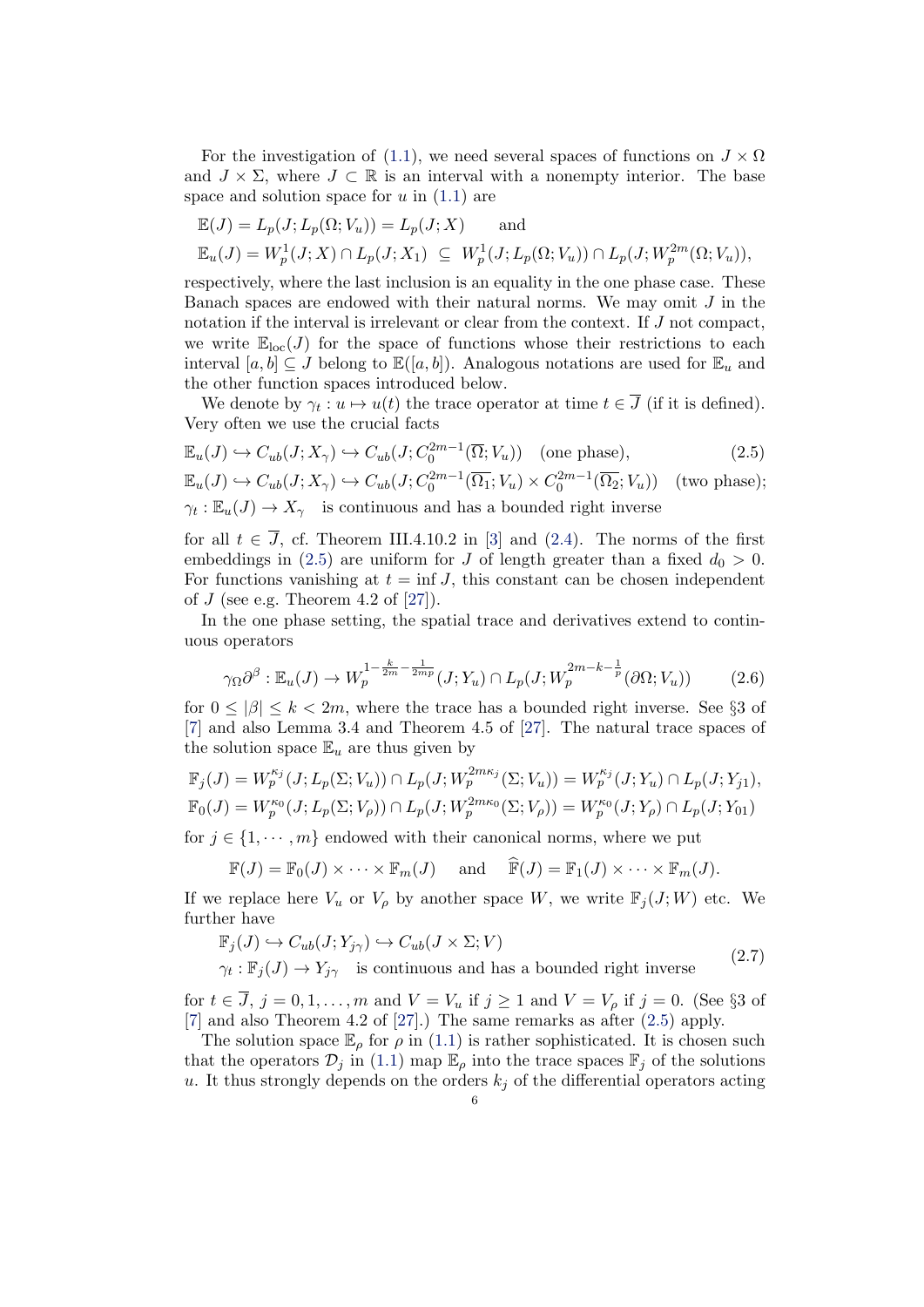For the investigation of (1.1), we need several spaces of functions on $J \times \Omega$ and $J \times \Sigma$, where $J \subset \mathbb{R}$ is an interval with a nonempty interior. The base space and solution space for $u$ in (1.1) are

$$
\begin{aligned}
&\mathbb{E}(J) = L_p(J; L_p(\Omega; V_u)) = L_p(J; X) \qquad \text{and} \\
&\mathbb{E}_u(J) = W_p^1(J; X) \cap L_p(J; X_1) \;\subseteq\; W_p^1(J; L_p(\Omega; V_u)) \cap L_p(J; W_p^{2m}(\Omega; V_u)),
\end{aligned}
$$

respectively, where the last inclusion is an equality in the one phase case. These Banach spaces are endowed with their natural norms. We may omit $J$ in the notation if the interval is irrelevant or clear from the context. If $J$ not compact, we write $\mathbb{E}_{\rm loc}(J)$ for the space of functions whose their restrictions to each interval $[a, b] \subseteq J$ belong to $\mathbb{E}([a, b])$. Analogous notations are used for $\mathbb{E}_u$ and the other function spaces introduced below.

We denote by $\gamma_t : u \mapsto u(t)$ the trace operator at time $t \in \overline{J}$ (if it is defined). Very often we use the crucial facts

$$
\begin{aligned}
&\mathbb{E}_u(J) \hookrightarrow C_{ub}(J; X_\gamma) \hookrightarrow C_{ub}(J; C_0^{2m-1}(\overline{\Omega}; V_u)) \quad \text{(one phase),} && (2.5)\\
&\mathbb{E}_u(J) \hookrightarrow C_{ub}(J; X_\gamma) \hookrightarrow C_{ub}(J; C_0^{2m-1}(\overline{\Omega_1}; V_u) \times C_0^{2m-1}(\overline{\Omega_2}; V_u)) \quad \text{(two phase);}\\
&\gamma_t : \mathbb{E}_u(J) \to X_\gamma \quad \text{is continuous and has a bounded right inverse}
\end{aligned}
$$

for all $t \in \overline{J}$, cf. Theorem III.4.10.2 in [3] and (2.4). The norms of the first embeddings in (2.5) are uniform for $J$ of length greater than a fixed $d_0 > 0$. For functions vanishing at $t = \inf J$, this constant can be chosen independent of $J$ (see e.g. Theorem 4.2 of [27]).

In the one phase setting, the spatial trace and derivatives extend to continuous operators

$$
\gamma_\Omega \partial^\beta : \mathbb{E}_u(J) \to W_p^{1-\frac{k}{2m}-\frac{1}{2mp}}(J; Y_u) \cap L_p(J; W_p^{2m-k-\frac{1}{p}}(\partial\Omega; V_u)) \tag{2.6}
$$

for $0 \le |\beta| \le k < 2m$, where the trace has a bounded right inverse. See §3 of [7] and also Lemma 3.4 and Theorem 4.5 of [27]. The natural trace spaces of the solution space $\mathbb{E}_u$ are thus given by

$$
\begin{aligned}
&\mathbb{F}_j(J) = W_p^{\kappa_j}(J; L_p(\Sigma; V_u)) \cap L_p(J; W_p^{2m\kappa_j}(\Sigma; V_u)) = W_p^{\kappa_j}(J; Y_u) \cap L_p(J; Y_{j1}),\\
&\mathbb{F}_0(J) = W_p^{\kappa_0}(J; L_p(\Sigma; V_\rho)) \cap L_p(J; W_p^{2m\kappa_0}(\Sigma; V_\rho)) = W_p^{\kappa_0}(J; Y_\rho) \cap L_p(J; Y_{01})
\end{aligned}
$$

for $j \in \{1, \cdots, m\}$ endowed with their canonical norms, where we put

$$
\mathbb{F}(J) = \mathbb{F}_0(J) \times \cdots \times \mathbb{F}_m(J) \quad \text{ and } \quad \widehat{\mathbb{F}}(J) = \mathbb{F}_1(J) \times \cdots \times \mathbb{F}_m(J).
$$

If we replace here $V_u$ or $V_\rho$ by another space $W$, we write $\mathbb{F}_j(J; W)$ etc. We further have

$$
\begin{aligned}
&\mathbb{F}_j(J) \hookrightarrow C_{ub}(J; Y_{j\gamma}) \hookrightarrow C_{ub}(J \times \Sigma; V)\\
&\gamma_t : \mathbb{F}_j(J) \to Y_{j\gamma} \quad \text{is continuous and has a bounded right inverse}
\end{aligned} \tag{2.7}
$$

for $t \in \overline{J}$, $j = 0, 1, \ldots, m$ and $V = V_u$ if $j \ge 1$ and $V = V_\rho$ if $j = 0$. (See §3 of [7] and also Theorem 4.2 of [27].) The same remarks as after (2.5) apply.

The solution space $\mathbb{E}_\rho$ for $\rho$ in (1.1) is rather sophisticated. It is chosen such that the operators $\mathcal{D}_j$ in (1.1) map $\mathbb{E}_\rho$ into the trace spaces $\mathbb{F}_j$ of the solutions $u$. It thus strongly depends on the orders $k_j$ of the differential operators acting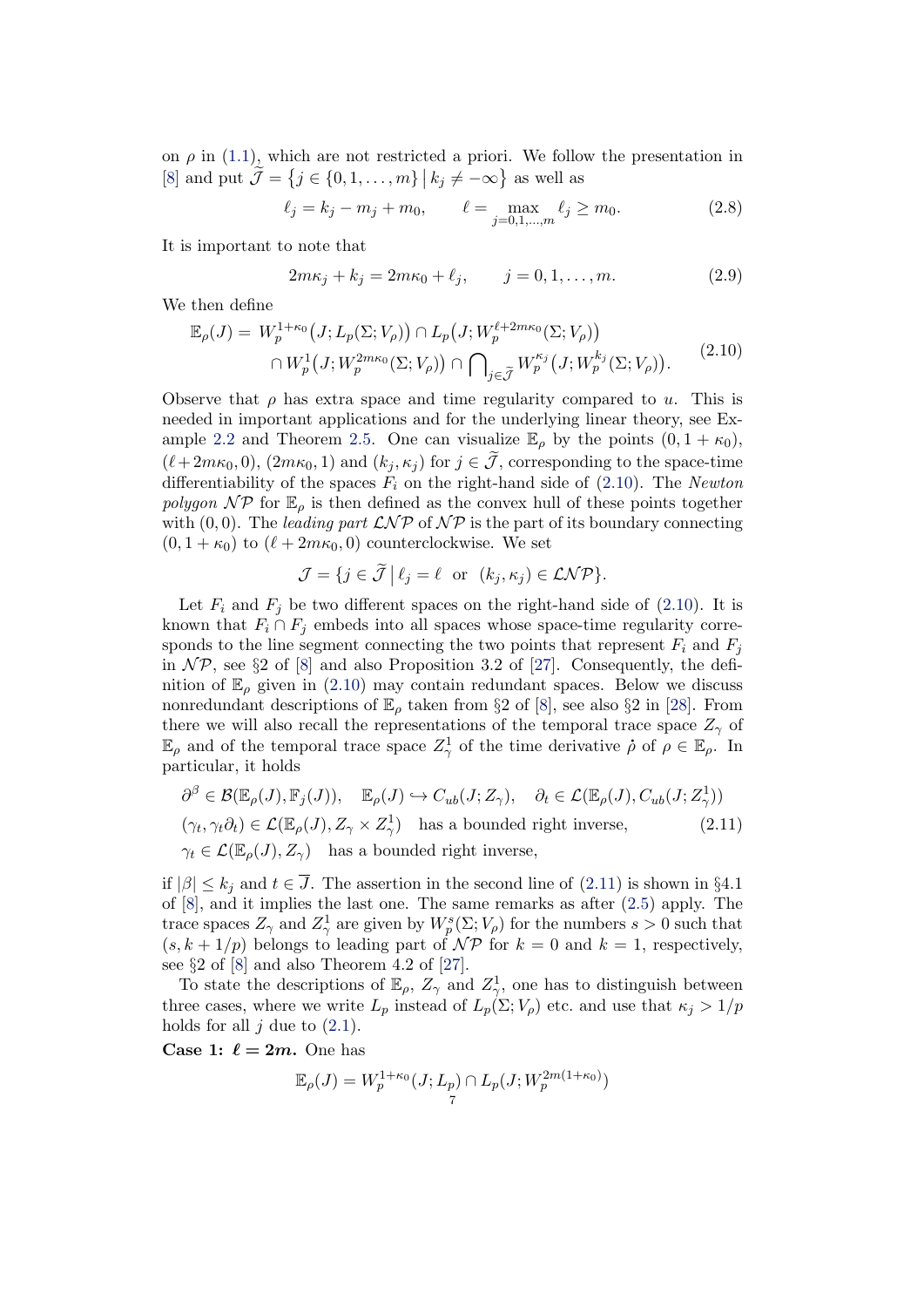on $\rho$ in (1.1), which are not restricted a priori. We follow the presentation in [8] and put $\widetilde{\mathcal{J}} = \{j \in \{0,1,\dots,m\} \,|\, k_j \neq -\infty\}$ as well as

$$\ell_j = k_j - m_j + m_0, \qquad \ell = \max_{j=0,1,\dots,m} \ell_j \geq m_0. \tag{2.8}$$

It is important to note that

$$2m\kappa_j + k_j = 2m\kappa_0 + \ell_j, \qquad j = 0,1,\dots,m. \tag{2.9}$$

We then define

$$\begin{aligned} \mathbb{E}_\rho(J) = \; & W_p^{1+\kappa_0}\big(J; L_p(\Sigma; V_\rho)\big) \cap L_p\big(J; W_p^{\ell+2m\kappa_0}(\Sigma; V_\rho)\big) \\ & \cap W_p^1\big(J; W_p^{2m\kappa_0}(\Sigma; V_\rho)\big) \cap \bigcap\nolimits_{j\in\widetilde{\mathcal{J}}} W_p^{\kappa_j}\big(J; W_p^{k_j}(\Sigma; V_\rho)\big). \end{aligned} \tag{2.10}$$

Observe that $\rho$ has extra space and time regularity compared to $u$. This is needed in important applications and for the underlying linear theory, see Example 2.2 and Theorem 2.5. One can visualize $\mathbb{E}_\rho$ by the points $(0, 1+\kappa_0)$, $(\ell + 2m\kappa_0, 0)$, $(2m\kappa_0, 1)$ and $(k_j, \kappa_j)$ for $j \in \widetilde{\mathcal{J}}$, corresponding to the space-time differentiability of the spaces $F_i$ on the right-hand side of (2.10). The *Newton polygon* $\mathcal{NP}$ for $\mathbb{E}_\rho$ is then defined as the convex hull of these points together with $(0,0)$. The *leading part* $\mathcal{LNP}$ of $\mathcal{NP}$ is the part of its boundary connecting $(0, 1+\kappa_0)$ to $(\ell + 2m\kappa_0, 0)$ counterclockwise. We set

$$\mathcal{J} = \{j \in \widetilde{\mathcal{J}} \,|\, \ell_j = \ell \;\text{ or }\; (k_j, \kappa_j) \in \mathcal{LNP}\}.$$

Let $F_i$ and $F_j$ be two different spaces on the right-hand side of (2.10). It is known that $F_i \cap F_j$ embeds into all spaces whose space-time regularity corresponds to the line segment connecting the two points that represent $F_i$ and $F_j$ in $\mathcal{NP}$, see §2 of [8] and also Proposition 3.2 of [27]. Consequently, the definition of $\mathbb{E}_\rho$ given in (2.10) may contain redundant spaces. Below we discuss nonredundant descriptions of $\mathbb{E}_\rho$ taken from §2 of [8], see also §2 in [28]. From there we will also recall the representations of the temporal trace space $Z_\gamma$ of $\mathbb{E}_\rho$ and of the temporal trace space $Z_\gamma^1$ of the time derivative $\dot{\rho}$ of $\rho \in \mathbb{E}_\rho$. In particular, it holds

$$\begin{aligned} & \partial^\beta \in \mathcal{B}(\mathbb{E}_\rho(J), \mathbb{F}_j(J)), \quad \mathbb{E}_\rho(J) \hookrightarrow C_{ub}(J; Z_\gamma), \quad \partial_t \in \mathcal{L}(\mathbb{E}_\rho(J), C_{ub}(J; Z_\gamma^1)) \\ & (\gamma_t, \gamma_t\partial_t) \in \mathcal{L}(\mathbb{E}_\rho(J), Z_\gamma \times Z_\gamma^1) \quad \text{has a bounded right inverse,} \\ & \gamma_t \in \mathcal{L}(\mathbb{E}_\rho(J), Z_\gamma) \quad \text{has a bounded right inverse,} \end{aligned} \tag{2.11}$$

if $|\beta| \leq k_j$ and $t \in \overline{J}$. The assertion in the second line of (2.11) is shown in §4.1 of [8], and it implies the last one. The same remarks as after (2.5) apply. The trace spaces $Z_\gamma$ and $Z_\gamma^1$ are given by $W_p^s(\Sigma; V_\rho)$ for the numbers $s > 0$ such that $(s, k + 1/p)$ belongs to leading part of $\mathcal{NP}$ for $k = 0$ and $k = 1$, respectively, see §2 of [8] and also Theorem 4.2 of [27].

To state the descriptions of $\mathbb{E}_\rho$, $Z_\gamma$ and $Z_\gamma^1$, one has to distinguish between three cases, where we write $L_p$ instead of $L_p(\Sigma; V_\rho)$ etc. and use that $\kappa_j > 1/p$ holds for all $j$ due to (2.1).

**Case 1: $\boldsymbol{\ell = 2m}$.** One has

$$\mathbb{E}_\rho(J) = W_p^{1+\kappa_0}(J; L_p) \cap L_p(J; W_p^{2m(1+\kappa_0)})$$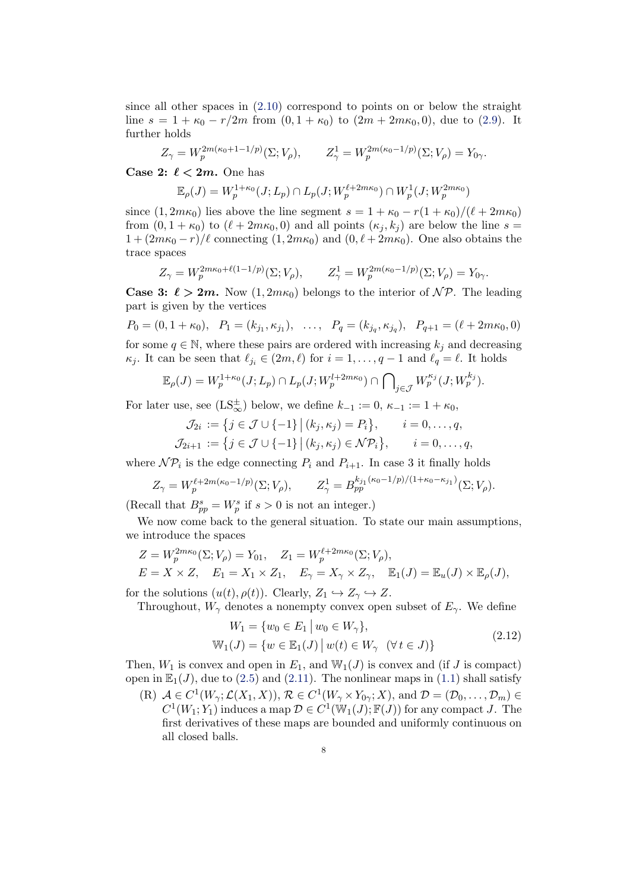since all other spaces in (2.10) correspond to points on or below the straight line $s = 1+\kappa_0 - r/2m$ from $(0, 1+\kappa_0)$ to $(2m+2m\kappa_0, 0)$, due to (2.9). It further holds

$$Z_\gamma = W_p^{2m(\kappa_0+1-1/p)}(\Sigma; V_\rho), \qquad Z_\gamma^1 = W_p^{2m(\kappa_0-1/p)}(\Sigma; V_\rho) = Y_{0\gamma}.$$

**Case 2: $\ell < 2m$.** One has

$$\mathbb{E}_\rho(J) = W_p^{1+\kappa_0}(J; L_p) \cap L_p(J; W_p^{\ell+2m\kappa_0}) \cap W_p^1(J; W_p^{2m\kappa_0})$$

since $(1, 2m\kappa_0)$ lies above the line segment $s = 1+\kappa_0 - r(1+\kappa_0)/(\ell+2m\kappa_0)$ from $(0, 1+\kappa_0)$ to $(\ell+2m\kappa_0, 0)$ and all points $(\kappa_j, k_j)$ are below the line $s = 1 + (2m\kappa_0 - r)/\ell$ connecting $(1, 2m\kappa_0)$ and $(0, \ell+2m\kappa_0)$. One also obtains the trace spaces

$$Z_\gamma = W_p^{2m\kappa_0+\ell(1-1/p)}(\Sigma; V_\rho), \qquad Z_\gamma^1 = W_p^{2m(\kappa_0-1/p)}(\Sigma; V_\rho) = Y_{0\gamma}.$$

**Case 3: $\ell > 2m$.** Now $(1, 2m\kappa_0)$ belongs to the interior of $\mathcal{NP}$. The leading part is given by the vertices

$$P_0 = (0, 1+\kappa_0), \quad P_1 = (k_{j_1}, \kappa_{j_1}), \quad \ldots, \quad P_q = (k_{j_q}, \kappa_{j_q}), \quad P_{q+1} = (\ell+2m\kappa_0, 0)$$

for some $q \in \mathbb{N}$, where these pairs are ordered with increasing $k_j$ and decreasing $\kappa_j$. It can be seen that $\ell_{j_i} \in (2m, \ell)$ for $i = 1, \ldots, q-1$ and $\ell_q = \ell$. It holds

$$\mathbb{E}_\rho(J) = W_p^{1+\kappa_0}(J; L_p) \cap L_p(J; W_p^{l+2m\kappa_0}) \cap \bigcap\nolimits_{j\in\mathcal{J}} W_p^{\kappa_j}(J; W_p^{k_j}).$$

For later use, see (LS$^\pm_\infty$) below, we define $k_{-1} := 0$, $\kappa_{-1} := 1+\kappa_0$,

$$\mathcal{J}_{2i} := \big\{ j \in \mathcal{J} \cup \{-1\} \,\big|\, (k_j, \kappa_j) = P_i \big\}, \qquad i = 0, \ldots, q,$$
$$\mathcal{J}_{2i+1} := \big\{ j \in \mathcal{J} \cup \{-1\} \,\big|\, (k_j, \kappa_j) \in \mathcal{NP}_i \big\}, \qquad i = 0, \ldots, q,$$

where $\mathcal{NP}_i$ is the edge connecting $P_i$ and $P_{i+1}$. In case 3 it finally holds

$$Z_\gamma = W_p^{\ell+2m(\kappa_0-1/p)}(\Sigma; V_\rho), \qquad Z_\gamma^1 = B_{pp}^{k_{j_1}(\kappa_0-1/p)/(1+\kappa_0-\kappa_{j_1})}(\Sigma; V_\rho).$$

(Recall that $B_{pp}^s = W_p^s$ if $s > 0$ is not an integer.)

We now come back to the general situation. To state our main assumptions, we introduce the spaces

$$Z = W_p^{2m\kappa_0}(\Sigma; V_\rho) = Y_{01}, \quad Z_1 = W_p^{\ell+2m\kappa_0}(\Sigma; V_\rho),$$
$$E = X \times Z, \quad E_1 = X_1 \times Z_1, \quad E_\gamma = X_\gamma \times Z_\gamma, \quad \mathbb{E}_1(J) = \mathbb{E}_u(J) \times \mathbb{E}_\rho(J),$$

for the solutions $(u(t), \rho(t))$. Clearly, $Z_1 \hookrightarrow Z_\gamma \hookrightarrow Z$.

Throughout, $W_\gamma$ denotes a nonempty convex open subset of $E_\gamma$. We define

$$\begin{aligned} W_1 &= \{ w_0 \in E_1 \,|\, w_0 \in W_\gamma \}, \\ \mathbb{W}_1(J) &= \{ w \in \mathbb{E}_1(J) \,|\, w(t) \in W_\gamma \quad (\forall\, t \in J) \} \end{aligned} \tag{2.12}$$

Then, $W_1$ is convex and open in $E_1$, and $\mathbb{W}_1(J)$ is convex and (if $J$ is compact) open in $\mathbb{E}_1(J)$, due to (2.5) and (2.11). The nonlinear maps in (1.1) shall satisfy

(R) $\mathcal{A} \in C^1(W_\gamma; \mathcal{L}(X_1, X))$, $\mathcal{R} \in C^1(W_\gamma \times Y_{0\gamma}; X)$, and $\mathcal{D} = (\mathcal{D}_0, \ldots, \mathcal{D}_m) \in C^1(W_1; Y_1)$ induces a map $\mathcal{D} \in C^1(\mathbb{W}_1(J); \mathbb{F}(J))$ for any compact $J$. The first derivatives of these maps are bounded and uniformly continuous on all closed balls.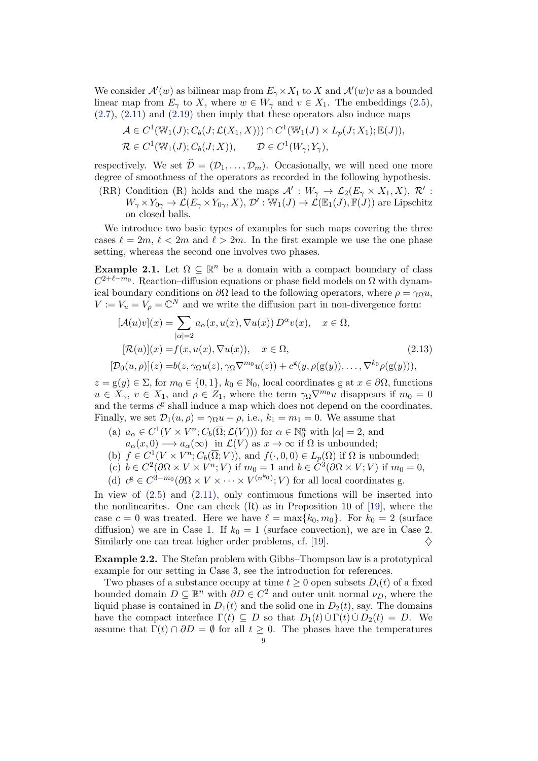We consider $\mathcal{A}'(w)$ as bilinear map from $E_\gamma \times X_1$ to $X$ and $\mathcal{A}'(w)v$ as a bounded linear map from $E_\gamma$ to $X$, where $w \in W_\gamma$ and $v \in X_1$. The embeddings (2.5), (2.7), (2.11) and (2.19) then imply that these operators also induce maps

$$\mathcal{A} \in C^1(\mathbb{W}_1(J); C_b(J; \mathcal{L}(X_1, X))) \cap C^1(\mathbb{W}_1(J) \times L_p(J; X_1); \mathbb{E}(J)),$$
$$\mathcal{R} \in C^1(\mathbb{W}_1(J); C_b(J; X)), \qquad \mathcal{D} \in C^1(W_\gamma; Y_\gamma),$$

respectively. We set $\widehat{\mathcal{D}} = (\mathcal{D}_1, \ldots, \mathcal{D}_m)$. Occasionally, we will need one more degree of smoothness of the operators as recorded in the following hypothesis.

(RR) Condition (R) holds and the maps $\mathcal{A}' : W_\gamma \to \mathcal{L}_2(E_\gamma \times X_1, X)$, $\mathcal{R}' : W_\gamma \times Y_{0\gamma} \to \mathcal{L}(E_\gamma \times Y_{0\gamma}, X)$, $\mathcal{D}' : \mathbb{W}_1(J) \to \mathcal{L}(\mathbb{E}_1(J), \mathbb{F}(J))$ are Lipschitz on closed balls.

We introduce two basic types of examples for such maps covering the three cases $\ell = 2m$, $\ell < 2m$ and $\ell > 2m$. In the first example we use the one phase setting, whereas the second one involves two phases.

**Example 2.1.** Let $\Omega \subseteq \mathbb{R}^n$ be a domain with a compact boundary of class $C^{2+\ell-m_0}$. Reaction–diffusion equations or phase field models on $\Omega$ with dynamical boundary conditions on $\partial\Omega$ lead to the following operators, where $\rho = \gamma_\Omega u$, $V := V_u = V_\rho = \mathbb{C}^N$ and we write the diffusion part in non-divergence form:

$$
\begin{aligned}
[\mathcal{A}(u)v](x) &= \sum_{|\alpha|=2} a_\alpha(x, u(x), \nabla u(x))\, D^\alpha v(x), \quad x \in \Omega,\\
[\mathcal{R}(u)](x) &= f(x, u(x), \nabla u(x)), \quad x \in \Omega, \qquad\qquad (2.13)\\
[\mathcal{D}_0(u,\rho)](z) &= b(z, \gamma_\Omega u(z), \gamma_\Omega \nabla^{m_0} u(z)) + c^{\mathrm{g}}(y, \rho(\mathrm{g}(y)), \ldots, \nabla^{k_0}\rho(\mathrm{g}(y))),
\end{aligned}
$$

$z = \mathrm{g}(y) \in \Sigma$, for $m_0 \in \{0,1\}$, $k_0 \in \mathbb{N}_0$, local coordinates g at $x \in \partial\Omega$, functions $u \in X_\gamma$, $v \in X_1$, and $\rho \in Z_1$, where the term $\gamma_\Omega \nabla^{m_0} u$ disappears if $m_0 = 0$ and the terms $c^{\mathrm{g}}$ shall induce a map which does not depend on the coordinates. Finally, we set $\mathcal{D}_1(u, \rho) = \gamma_\Omega u - \rho$, i.e., $k_1 = m_1 = 0$. We assume that

(a) $a_\alpha \in C^1(V \times V^n; C_b(\overline{\Omega}; \mathcal{L}(V)))$ for $\alpha \in \mathbb{N}_0^n$ with $|\alpha| = 2$, and $a_\alpha(x, 0) \longrightarrow a_\alpha(\infty)$ in $\mathcal{L}(V)$ as $x \to \infty$ if $\Omega$ is unbounded;

(b) $f \in C^1(V \times V^n; C_b(\overline{\Omega}; V))$, and $f(\cdot, 0, 0) \in L_p(\Omega)$ if $\Omega$ is unbounded;

(c) $b \in C^2(\partial\Omega \times V \times V^n; V)$ if $m_0 = 1$ and $b \in C^3(\partial\Omega \times V; V)$ if $m_0 = 0$,

(d) $c^{\mathrm{g}} \in C^{3-m_0}(\partial\Omega \times V \times \cdots \times V^{(n^{k_0})}; V)$ for all local coordinates g.

In view of (2.5) and (2.11), only continuous functions will be inserted into the nonlinearites. One can check (R) as in Proposition 10 of [19], where the case $c = 0$ was treated. Here we have $\ell = \max\{k_0, m_0\}$. For $k_0 = 2$ (surface diffusion) we are in Case 1. If $k_0 = 1$ (surface convection), we are in Case 2. Similarly one can treat higher order problems, cf. [19]. $\diamondsuit$

**Example 2.2.** The Stefan problem with Gibbs–Thompson law is a prototypical example for our setting in Case 3, see the introduction for references.

Two phases of a substance occupy at time $t \geq 0$ open subsets $D_i(t)$ of a fixed bounded domain $D \subseteq \mathbb{R}^n$ with $\partial D \in C^2$ and outer unit normal $\nu_D$, where the liquid phase is contained in $D_1(t)$ and the solid one in $D_2(t)$, say. The domains have the compact interface $\Gamma(t) \subseteq D$ so that $D_1(t) \,\dot\cup\, \Gamma(t) \,\dot\cup\, D_2(t) = D$. We assume that $\Gamma(t) \cap \partial D = \emptyset$ for all $t \geq 0$. The phases have the temperatures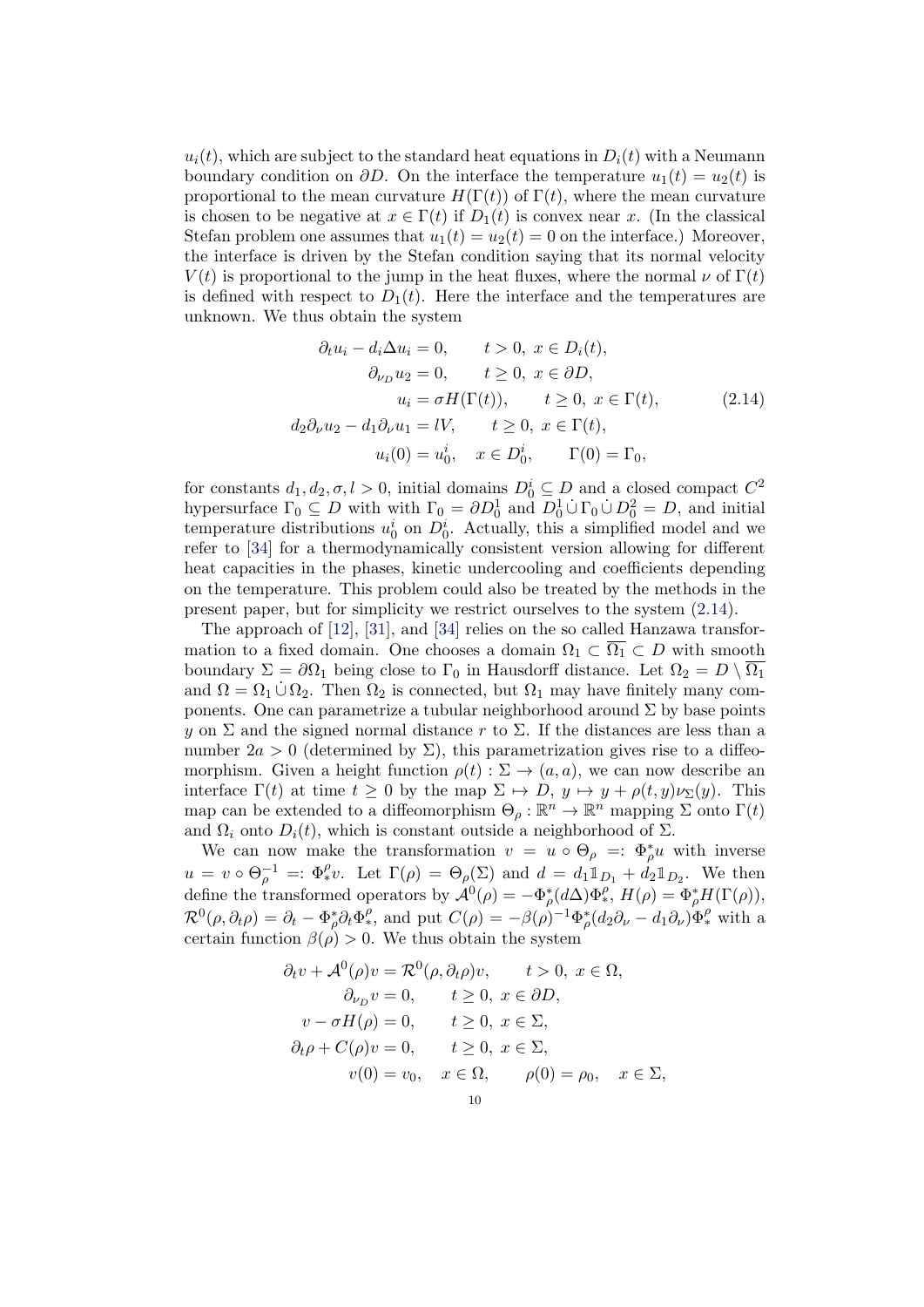$u_i(t)$, which are subject to the standard heat equations in $D_i(t)$ with a Neumann boundary condition on $\partial D$. On the interface the temperature $u_1(t) = u_2(t)$ is proportional to the mean curvature $H(\Gamma(t))$ of $\Gamma(t)$, where the mean curvature is chosen to be negative at $x \in \Gamma(t)$ if $D_1(t)$ is convex near $x$. (In the classical Stefan problem one assumes that $u_1(t) = u_2(t) = 0$ on the interface.) Moreover, the interface is driven by the Stefan condition saying that its normal velocity $V(t)$ is proportional to the jump in the heat fluxes, where the normal $\nu$ of $\Gamma(t)$ is defined with respect to $D_1(t)$. Here the interface and the temperatures are unknown. We thus obtain the system

$$
\begin{aligned}
\partial_t u_i - d_i \Delta u_i &= 0, \qquad t > 0,\ x \in D_i(t), \\
\partial_{\nu_D} u_2 &= 0, \qquad t \geq 0,\ x \in \partial D, \\
u_i &= \sigma H(\Gamma(t)), \qquad t \geq 0,\ x \in \Gamma(t), \\
d_2 \partial_\nu u_2 - d_1 \partial_\nu u_1 &= lV, \qquad t \geq 0,\ x \in \Gamma(t), \\
u_i(0) &= u_0^i, \quad x \in D_0^i, \qquad \Gamma(0) = \Gamma_0,
\end{aligned}
\tag{2.14}
$$

for constants $d_1, d_2, \sigma, l > 0$, initial domains $D_0^i \subseteq D$ and a closed compact $C^2$ hypersurface $\Gamma_0 \subseteq D$ with with $\Gamma_0 = \partial D_0^1$ and $D_0^1 \dot\cup \Gamma_0 \dot\cup D_0^2 = D$, and initial temperature distributions $u_0^i$ on $D_0^i$. Actually, this a simplified model and we refer to [34] for a thermodynamically consistent version allowing for different heat capacities in the phases, kinetic undercooling and coefficients depending on the temperature. This problem could also be treated by the methods in the present paper, but for simplicity we restrict ourselves to the system (2.14).

The approach of [12], [31], and [34] relies on the so called Hanzawa transformation to a fixed domain. One chooses a domain $\Omega_1 \subset \overline{\Omega_1} \subset D$ with smooth boundary $\Sigma = \partial \Omega_1$ being close to $\Gamma_0$ in Hausdorff distance. Let $\Omega_2 = D \setminus \overline{\Omega_1}$ and $\Omega = \Omega_1 \dot\cup \Omega_2$. Then $\Omega_2$ is connected, but $\Omega_1$ may have finitely many components. One can parametrize a tubular neighborhood around $\Sigma$ by base points $y$ on $\Sigma$ and the signed normal distance $r$ to $\Sigma$. If the distances are less than a number $2a > 0$ (determined by $\Sigma$), this parametrization gives rise to a diffeomorphism. Given a height function $\rho(t) : \Sigma \to (a, a)$, we can now describe an interface $\Gamma(t)$ at time $t \geq 0$ by the map $\Sigma \mapsto D$, $y \mapsto y + \rho(t, y)\nu_\Sigma(y)$. This map can be extended to a diffeomorphism $\Theta_\rho : \mathbb{R}^n \to \mathbb{R}^n$ mapping $\Sigma$ onto $\Gamma(t)$ and $\Omega_i$ onto $D_i(t)$, which is constant outside a neighborhood of $\Sigma$.

We can now make the transformation $v = u \circ \Theta_\rho =: \Phi_\rho^* u$ with inverse $u = v \circ \Theta_\rho^{-1} =: \Phi_*^\rho v$. Let $\Gamma(\rho) = \Theta_\rho(\Sigma)$ and $d = d_1 \mathbb{1}_{D_1} + d_2 \mathbb{1}_{D_2}$. We then define the transformed operators by $\mathcal{A}^0(\rho) = -\Phi_\rho^*(d\Delta)\Phi_*^\rho$, $H(\rho) = \Phi_\rho^* H(\Gamma(\rho))$, $\mathcal{R}^0(\rho, \partial_t \rho) = \partial_t - \Phi_\rho^* \partial_t \Phi_*^\rho$, and put $C(\rho) = -\beta(\rho)^{-1}\Phi_\rho^*(d_2\partial_\nu - d_1\partial_\nu)\Phi_*^\rho$ with a certain function $\beta(\rho) > 0$. We thus obtain the system

$$
\begin{aligned}
\partial_t v + \mathcal{A}^0(\rho) v &= \mathcal{R}^0(\rho, \partial_t \rho) v, \qquad t > 0,\ x \in \Omega, \\
\partial_{\nu_D} v &= 0, \qquad t \geq 0,\ x \in \partial D, \\
v - \sigma H(\rho) &= 0, \qquad t \geq 0,\ x \in \Sigma, \\
\partial_t \rho + C(\rho) v &= 0, \qquad t \geq 0,\ x \in \Sigma, \\
v(0) &= v_0, \quad x \in \Omega, \qquad \rho(0) = \rho_0, \quad x \in \Sigma,
\end{aligned}
$$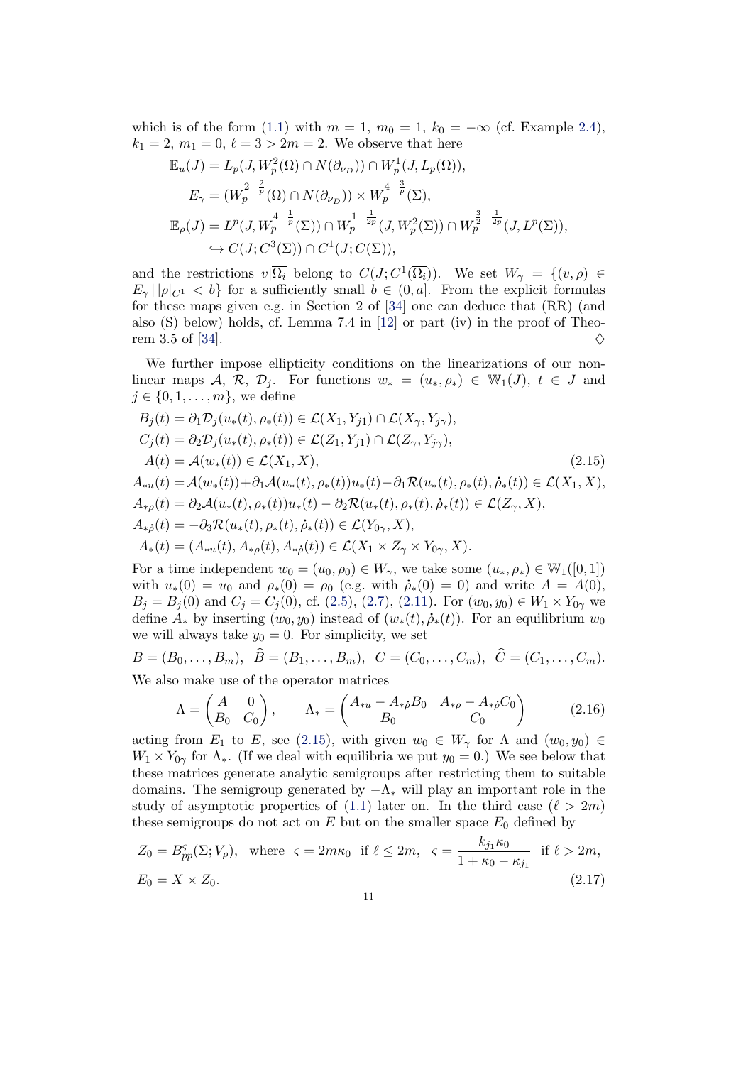which is of the form (1.1) with $m = 1$, $m_0 = 1$, $k_0 = -\infty$ (cf. Example 2.4), $k_1 = 2$, $m_1 = 0$, $\ell = 3 > 2m = 2$. We observe that here

$$
\begin{aligned}
\mathbb{E}_u(J) &= L_p(J, W_p^2(\Omega) \cap N(\partial_{\nu_D})) \cap W_p^1(J, L_p(\Omega)),\\
E_\gamma &= (W_p^{2-\frac{2}{p}}(\Omega) \cap N(\partial_{\nu_D})) \times W_p^{4-\frac{3}{p}}(\Sigma),\\
\mathbb{E}_\rho(J) &= L^p(J, W_p^{4-\frac{1}{p}}(\Sigma)) \cap W_p^{1-\frac{1}{2p}}(J, W_p^2(\Sigma)) \cap W_p^{\frac{3}{2}-\frac{1}{2p}}(J, L^p(\Sigma)),\\
&\hookrightarrow C(J; C^3(\Sigma)) \cap C^1(J; C(\Sigma)),
\end{aligned}
$$

and the restrictions $v|\overline{\Omega_i}$ belong to $C(J; C^1(\overline{\Omega_i}))$. We set $W_\gamma = \{(v, \rho) \in E_\gamma \,|\, |\rho|_{C^1} < b\}$ for a sufficiently small $b \in (0, a]$. From the explicit formulas for these maps given e.g. in Section 2 of [34] one can deduce that (RR) (and also (S) below) holds, cf. Lemma 7.4 in [12] or part (iv) in the proof of Theorem 3.5 of [34]. ♢

We further impose ellipticity conditions on the linearizations of our nonlinear maps $\mathcal{A}$, $\mathcal{R}$, $\mathcal{D}_j$. For functions $w_* = (u_*, \rho_*) \in \mathbb{W}_1(J)$, $t \in J$ and $j \in \{0, 1, \dots, m\}$, we define

$$
\begin{aligned}
B_j(t) &= \partial_1 \mathcal{D}_j(u_*(t), \rho_*(t)) \in \mathcal{L}(X_1, Y_{j1}) \cap \mathcal{L}(X_\gamma, Y_{j\gamma}),\\
C_j(t) &= \partial_2 \mathcal{D}_j(u_*(t), \rho_*(t)) \in \mathcal{L}(Z_1, Y_{j1}) \cap \mathcal{L}(Z_\gamma, Y_{j\gamma}),\\
A(t) &= \mathcal{A}(w_*(t)) \in \mathcal{L}(X_1, X), \qquad\qquad (2.15)\\
A_{*u}(t) &= \mathcal{A}(w_*(t)) + \partial_1 \mathcal{A}(u_*(t), \rho_*(t)) u_*(t) - \partial_1 \mathcal{R}(u_*(t), \rho_*(t), \dot\rho_*(t)) \in \mathcal{L}(X_1, X),\\
A_{*\rho}(t) &= \partial_2 \mathcal{A}(u_*(t), \rho_*(t)) u_*(t) - \partial_2 \mathcal{R}(u_*(t), \rho_*(t), \dot\rho_*(t)) \in \mathcal{L}(Z_\gamma, X),\\
A_{*\dot\rho}(t) &= -\partial_3 \mathcal{R}(u_*(t), \rho_*(t), \dot\rho_*(t)) \in \mathcal{L}(Y_{0\gamma}, X),\\
A_*(t) &= (A_{*u}(t), A_{*\rho}(t), A_{*\dot\rho}(t)) \in \mathcal{L}(X_1 \times Z_\gamma \times Y_{0\gamma}, X).
\end{aligned}
$$

For a time independent $w_0 = (u_0, \rho_0) \in W_\gamma$, we take some $(u_*, \rho_*) \in \mathbb{W}_1([0,1])$ with $u_*(0) = u_0$ and $\rho_*(0) = \rho_0$ (e.g. with $\dot\rho_*(0) = 0$) and write $A = A(0)$, $B_j = B_j(0)$ and $C_j = C_j(0)$, cf. (2.5), (2.7), (2.11). For $(w_0, y_0) \in W_1 \times Y_{0\gamma}$ we define $A_*$ by inserting $(w_0, y_0)$ instead of $(w_*(t), \dot\rho_*(t))$. For an equilibrium $w_0$ we will always take $y_0 = 0$. For simplicity, we set

$$
B = (B_0, \dots, B_m), \;\; \widehat{B} = (B_1, \dots, B_m), \;\; C = (C_0, \dots, C_m), \;\; \widehat{C} = (C_1, \dots, C_m).
$$

We also make use of the operator matrices

$$
\Lambda = \begin{pmatrix} A & 0 \\ B_0 & C_0 \end{pmatrix}, \qquad \Lambda_* = \begin{pmatrix} A_{*u} - A_{*\dot\rho} B_0 & A_{*\rho} - A_{*\dot\rho} C_0 \\ B_0 & C_0 \end{pmatrix} \qquad (2.16)
$$

acting from $E_1$ to $E$, see (2.15), with given $w_0 \in W_\gamma$ for $\Lambda$ and $(w_0, y_0) \in W_1 \times Y_{0\gamma}$ for $\Lambda_*$. (If we deal with equilibria we put $y_0 = 0$.) We see below that these matrices generate analytic semigroups after restricting them to suitable domains. The semigroup generated by $-\Lambda_*$ will play an important role in the study of asymptotic properties of (1.1) later on. In the third case ($\ell > 2m$) these semigroups do not act on $E$ but on the smaller space $E_0$ defined by

$$
\begin{aligned}
Z_0 &= B_{pp}^{\varsigma}(\Sigma; V_\rho), \quad \text{where} \;\; \varsigma = 2m\kappa_0 \;\; \text{if } \ell \le 2m, \quad \varsigma = \frac{k_{j_1} \kappa_0}{1 + \kappa_0 - \kappa_{j_1}} \;\; \text{if } \ell > 2m,\\
E_0 &= X \times Z_0. \qquad\qquad (2.17)
\end{aligned}
$$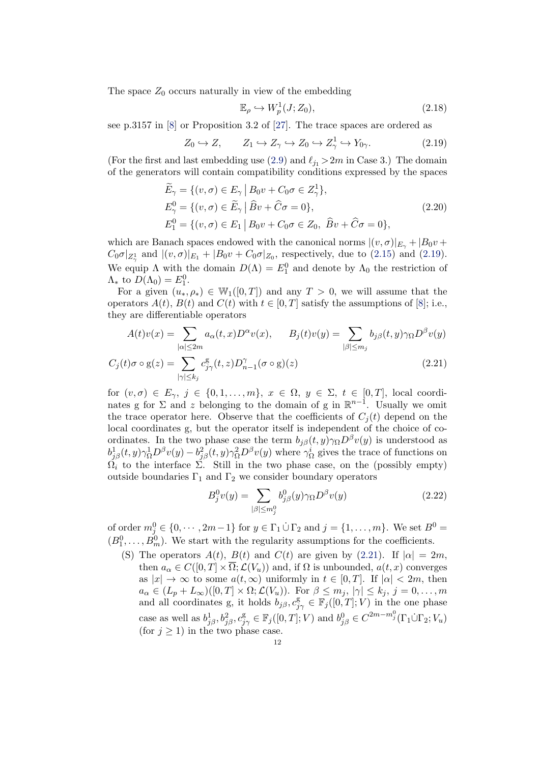The space $Z_0$ occurs naturally in view of the embedding

$$
\mathbb{E}_\rho \hookrightarrow W^1_p(J; Z_0), \tag{2.18}
$$

see p.3157 in [8] or Proposition 3.2 of [27]. The trace spaces are ordered as

$$
Z_0 \hookrightarrow Z, \qquad Z_1 \hookrightarrow Z_\gamma \hookrightarrow Z_0 \hookrightarrow Z^1_\gamma \hookrightarrow Y_{0\gamma}. \tag{2.19}
$$

(For the first and last embedding use (2.9) and $\ell_{j_1} > 2m$ in Case 3.) The domain of the generators will contain compatibility conditions expressed by the spaces

$$
\begin{aligned}
\widetilde{E}_\gamma &= \{(v,\sigma) \in E_\gamma \,|\, B_0 v + C_0\sigma \in Z^1_\gamma\}, \\
E^0_\gamma &= \{(v,\sigma) \in \widetilde{E}_\gamma \,|\, \widehat{B} v + \widehat{C}\sigma = 0\}, \\
E^0_1 &= \{(v,\sigma) \in E_1 \,|\, B_0 v + C_0\sigma \in Z_0,\ \widehat{B} v + \widehat{C}\sigma = 0\},
\end{aligned} \tag{2.20}
$$

which are Banach spaces endowed with the canonical norms $|(v,\sigma)|_{E_\gamma} + |B_0 v + C_0\sigma|_{Z^1_\gamma}$ and $|(v,\sigma)|_{E_1} + |B_0 v + C_0\sigma|_{Z_0}$, respectively, due to (2.15) and (2.19). We equip $\Lambda$ with the domain $D(\Lambda) = E^0_1$ and denote by $\Lambda_0$ the restriction of $\Lambda_*$ to $D(\Lambda_0) = E^0_1$.

For a given $(u_*, \rho_*) \in \mathbb{W}_1([0,T])$ and any $T > 0$, we will assume that the operators $A(t)$, $B(t)$ and $C(t)$ with $t \in [0,T]$ satisfy the assumptions of [8]; i.e., they are differentiable operators

$$
\begin{aligned}
A(t)v(x) &= \sum_{|\alpha| \le 2m} a_\alpha(t,x) D^\alpha v(x), \qquad B_j(t)v(y) = \sum_{|\beta| \le m_j} b_{j\beta}(t,y)\gamma_\Omega D^\beta v(y) \\
C_j(t)\sigma \circ \mathrm{g}(z) &= \sum_{|\gamma| \le k_j} c^{\mathrm{g}}_{j\gamma}(t,z) D^\gamma_{n-1}(\sigma \circ \mathrm{g})(z)
\end{aligned} \tag{2.21}
$$

for $(v,\sigma) \in E_\gamma$, $j \in \{0,1,\ldots,m\}$, $x \in \Omega$, $y \in \Sigma$, $t \in [0,T]$, local coordinates $\mathrm{g}$ for $\Sigma$ and $z$ belonging to the domain of $\mathrm{g}$ in $\mathbb{R}^{n-1}$. Usually we omit the trace operator here. Observe that the coefficients of $C_j(t)$ depend on the local coordinates $\mathrm{g}$, but the operator itself is independent of the choice of coordinates. In the two phase case the term $b_{j\beta}(t,y)\gamma_\Omega D^\beta v(y)$ is understood as $b^1_{j\beta}(t,y)\gamma^1_\Omega D^\beta v(y) - b^2_{j\beta}(t,y)\gamma^2_\Omega D^\beta v(y)$ where $\gamma^i_\Omega$ gives the trace of functions on $\Omega_i$ to the interface $\Sigma$. Still in the two phase case, on the (possibly empty) outside boundaries $\Gamma_1$ and $\Gamma_2$ we consider boundary operators

$$
B^0_j v(y) = \sum_{|\beta| \le m^0_j} b^0_{j\beta}(y)\gamma_\Omega D^\beta v(y) \tag{2.22}
$$

of order $m^0_j \in \{0,\cdots,2m-1\}$ for $y \in \Gamma_1 \dot\cup \Gamma_2$ and $j = \{1,\ldots,m\}$. We set $B^0 = (B^0_1,\ldots,B^0_m)$. We start with the regularity assumptions for the coefficients.

- (S) The operators $A(t)$, $B(t)$ and $C(t)$ are given by (2.21). If $|\alpha| = 2m$, then $a_\alpha \in C([0,T] \times \overline{\Omega}; \mathcal{L}(V_u))$ and, if $\Omega$ is unbounded, $a(t,x)$ converges as $|x| \to \infty$ to some $a(t,\infty)$ uniformly in $t \in [0,T]$. If $|\alpha| < 2m$, then $a_\alpha \in (L_p + L_\infty)([0,T] \times \Omega; \mathcal{L}(V_u))$. For $\beta \le m_j$, $|\gamma| \le k_j$, $j = 0,\ldots,m$ and all coordinates $\mathrm{g}$, it holds $b_{j\beta}, c^{\mathrm{g}}_{j\gamma} \in \mathbb{F}_j([0,T]; V)$ in the one phase case as well as $b^1_{j\beta}, b^2_{j\beta}, c^{\mathrm{g}}_{j\gamma} \in \mathbb{F}_j([0,T]; V)$ and $b^0_{j\beta} \in C^{2m-m^0_j}(\Gamma_1 \dot\cup \Gamma_2; V_u)$ (for $j \ge 1$) in the two phase case.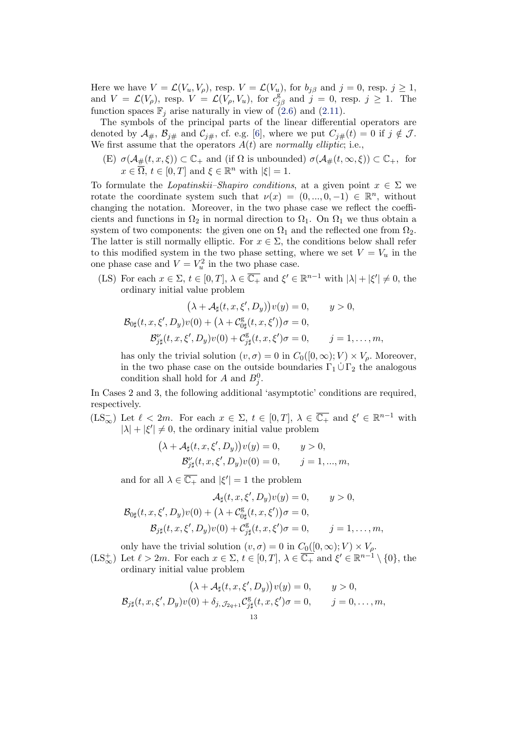Here we have $V = \mathcal{L}(V_u, V_\rho)$, resp. $V = \mathcal{L}(V_u)$, for $b_{j\beta}$ and $j = 0$, resp. $j \geq 1$, and $V = \mathcal{L}(V_\rho)$, resp. $V = \mathcal{L}(V_\rho, V_u)$, for $c^{\mathrm{g}}_{j\beta}$ and $j = 0$, resp. $j \geq 1$. The function spaces $\mathbb{F}_j$ arise naturally in view of (2.6) and (2.11).

The symbols of the principal parts of the linear differential operators are denoted by $\mathcal{A}_\#$, $\mathcal{B}_{j\#}$ and $\mathcal{C}_{j\#}$, cf. e.g. [6], where we put $C_{j\#}(t) = 0$ if $j \notin \mathcal{J}$. We first assume that the operators $A(t)$ are *normally elliptic*; i.e.,

(E) $\sigma(\mathcal{A}_\#(t, x, \xi)) \subset \mathbb{C}_+$ and (if $\Omega$ is unbounded) $\sigma(\mathcal{A}_\#(t, \infty, \xi)) \subset \mathbb{C}_+$, for $x \in \overline{\Omega}$, $t \in [0, T]$ and $\xi \in \mathbb{R}^n$ with $|\xi| = 1$.

To formulate the *Lopatinskii–Shapiro conditions*, at a given point $x \in \Sigma$ we rotate the coordinate system such that $\nu(x) = (0, ..., 0, -1) \in \mathbb{R}^n$, without changing the notation. Moreover, in the two phase case we reflect the coefficients and functions in $\Omega_2$ in normal direction to $\Omega_1$. On $\Omega_1$ we thus obtain a system of two components: the given one on $\Omega_1$ and the reflected one from $\Omega_2$. The latter is still normally elliptic. For $x \in \Sigma$, the conditions below shall refer to this modified system in the two phase setting, where we set $V = V_u$ in the one phase case and $V = V_u^2$ in the two phase case.

(LS) For each $x \in \Sigma$, $t \in [0, T]$, $\lambda \in \overline{\mathbb{C}_+}$ and $\xi' \in \mathbb{R}^{n-1}$ with $|\lambda| + |\xi'| \neq 0$, the ordinary initial value problem

$$
\begin{aligned}
\big(\lambda + \mathcal{A}_\sharp(t, x, \xi', D_y)\big) v(y) &= 0, \qquad y > 0,\\
\mathcal{B}_{0\sharp}(t, x, \xi', D_y) v(0) + \big(\lambda + \mathcal{C}^{\mathrm{g}}_{0\sharp}(t, x, \xi')\big)\sigma &= 0,\\
\mathcal{B}^{\nu}_{j\sharp}(t, x, \xi', D_y) v(0) + \mathcal{C}^{\mathrm{g}}_{j\sharp}(t, x, \xi')\sigma &= 0, \qquad j = 1, \ldots, m,
\end{aligned}
$$

has only the trivial solution $(v, \sigma) = 0$ in $C_0([0, \infty); V) \times V_\rho$. Moreover, in the two phase case on the outside boundaries $\Gamma_1 \dot\cup \Gamma_2$ the analogous condition shall hold for $A$ and $B^0_j$.

In Cases 2 and 3, the following additional 'asymptotic' conditions are required, respectively.

($\mathrm{LS}^-_\infty$) Let $\ell < 2m$. For each $x \in \Sigma$, $t \in [0, T]$, $\lambda \in \overline{\mathbb{C}_+}$ and $\xi' \in \mathbb{R}^{n-1}$ with $|\lambda| + |\xi'| \neq 0$, the ordinary initial value problem

$$
\begin{aligned}
\big(\lambda + \mathcal{A}_\sharp(t, x, \xi', D_y)\big) v(y) &= 0, \qquad y > 0,\\
\mathcal{B}^{\nu}_{j\sharp}(t, x, \xi', D_y) v(0) &= 0, \qquad j = 1, ..., m,
\end{aligned}
$$

and for all $\lambda \in \overline{\mathbb{C}_+}$ and $|\xi'| = 1$ the problem

$$
\begin{aligned}
\mathcal{A}_\sharp(t, x, \xi', D_y) v(y) &= 0, \qquad y > 0,\\
\mathcal{B}_{0\sharp}(t, x, \xi', D_y) v(0) + \big(\lambda + \mathcal{C}^{\mathrm{g}}_{0\sharp}(t, x, \xi')\big)\sigma &= 0,\\
\mathcal{B}_{j\sharp}(t, x, \xi', D_y) v(0) + \mathcal{C}^{\mathrm{g}}_{j\sharp}(t, x, \xi')\sigma &= 0, \qquad j = 1, \ldots, m,
\end{aligned}
$$

only have the trivial solution $(v, \sigma) = 0$ in $C_0([0, \infty); V) \times V_\rho$.

($\mathrm{LS}^+_\infty$) Let $\ell > 2m$. For each $x \in \Sigma$, $t \in [0, T]$, $\lambda \in \overline{\mathbb{C}_+}$ and $\xi' \in \mathbb{R}^{n-1} \setminus \{0\}$, the ordinary initial value problem

$$
\begin{aligned}
\big(\lambda + \mathcal{A}_\sharp(t, x, \xi', D_y)\big) v(y) &= 0, \qquad y > 0,\\
\mathcal{B}_{j\sharp}(t, x, \xi', D_y) v(0) + \delta_{j, \mathcal{J}_{2q+1}} \mathcal{C}^{\mathrm{g}}_{j\sharp}(t, x, \xi')\sigma &= 0, \qquad j = 0, \ldots, m,
\end{aligned}
$$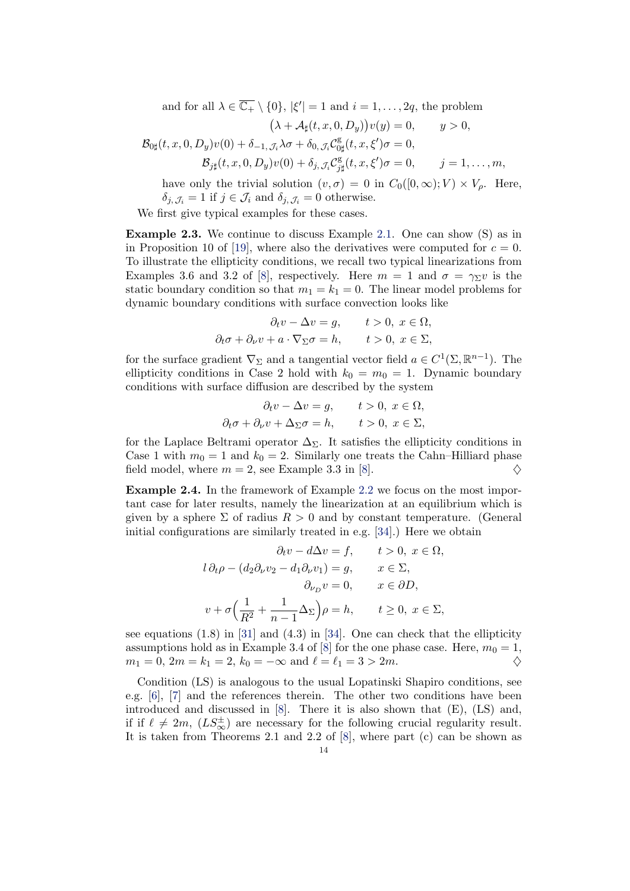and for all $\lambda \in \overline{\mathbb{C}_+} \setminus \{0\}$, $|\xi'| = 1$ and $i = 1, \dots, 2q$, the problem

$$
\begin{aligned}
\big(\lambda + \mathcal{A}_\sharp(t,x,0,D_y)\big)v(y) &= 0, \qquad y > 0,\\
\mathcal{B}_{0\sharp}(t,x,0,D_y)v(0) + \delta_{-1,\mathcal{J}_i}\lambda\sigma + \delta_{0,\mathcal{J}_i}\mathcal{C}^{\mathrm{g}}_{0\sharp}(t,x,\xi')\sigma &= 0,\\
\mathcal{B}_{j\sharp}(t,x,0,D_y)v(0) + \delta_{j,\mathcal{J}_i}\mathcal{C}^{\mathrm{g}}_{j\sharp}(t,x,\xi')\sigma &= 0, \qquad j = 1,\dots,m,
\end{aligned}
$$

have only the trivial solution $(v,\sigma) = 0$ in $C_0([0,\infty);V) \times V_\rho$. Here, $\delta_{j,\mathcal{J}_i} = 1$ if $j \in \mathcal{J}_i$ and $\delta_{j,\mathcal{J}_i} = 0$ otherwise.

We first give typical examples for these cases.

**Example 2.3.** We continue to discuss Example 2.1. One can show (S) as in in Proposition 10 of [19], where also the derivatives were computed for $c = 0$. To illustrate the ellipticity conditions, we recall two typical linearizations from Examples 3.6 and 3.2 of [8], respectively. Here $m = 1$ and $\sigma = \gamma_\Sigma v$ is the static boundary condition so that $m_1 = k_1 = 0$. The linear model problems for dynamic boundary conditions with surface convection looks like

$$
\begin{aligned}
\partial_t v - \Delta v &= g, \qquad t > 0,\ x \in \Omega,\\
\partial_t \sigma + \partial_\nu v + a \cdot \nabla_\Sigma \sigma &= h, \qquad t > 0,\ x \in \Sigma,
\end{aligned}
$$

for the surface gradient $\nabla_\Sigma$ and a tangential vector field $a \in C^1(\Sigma, \mathbb{R}^{n-1})$. The ellipticity conditions in Case 2 hold with $k_0 = m_0 = 1$. Dynamic boundary conditions with surface diffusion are described by the system

$$
\begin{aligned}
\partial_t v - \Delta v &= g, \qquad t > 0,\ x \in \Omega,\\
\partial_t \sigma + \partial_\nu v + \Delta_\Sigma \sigma &= h, \qquad t > 0,\ x \in \Sigma,
\end{aligned}
$$

for the Laplace Beltrami operator $\Delta_\Sigma$. It satisfies the ellipticity conditions in Case 1 with $m_0 = 1$ and $k_0 = 2$. Similarly one treats the Cahn–Hilliard phase field model, where $m = 2$, see Example 3.3 in [8]. ♢

**Example 2.4.** In the framework of Example 2.2 we focus on the most important case for later results, namely the linearization at an equilibrium which is given by a sphere $\Sigma$ of radius $R > 0$ and by constant temperature. (General initial configurations are similarly treated in e.g. [34].) Here we obtain

$$
\begin{aligned}
\partial_t v - d\Delta v &= f, \qquad t > 0,\ x \in \Omega,\\
l\,\partial_t \rho - (d_2 \partial_\nu v_2 - d_1 \partial_\nu v_1) &= g, \qquad x \in \Sigma,\\
\partial_{\nu_D} v &= 0, \qquad x \in \partial D,\\
v + \sigma\Big(\frac{1}{R^2} + \frac{1}{n-1}\Delta_\Sigma\Big)\rho &= h, \qquad t \geq 0,\ x \in \Sigma,
\end{aligned}
$$

see equations (1.8) in [31] and (4.3) in [34]. One can check that the ellipticity assumptions hold as in Example 3.4 of [8] for the one phase case. Here, $m_0 = 1$, $m_1 = 0$, $2m = k_1 = 2$, $k_0 = -\infty$ and $\ell = \ell_1 = 3 > 2m$. ♢

Condition (LS) is analogous to the usual Lopatinski Shapiro conditions, see e.g. [6], [7] and the references therein. The other two conditions have been introduced and discussed in [8]. There it is also shown that (E), (LS) and, if if $\ell \neq 2m$, $(LS^\pm_\infty)$ are necessary for the following crucial regularity result. It is taken from Theorems 2.1 and 2.2 of [8], where part (c) can be shown as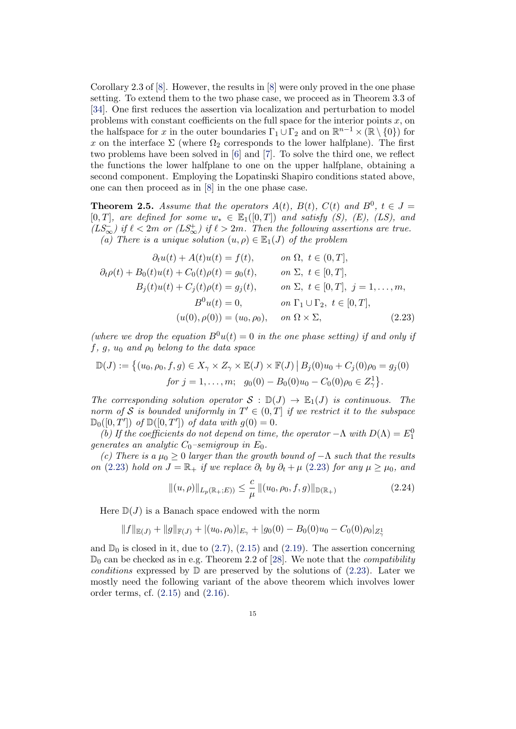Corollary 2.3 of [8]. However, the results in [8] were only proved in the one phase setting. To extend them to the two phase case, we proceed as in Theorem 3.3 of [34]. One first reduces the assertion via localization and perturbation to model problems with constant coefficients on the full space for the interior points $x$, on the halfspace for $x$ in the outer boundaries $\Gamma_1 \cup \Gamma_2$ and on $\mathbb{R}^{n-1} \times (\mathbb{R} \setminus \{0\})$ for $x$ on the interface $\Sigma$ (where $\Omega_2$ corresponds to the lower halfplane). The first two problems have been solved in [6] and [7]. To solve the third one, we reflect the functions the lower halfplane to one on the upper halfplane, obtaining a second component. Employing the Lopatinski Shapiro conditions stated above, one can then proceed as in [8] in the one phase case.

**Theorem 2.5.** *Assume that the operators $A(t)$, $B(t)$, $C(t)$ and $B^0$, $t \in J = [0,T]$, are defined for some $w_* \in \mathbb{E}_1([0,T])$ and satisfy (S), (E), (LS), and $(LS_\infty^-)$ if $\ell < 2m$ or $(LS_\infty^+)$ if $\ell > 2m$. Then the following assertions are true.*

*(a) There is a unique solution $(u,\rho) \in \mathbb{E}_1(J)$ of the problem*

$$
\begin{aligned}
\partial_t u(t) + A(t)u(t) &= f(t), && \text{on } \Omega,\ t \in (0,T], \\
\partial_t \rho(t) + B_0(t)u(t) + C_0(t)\rho(t) &= g_0(t), && \text{on } \Sigma,\ t \in [0,T], \\
B_j(t)u(t) + C_j(t)\rho(t) &= g_j(t), && \text{on } \Sigma,\ t \in [0,T],\ j = 1,\dots,m, \\
B^0 u(t) &= 0, && \text{on } \Gamma_1 \cup \Gamma_2,\ t \in [0,T], \\
(u(0),\rho(0)) &= (u_0,\rho_0), && \text{on } \Omega \times \Sigma,
\end{aligned}
\tag{2.23}
$$

*(where we drop the equation $B^0 u(t) = 0$ in the one phase setting) if and only if $f$, $g$, $u_0$ and $\rho_0$ belong to the data space*

$$
\begin{aligned}
\mathbb{D}(J) := \big\{ (u_0,\rho_0,f,g) \in X_\gamma \times Z_\gamma \times \mathbb{E}(J) \times \mathbb{F}(J) \,\big|\, & B_j(0)u_0 + C_j(0)\rho_0 = g_j(0) \\
& \text{for } j = 1,\dots,m; \;\; g_0(0) - B_0(0)u_0 - C_0(0)\rho_0 \in Z_\gamma^1 \big\}.
\end{aligned}
$$

*The corresponding solution operator $\mathcal{S} : \mathbb{D}(J) \to \mathbb{E}_1(J)$ is continuous. The norm of $\mathcal{S}$ is bounded uniformly in $T' \in (0,T]$ if we restrict it to the subspace $\mathbb{D}_0([0,T'])$ of $\mathbb{D}([0,T'])$ of data with $g(0) = 0$.*

*(b) If the coefficients do not depend on time, the operator $-\Lambda$ with $D(\Lambda) = E_1^0$ generates an analytic $C_0$–semigroup in $E_0$.*

*(c) There is a $\mu_0 \geq 0$ larger than the growth bound of $-\Lambda$ such that the results on (2.23) hold on $J = \mathbb{R}_+$ if we replace $\partial_t$ by $\partial_t + \mu$ (2.23) for any $\mu \geq \mu_0$, and*

$$
\|(u,\rho)\|_{L_p(\mathbb{R}_+;E))} \leq \frac{c}{\mu} \, \|(u_0,\rho_0,f,g)\|_{\mathbb{D}(\mathbb{R}_+)}
\tag{2.24}
$$

Here $\mathbb{D}(J)$ is a Banach space endowed with the norm

$$
\|f\|_{\mathbb{E}(J)} + \|g\|_{\mathbb{F}(J)} + |(u_0,\rho_0)|_{E_\gamma} + |g_0(0) - B_0(0)u_0 - C_0(0)\rho_0|_{Z_\gamma^1}
$$

and $\mathbb{D}_0$ is closed in it, due to (2.7), (2.15) and (2.19). The assertion concerning $\mathbb{D}_0$ can be checked as in e.g. Theorem 2.2 of [28]. We note that the *compatibility conditions* expressed by $\mathbb{D}$ are preserved by the solutions of (2.23). Later we mostly need the following variant of the above theorem which involves lower order terms, cf. (2.15) and (2.16).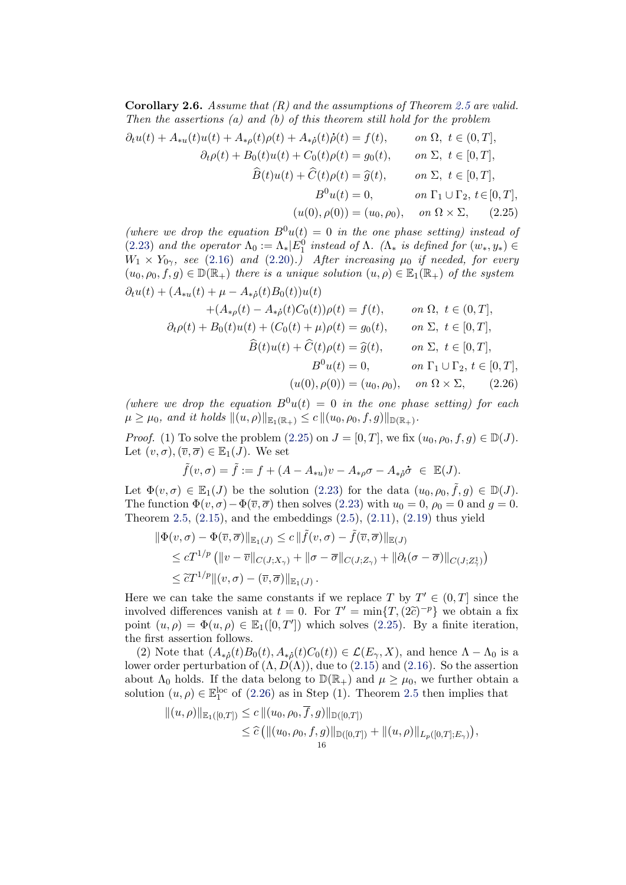**Corollary 2.6.** *Assume that (R) and the assumptions of Theorem 2.5 are valid. Then the assertions (a) and (b) of this theorem still hold for the problem*

$$
\begin{aligned}
\partial_t u(t) + A_{*u}(t)u(t) + A_{*\rho}(t)\rho(t) + A_{*\dot\rho}(t)\dot\rho(t) &= f(t), && \text{on } \Omega,\ t\in(0,T],\\
\partial_t\rho(t) + B_0(t)u(t) + C_0(t)\rho(t) &= g_0(t), && \text{on } \Sigma,\ t\in[0,T],\\
\widehat{B}(t)u(t) + \widehat{C}(t)\rho(t) &= \widehat{g}(t), && \text{on } \Sigma,\ t\in[0,T],\\
B^0u(t) &= 0, && \text{on } \Gamma_1\cup\Gamma_2,\ t\in[0,T],\\
(u(0),\rho(0)) &= (u_0,\rho_0), && \text{on } \Omega\times\Sigma, \qquad (2.25)
\end{aligned}
$$

*(where we drop the equation $B^0u(t)=0$ in the one phase setting) instead of (2.23) and the operator $\Lambda_0 := \Lambda_*|E_1^0$ instead of $\Lambda$. ($\Lambda_*$ is defined for $(w_*,y_*)\in W_1\times Y_{0\gamma}$, see (2.16) and (2.20).) After increasing $\mu_0$ if needed, for every $(u_0,\rho_0,f,g)\in\mathbb{D}(\mathbb{R}_+)$ there is a unique solution $(u,\rho)\in\mathbb{E}_1(\mathbb{R}_+)$ of the system*

$$
\begin{aligned}
\partial_t u(t) + (A_{*u}(t) + \mu - A_{*\dot\rho}(t)B_0(t))u(t)&\\
+(A_{*\rho}(t) - A_{*\dot\rho}(t)C_0(t))\rho(t) &= f(t), && \text{on } \Omega,\ t\in(0,T],\\
\partial_t\rho(t) + B_0(t)u(t) + (C_0(t)+\mu)\rho(t) &= g_0(t), && \text{on } \Sigma,\ t\in[0,T],\\
\widehat{B}(t)u(t) + \widehat{C}(t)\rho(t) &= \widehat{g}(t), && \text{on } \Sigma,\ t\in[0,T],\\
B^0u(t) &= 0, && \text{on } \Gamma_1\cup\Gamma_2,\ t\in[0,T],\\
(u(0),\rho(0)) &= (u_0,\rho_0), && \text{on } \Omega\times\Sigma, \qquad (2.26)
\end{aligned}
$$

*(where we drop the equation $B^0u(t)=0$ in the one phase setting) for each $\mu\ge\mu_0$, and it holds $\|(u,\rho)\|_{\mathbb{E}_1(\mathbb{R}_+)} \le c\,\|(u_0,\rho_0,f,g)\|_{\mathbb{D}(\mathbb{R}_+)}$.*

*Proof.* (1) To solve the problem (2.25) on $J=[0,T]$, we fix $(u_0,\rho_0,f,g)\in\mathbb{D}(J)$. Let $(v,\sigma),(\overline{v},\overline{\sigma})\in\mathbb{E}_1(J)$. We set

$$
\tilde f(v,\sigma) = \tilde f := f + (A - A_{*u})v - A_{*\rho}\sigma - A_{*\dot\rho}\dot\sigma \ \in\ \mathbb{E}(J).
$$

Let $\Phi(v,\sigma)\in\mathbb{E}_1(J)$ be the solution (2.23) for the data $(u_0,\rho_0,\tilde f,g)\in\mathbb{D}(J)$. The function $\Phi(v,\sigma)-\Phi(\overline{v},\overline{\sigma})$ then solves (2.23) with $u_0=0$, $\rho_0=0$ and $g=0$. Theorem 2.5, (2.15), and the embeddings (2.5), (2.11), (2.19) thus yield

$$
\begin{aligned}
\|\Phi(v,\sigma)-\Phi(\overline{v},\overline{\sigma})\|_{\mathbb{E}_1(J)} &\le c\,\|\tilde f(v,\sigma)-\tilde f(\overline{v},\overline{\sigma})\|_{\mathbb{E}(J)}\\
&\le cT^{1/p}\left(\|v-\overline{v}\|_{C(J;X_\gamma)} + \|\sigma-\overline{\sigma}\|_{C(J;Z_\gamma)} + \|\partial_t(\sigma-\overline{\sigma})\|_{C(J;Z_\gamma^1)}\right)\\
&\le \widetilde{c}T^{1/p}\|(v,\sigma)-(\overline{v},\overline{\sigma})\|_{\mathbb{E}_1(J)}\,.
\end{aligned}
$$

Here we can take the same constants if we replace $T$ by $T'\in(0,T]$ since the involved differences vanish at $t=0$. For $T'=\min\{T,(2\widetilde{c})^{-p}\}$ we obtain a fix point $(u,\rho)=\Phi(u,\rho)\in\mathbb{E}_1([0,T'])$ which solves (2.25). By a finite iteration, the first assertion follows.

(2) Note that $(A_{*\dot\rho}(t)B_0(t), A_{*\dot\rho}(t)C_0(t))\in\mathcal{L}(E_\gamma,X)$, and hence $\Lambda-\Lambda_0$ is a lower order perturbation of $(\Lambda,D(\Lambda))$, due to (2.15) and (2.16). So the assertion about $\Lambda_0$ holds. If the data belong to $\mathbb{D}(\mathbb{R}_+)$ and $\mu\ge\mu_0$, we further obtain a solution $(u,\rho)\in\mathbb{E}_1^{\mathrm{loc}}$ of (2.26) as in Step (1). Theorem 2.5 then implies that

$$
\begin{aligned}
\|(u,\rho)\|_{\mathbb{E}_1([0,T])} &\le c\,\|(u_0,\rho_0,\overline{f},g)\|_{\mathbb{D}([0,T])}\\
&\le \widehat{c}\left(\|(u_0,\rho_0,f,g)\|_{\mathbb{D}([0,T])} + \|(u,\rho)\|_{L_p([0,T];E_\gamma)}\right),
\end{aligned}
$$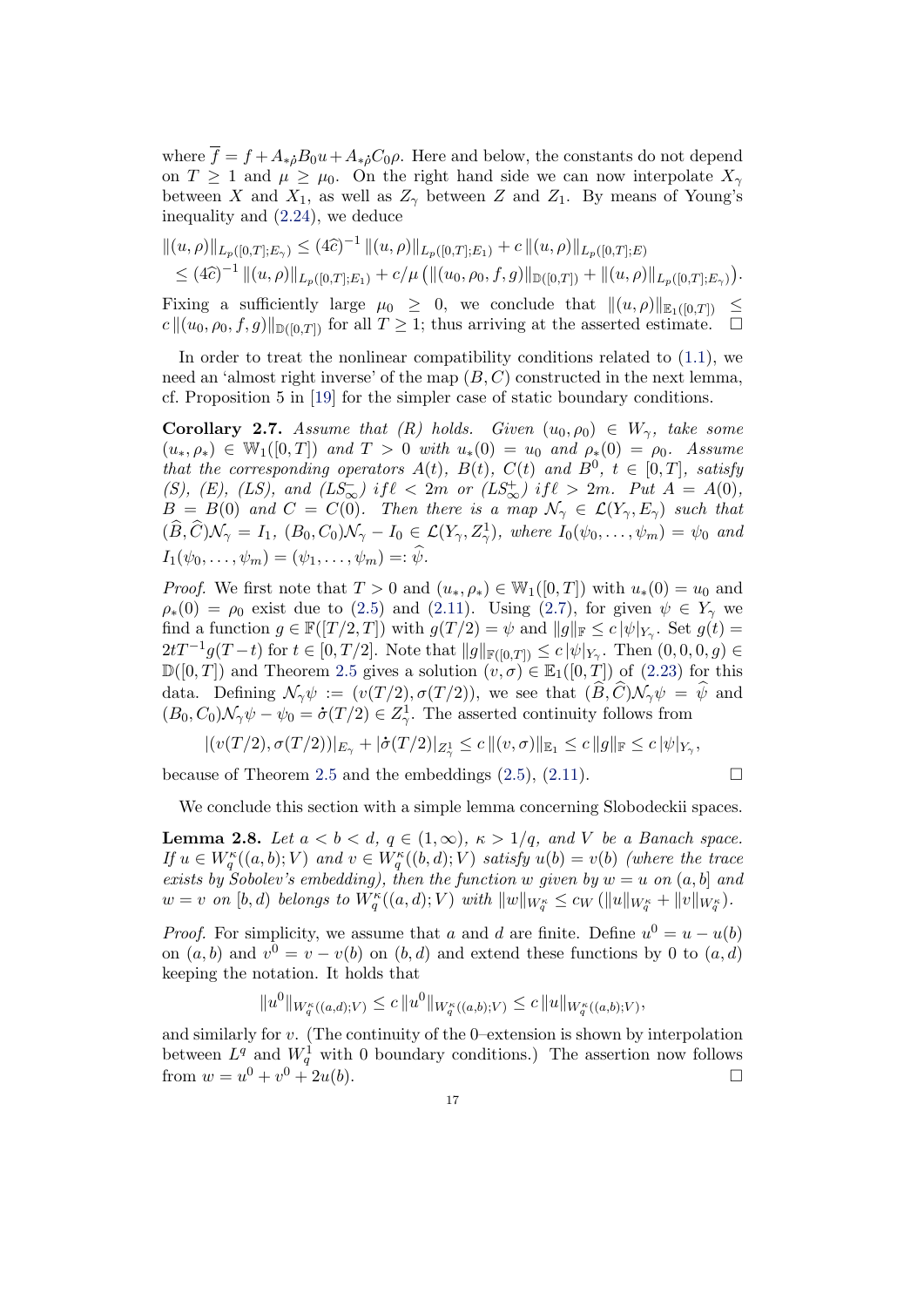where $\overline{f} = f + A_{*\dot{\rho}} B_0 u + A_{*\dot{\rho}} C_0 \rho$. Here and below, the constants do not depend on $T \geq 1$ and $\mu \geq \mu_0$. On the right hand side we can now interpolate $X_\gamma$ between $X$ and $X_1$, as well as $Z_\gamma$ between $Z$ and $Z_1$. By means of Young's inequality and (2.24), we deduce

$$
\begin{aligned}
&\|(u,\rho)\|_{L_p([0,T];E_\gamma)} \leq (4\widehat{c})^{-1} \|(u,\rho)\|_{L_p([0,T];E_1)} + c\,\|(u,\rho)\|_{L_p([0,T];E)} \\
&\leq (4\widehat{c})^{-1} \|(u,\rho)\|_{L_p([0,T];E_1)} + c/\mu \left(\|(u_0,\rho_0,f,g)\|_{\mathbb{D}([0,T])} + \|(u,\rho)\|_{L_p([0,T];E_\gamma)}\right).
\end{aligned}
$$

Fixing a sufficiently large $\mu_0 \geq 0$, we conclude that $\|(u,\rho)\|_{\mathbb{E}_1([0,T])} \leq c\,\|(u_0,\rho_0,f,g)\|_{\mathbb{D}([0,T])}$ for all $T \geq 1$; thus arriving at the asserted estimate. $\square$

In order to treat the nonlinear compatibility conditions related to (1.1), we need an 'almost right inverse' of the map $(B,C)$ constructed in the next lemma, cf. Proposition 5 in [19] for the simpler case of static boundary conditions.

**Corollary 2.7.** *Assume that (R) holds. Given $(u_0,\rho_0) \in W_\gamma$, take some $(u_*,\rho_*) \in \mathbb{W}_1([0,T])$ and $T > 0$ with $u_*(0) = u_0$ and $\rho_*(0) = \rho_0$. Assume that the corresponding operators $A(t)$, $B(t)$, $C(t)$ and $B^0$, $t \in [0,T]$, satisfy (S), (E), (LS), and $(LS^-_\infty)$ if $\ell < 2m$ or $(LS^+_\infty)$ if $\ell > 2m$. Put $A = A(0)$, $B = B(0)$ and $C = C(0)$. Then there is a map $\mathcal{N}_\gamma \in \mathcal{L}(Y_\gamma, E_\gamma)$ such that $(\widehat{B},\widehat{C})\mathcal{N}_\gamma = I_1$, $(B_0,C_0)\mathcal{N}_\gamma - I_0 \in \mathcal{L}(Y_\gamma, Z^1_\gamma)$, where $I_0(\psi_0,\dots,\psi_m) = \psi_0$ and $I_1(\psi_0,\dots,\psi_m) = (\psi_1,\dots,\psi_m) =: \widehat{\psi}$.*

*Proof.* We first note that $T > 0$ and $(u_*,\rho_*) \in \mathbb{W}_1([0,T])$ with $u_*(0) = u_0$ and $\rho_*(0) = \rho_0$ exist due to (2.5) and (2.11). Using (2.7), for given $\psi \in Y_\gamma$ we find a function $g \in \mathbb{F}([T/2,T])$ with $g(T/2) = \psi$ and $\|g\|_{\mathbb{F}} \leq c\,|\psi|_{Y_\gamma}$. Set $g(t) = 2tT^{-1} g(T-t)$ for $t \in [0,T/2]$. Note that $\|g\|_{\mathbb{F}([0,T])} \leq c\,|\psi|_{Y_\gamma}$. Then $(0,0,0,g) \in \mathbb{D}([0,T])$ and Theorem 2.5 gives a solution $(v,\sigma) \in \mathbb{E}_1([0,T])$ of (2.23) for this data. Defining $\mathcal{N}_\gamma \psi := (v(T/2),\sigma(T/2))$, we see that $(\widehat{B},\widehat{C})\mathcal{N}_\gamma \psi = \widehat{\psi}$ and $(B_0,C_0)\mathcal{N}_\gamma \psi - \psi_0 = \dot{\sigma}(T/2) \in Z^1_\gamma$. The asserted continuity follows from

$$
|(v(T/2),\sigma(T/2))|_{E_\gamma} + |\dot{\sigma}(T/2)|_{Z^1_\gamma} \leq c\,\|(v,\sigma)\|_{\mathbb{E}_1} \leq c\,\|g\|_{\mathbb{F}} \leq c\,|\psi|_{Y_\gamma},
$$

because of Theorem 2.5 and the embeddings (2.5), (2.11). $\square$

We conclude this section with a simple lemma concerning Slobodeckii spaces.

**Lemma 2.8.** *Let $a < b < d$, $q \in (1,\infty)$, $\kappa > 1/q$, and $V$ be a Banach space. If $u \in W^\kappa_q((a,b);V)$ and $v \in W^\kappa_q((b,d);V)$ satisfy $u(b) = v(b)$ (where the trace exists by Sobolev's embedding), then the function $w$ given by $w = u$ on $(a,b]$ and $w = v$ on $[b,d)$ belongs to $W^\kappa_q((a,d);V)$ with $\|w\|_{W^\kappa_q} \leq c_W\,(\|u\|_{W^\kappa_q} + \|v\|_{W^\kappa_q})$.*

*Proof.* For simplicity, we assume that $a$ and $d$ are finite. Define $u^0 = u - u(b)$ on $(a,b)$ and $v^0 = v - v(b)$ on $(b,d)$ and extend these functions by 0 to $(a,d)$ keeping the notation. It holds that

$$
\|u^0\|_{W^\kappa_q((a,d);V)} \leq c\,\|u^0\|_{W^\kappa_q((a,b);V)} \leq c\,\|u\|_{W^\kappa_q((a,b);V)},
$$

and similarly for $v$. (The continuity of the 0–extension is shown by interpolation between $L^q$ and $W^1_q$ with 0 boundary conditions.) The assertion now follows from $w = u^0 + v^0 + 2u(b)$. $\square$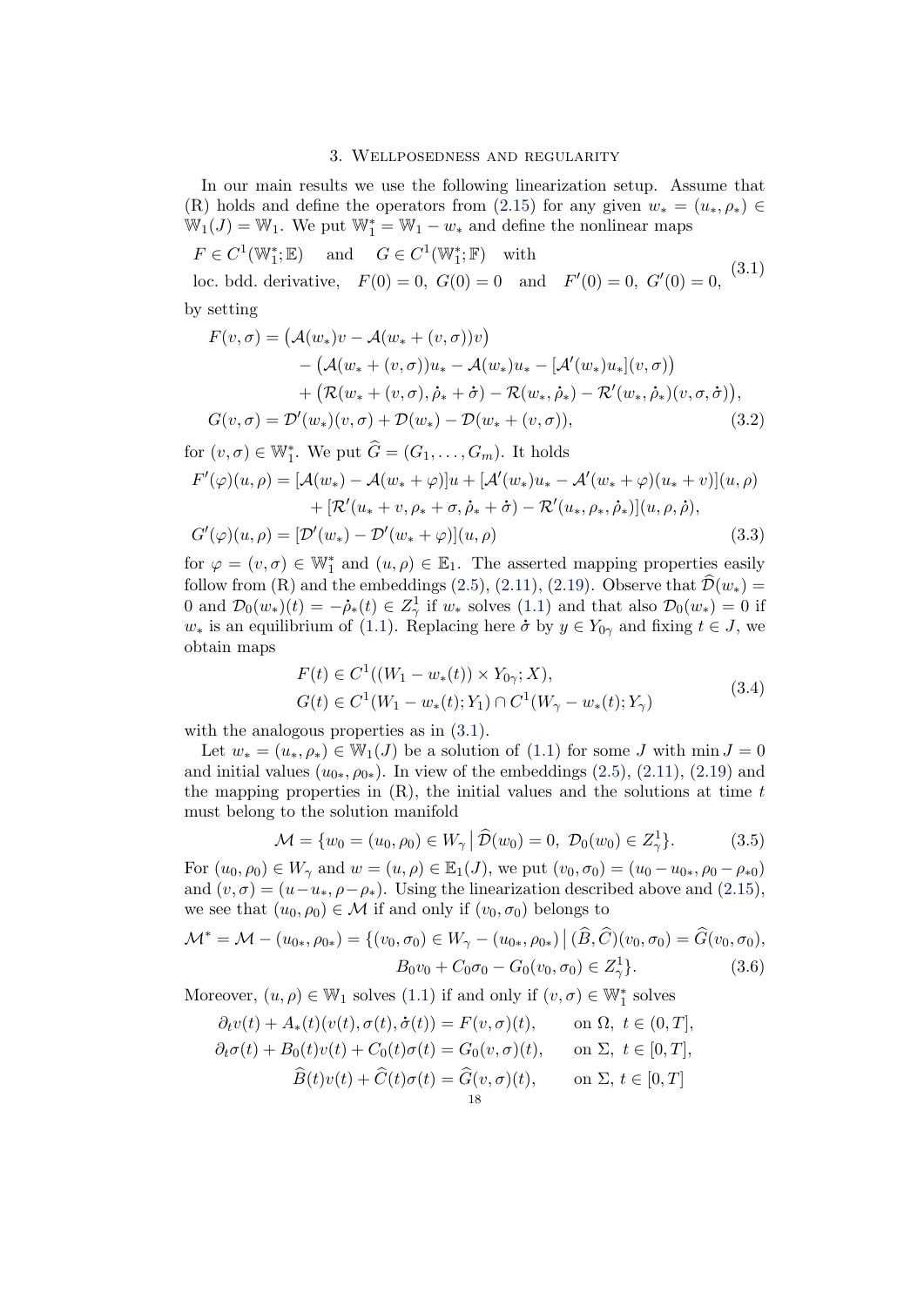## 3. Wellposedness and regularity

In our main results we use the following linearization setup. Assume that (R) holds and define the operators from (2.15) for any given $w_* = (u_*, \rho_*) \in \mathbb{W}_1(J) = \mathbb{W}_1$. We put $\mathbb{W}_1^* = \mathbb{W}_1 - w_*$ and define the nonlinear maps

$$
\begin{aligned}
&F \in C^1(\mathbb{W}_1^*; \mathbb{E}) \quad \text{and} \quad G \in C^1(\mathbb{W}_1^*; \mathbb{F}) \quad \text{with} \\
&\text{loc. bdd. derivative}, \quad F(0) = 0,\ G(0) = 0 \quad \text{and} \quad F'(0) = 0,\ G'(0) = 0,
\end{aligned}
\tag{3.1}
$$

by setting

$$
\begin{aligned}
F(v,\sigma) &= \big(\mathcal{A}(w_*)v - \mathcal{A}(w_* + (v,\sigma))v\big) \\
&\quad - \big(\mathcal{A}(w_* + (v,\sigma))u_* - \mathcal{A}(w_*)u_* - [\mathcal{A}'(w_*)u_*](v,\sigma)\big) \\
&\quad + \big(\mathcal{R}(w_* + (v,\sigma), \dot\rho_* + \dot\sigma) - \mathcal{R}(w_*, \dot\rho_*) - \mathcal{R}'(w_*, \dot\rho_*)(v,\sigma,\dot\sigma)\big), \\
G(v,\sigma) &= \mathcal{D}'(w_*)(v,\sigma) + \mathcal{D}(w_*) - \mathcal{D}(w_* + (v,\sigma)),
\end{aligned}
\tag{3.2}
$$

for $(v,\sigma) \in \mathbb{W}_1^*$. We put $\widehat{G} = (G_1, \dots, G_m)$. It holds

$$
\begin{aligned}
F'(\varphi)(u,\rho) &= [\mathcal{A}(w_*) - \mathcal{A}(w_* + \varphi)]u + [\mathcal{A}'(w_*)u_* - \mathcal{A}'(w_* + \varphi)(u_* + v)](u,\rho) \\
&\quad + [\mathcal{R}'(u_* + v, \rho_* + \sigma, \dot\rho_* + \dot\sigma) - \mathcal{R}'(u_*, \rho_*, \dot\rho_*)](u,\rho,\dot\rho), \\
G'(\varphi)(u,\rho) &= [\mathcal{D}'(w_*) - \mathcal{D}'(w_* + \varphi)](u,\rho)
\end{aligned}
\tag{3.3}
$$

for $\varphi = (v,\sigma) \in \mathbb{W}_1^*$ and $(u,\rho) \in \mathbb{E}_1$. The asserted mapping properties easily follow from (R) and the embeddings (2.5), (2.11), (2.19). Observe that $\widehat{\mathcal{D}}(w_*) = 0$ and $\mathcal{D}_0(w_*)(t) = -\dot\rho_*(t) \in Z_\gamma^1$ if $w_*$ solves (1.1) and that also $\mathcal{D}_0(w_*) = 0$ if $w_*$ is an equilibrium of (1.1). Replacing here $\dot\sigma$ by $y \in Y_{0\gamma}$ and fixing $t \in J$, we obtain maps

$$
\begin{aligned}
&F(t) \in C^1((W_1 - w_*(t)) \times Y_{0\gamma}; X), \\
&G(t) \in C^1(W_1 - w_*(t); Y_1) \cap C^1(W_\gamma - w_*(t); Y_\gamma)
\end{aligned}
\tag{3.4}
$$

with the analogous properties as in (3.1).

Let $w_* = (u_*, \rho_*) \in \mathbb{W}_1(J)$ be a solution of (1.1) for some $J$ with $\min J = 0$ and initial values $(u_{0*}, \rho_{0*})$. In view of the embeddings (2.5), (2.11), (2.19) and the mapping properties in (R), the initial values and the solutions at time $t$ must belong to the solution manifold

$$
\mathcal{M} = \{w_0 = (u_0, \rho_0) \in W_\gamma \,|\, \widehat{\mathcal{D}}(w_0) = 0,\ \mathcal{D}_0(w_0) \in Z_\gamma^1\}. \tag{3.5}
$$

For $(u_0, \rho_0) \in W_\gamma$ and $w = (u,\rho) \in \mathbb{E}_1(J)$, we put $(v_0, \sigma_0) = (u_0 - u_{0*}, \rho_0 - \rho_{*0})$ and $(v,\sigma) = (u - u_*, \rho - \rho_*)$. Using the linearization described above and (2.15), we see that $(u_0, \rho_0) \in \mathcal{M}$ if and only if $(v_0, \sigma_0)$ belongs to

$$
\begin{aligned}
\mathcal{M}^* = \mathcal{M} - (u_{0*}, \rho_{0*}) = \{(v_0, \sigma_0) \in W_\gamma - (u_{0*}, \rho_{0*}) \,|\, (\widehat{B}, \widehat{C})(v_0, \sigma_0) = \widehat{G}(v_0, \sigma_0), \\
B_0 v_0 + C_0 \sigma_0 - G_0(v_0, \sigma_0) \in Z_\gamma^1\}.
\end{aligned}
\tag{3.6}
$$

Moreover, $(u,\rho) \in \mathbb{W}_1$ solves (1.1) if and only if $(v,\sigma) \in \mathbb{W}_1^*$ solves

$$
\begin{aligned}
\partial_t v(t) + A_*(t)(v(t), \sigma(t), \dot\sigma(t)) &= F(v,\sigma)(t), &&\text{on } \Omega,\ t \in (0,T], \\
\partial_t \sigma(t) + B_0(t) v(t) + C_0(t)\sigma(t) &= G_0(v,\sigma)(t), &&\text{on } \Sigma,\ t \in [0,T], \\
\widehat{B}(t) v(t) + \widehat{C}(t)\sigma(t) &= \widehat{G}(v,\sigma)(t), &&\text{on } \Sigma,\ t \in [0,T]
\end{aligned}
$$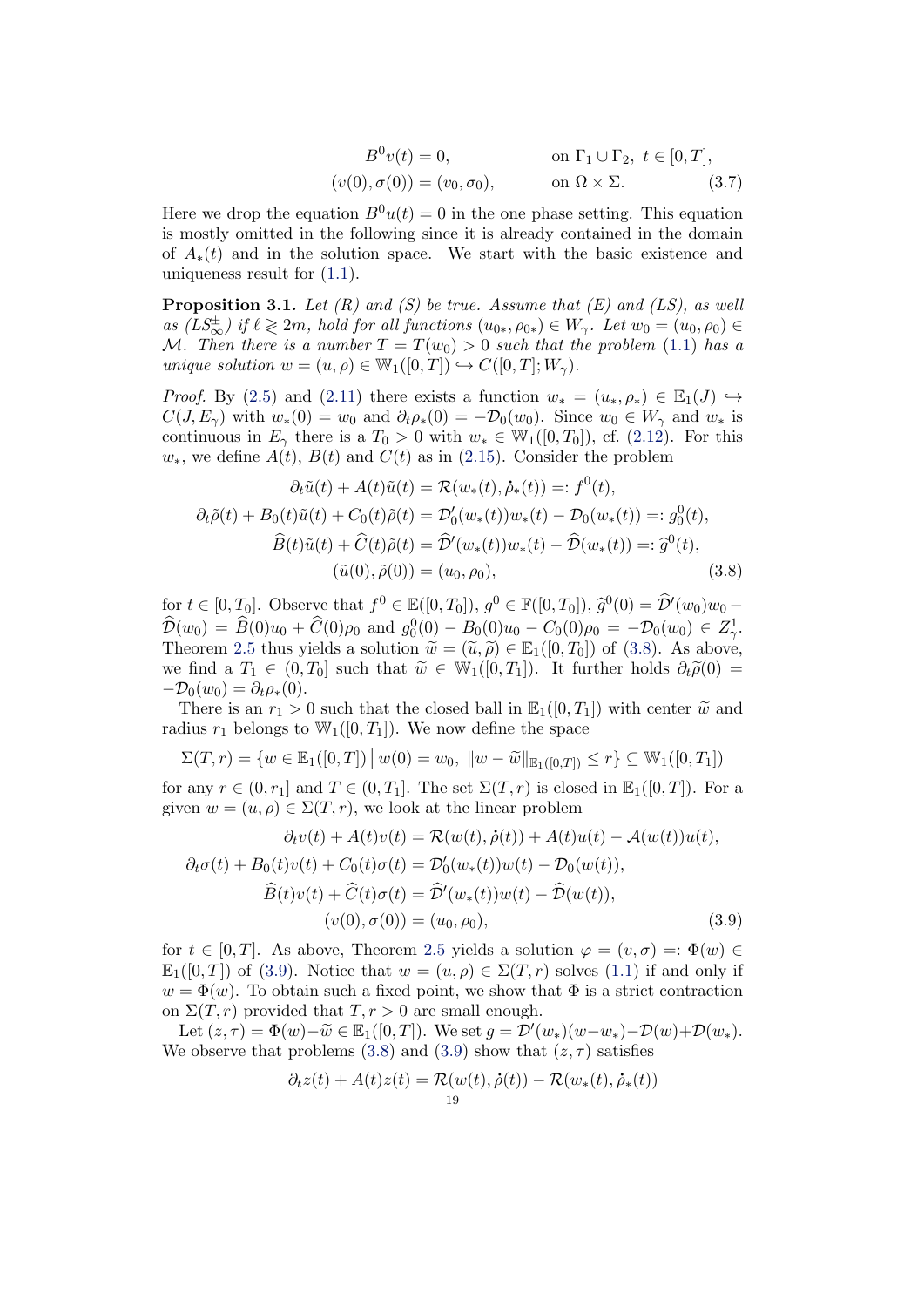$$
\begin{aligned}
B^0 v(t) &= 0, && \text{on } \Gamma_1 \cup \Gamma_2,\ t \in [0,T],\\
(v(0), \sigma(0)) &= (v_0, \sigma_0), && \text{on } \Omega \times \Sigma. 
\end{aligned}
\tag{3.7}
$$

Here we drop the equation $B^0 u(t) = 0$ in the one phase setting. This equation is mostly omitted in the following since it is already contained in the domain of $A_*(t)$ and in the solution space. We start with the basic existence and uniqueness result for (1.1).

**Proposition 3.1.** *Let (R) and (S) be true. Assume that (E) and (LS), as well as $(LS^{\pm}_{\infty})$ if $\ell \gtrless 2m$, hold for all functions $(u_{0*}, \rho_{0*}) \in W_\gamma$. Let $w_0 = (u_0, \rho_0) \in \mathcal{M}$. Then there is a number $T = T(w_0) > 0$ such that the problem (1.1) has a unique solution $w = (u, \rho) \in \mathbb{W}_1([0,T]) \hookrightarrow C([0,T]; W_\gamma)$.*

*Proof.* By (2.5) and (2.11) there exists a function $w_* = (u_*, \rho_*) \in \mathbb{E}_1(J) \hookrightarrow C(J, E_\gamma)$ with $w_*(0) = w_0$ and $\partial_t \rho_*(0) = -\mathcal{D}_0(w_0)$. Since $w_0 \in W_\gamma$ and $w_*$ is continuous in $E_\gamma$ there is a $T_0 > 0$ with $w_* \in \mathbb{W}_1([0,T_0])$, cf. (2.12). For this $w_*$, we define $A(t)$, $B(t)$ and $C(t)$ as in (2.15). Consider the problem

$$
\begin{aligned}
\partial_t \tilde{u}(t) + A(t)\tilde{u}(t) &= \mathcal{R}(w_*(t), \dot{\rho}_*(t)) =: f^0(t),\\
\partial_t \tilde{\rho}(t) + B_0(t)\tilde{u}(t) + C_0(t)\tilde{\rho}(t) &= \mathcal{D}_0'(w_*(t))w_*(t) - \mathcal{D}_0(w_*(t)) =: g_0^0(t),\\
\widehat{B}(t)\tilde{u}(t) + \widehat{C}(t)\tilde{\rho}(t) &= \widehat{\mathcal{D}}'(w_*(t))w_*(t) - \widehat{\mathcal{D}}(w_*(t)) =: \widehat{g}^0(t),\\
(\tilde{u}(0), \tilde{\rho}(0)) &= (u_0, \rho_0),
\end{aligned}
\tag{3.8}
$$

for $t \in [0,T_0]$. Observe that $f^0 \in \mathbb{E}([0,T_0])$, $g^0 \in \mathbb{F}([0,T_0])$, $\widehat{g}^0(0) = \widehat{\mathcal{D}}'(w_0)w_0 - \widehat{\mathcal{D}}(w_0) = \widehat{B}(0)u_0 + \widehat{C}(0)\rho_0$ and $g_0^0(0) - B_0(0)u_0 - C_0(0)\rho_0 = -\mathcal{D}_0(w_0) \in Z^1_\gamma$. Theorem 2.5 thus yields a solution $\widetilde{w} = (\tilde{u}, \tilde{\rho}) \in \mathbb{E}_1([0,T_0])$ of (3.8). As above, we find a $T_1 \in (0, T_0]$ such that $\widetilde{w} \in \mathbb{W}_1([0,T_1])$. It further holds $\partial_t \tilde{\rho}(0) = -\mathcal{D}_0(w_0) = \partial_t \rho_*(0)$.

There is an $r_1 > 0$ such that the closed ball in $\mathbb{E}_1([0,T_1])$ with center $\widetilde{w}$ and radius $r_1$ belongs to $\mathbb{W}_1([0,T_1])$. We now define the space

$$
\Sigma(T,r) = \{ w \in \mathbb{E}_1([0,T]) \,|\, w(0) = w_0,\ \|w - \widetilde{w}\|_{\mathbb{E}_1([0,T])} \le r \} \subseteq \mathbb{W}_1([0,T_1])
$$

for any $r \in (0, r_1]$ and $T \in (0, T_1]$. The set $\Sigma(T,r)$ is closed in $\mathbb{E}_1([0,T])$. For a given $w = (u, \rho) \in \Sigma(T,r)$, we look at the linear problem

$$
\begin{aligned}
\partial_t v(t) + A(t)v(t) &= \mathcal{R}(w(t), \dot{\rho}(t)) + A(t)u(t) - \mathcal{A}(w(t))u(t),\\
\partial_t \sigma(t) + B_0(t)v(t) + C_0(t)\sigma(t) &= \mathcal{D}_0'(w_*(t))w(t) - \mathcal{D}_0(w(t)),\\
\widehat{B}(t)v(t) + \widehat{C}(t)\sigma(t) &= \widehat{\mathcal{D}}'(w_*(t))w(t) - \widehat{\mathcal{D}}(w(t)),\\
(v(0), \sigma(0)) &= (u_0, \rho_0),
\end{aligned}
\tag{3.9}
$$

for $t \in [0,T]$. As above, Theorem 2.5 yields a solution $\varphi = (v, \sigma) =: \Phi(w) \in \mathbb{E}_1([0,T])$ of (3.9). Notice that $w = (u, \rho) \in \Sigma(T,r)$ solves (1.1) if and only if $w = \Phi(w)$. To obtain such a fixed point, we show that $\Phi$ is a strict contraction on $\Sigma(T,r)$ provided that $T, r > 0$ are small enough.

Let $(z, \tau) = \Phi(w) - \widetilde{w} \in \mathbb{E}_1([0,T])$. We set $g = \mathcal{D}'(w_*)(w - w_*) - \mathcal{D}(w) + \mathcal{D}(w_*)$. We observe that problems (3.8) and (3.9) show that $(z, \tau)$ satisfies

$$
\partial_t z(t) + A(t)z(t) = \mathcal{R}(w(t), \dot{\rho}(t)) - \mathcal{R}(w_*(t), \dot{\rho}_*(t))
$$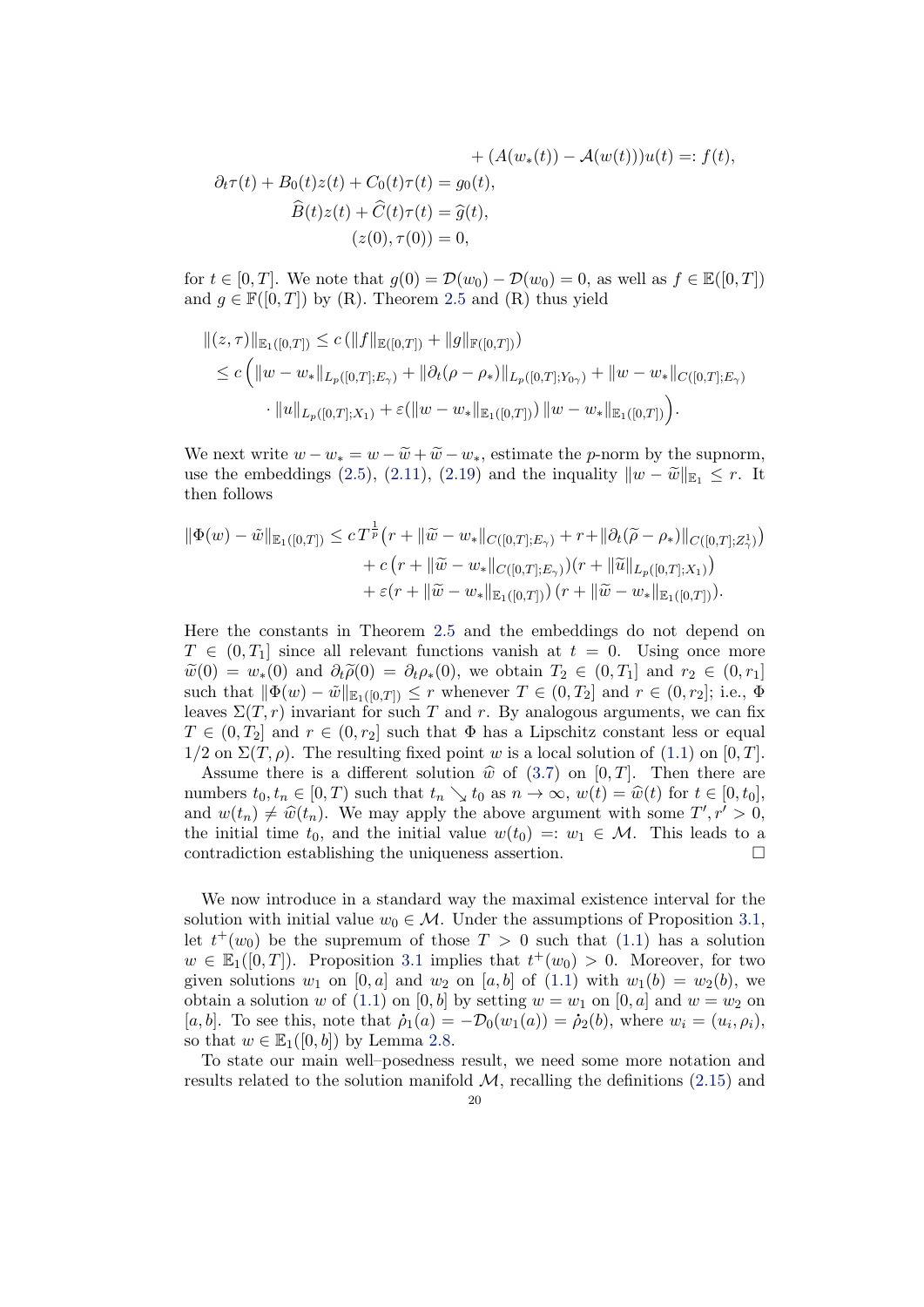$$
\begin{aligned}
&\qquad\qquad\qquad\qquad\qquad + (A(w_*(t)) - \mathcal{A}(w(t)))u(t) =: f(t),\\
&\partial_t \tau(t) + B_0(t) z(t) + C_0(t)\tau(t) = g_0(t),\\
&\qquad \widehat{B}(t) z(t) + \widehat{C}(t)\tau(t) = \widehat{g}(t),\\
&\qquad\qquad (z(0), \tau(0)) = 0,
\end{aligned}
$$

for $t \in [0,T]$. We note that $g(0) = \mathcal{D}(w_0) - \mathcal{D}(w_0) = 0$, as well as $f \in \mathbb{E}([0,T])$ and $g \in \mathbb{F}([0,T])$ by (R). Theorem 2.5 and (R) thus yield

$$
\begin{aligned}
\|(z,\tau)\|_{\mathbb{E}_1([0,T])} &\le c\,(\|f\|_{\mathbb{E}([0,T])} + \|g\|_{\mathbb{F}([0,T])})\\
&\le c\Big(\|w - w_*\|_{L_p([0,T];E_\gamma)} + \|\partial_t(\rho - \rho_*)\|_{L_p([0,T];Y_{0\gamma})} + \|w - w_*\|_{C([0,T];E_\gamma)}\\
&\qquad \cdot \|u\|_{L_p([0,T];X_1)} + \varepsilon(\|w - w_*\|_{\mathbb{E}_1([0,T])})\,\|w - w_*\|_{\mathbb{E}_1([0,T])}\Big).
\end{aligned}
$$

We next write $w - w_* = w - \widetilde{w} + \widetilde{w} - w_*$, estimate the $p$-norm by the supnorm, use the embeddings (2.5), (2.11), (2.19) and the inquality $\|w - \widetilde{w}\|_{\mathbb{E}_1} \le r$. It then follows

$$
\begin{aligned}
\|\Phi(w) - \tilde{w}\|_{\mathbb{E}_1([0,T])} &\le c\,T^{\frac{1}{p}}\big(r + \|\widetilde{w} - w_*\|_{C([0,T];E_\gamma)} + r + \|\partial_t(\widetilde{\rho} - \rho_*)\|_{C([0,T];Z^1_\gamma)}\big)\\
&\quad + c\,\big(r + \|\widetilde{w} - w_*\|_{C([0,T];E_\gamma)}\big)\big(r + \|\widetilde{u}\|_{L_p([0,T];X_1)}\big)\\
&\quad + \varepsilon(r + \|\widetilde{w} - w_*\|_{\mathbb{E}_1([0,T])})\,(r + \|\widetilde{w} - w_*\|_{\mathbb{E}_1([0,T])}).
\end{aligned}
$$

Here the constants in Theorem 2.5 and the embeddings do not depend on $T \in (0, T_1]$ since all relevant functions vanish at $t = 0$. Using once more $\widetilde{w}(0) = w_*(0)$ and $\partial_t\widetilde{\rho}(0) = \partial_t\rho_*(0)$, we obtain $T_2 \in (0, T_1]$ and $r_2 \in (0, r_1]$ such that $\|\Phi(w) - \tilde{w}\|_{\mathbb{E}_1([0,T])} \le r$ whenever $T \in (0, T_2]$ and $r \in (0, r_2]$; i.e., $\Phi$ leaves $\Sigma(T,r)$ invariant for such $T$ and $r$. By analogous arguments, we can fix $T \in (0, T_2]$ and $r \in (0, r_2]$ such that $\Phi$ has a Lipschitz constant less or equal $1/2$ on $\Sigma(T,\rho)$. The resulting fixed point $w$ is a local solution of (1.1) on $[0,T]$.

Assume there is a different solution $\widehat{w}$ of (3.7) on $[0,T]$. Then there are numbers $t_0, t_n \in [0,T)$ such that $t_n \searrow t_0$ as $n \to \infty$, $w(t) = \widehat{w}(t)$ for $t \in [0, t_0]$, and $w(t_n) \ne \widehat{w}(t_n)$. We may apply the above argument with some $T', r' > 0$, the initial time $t_0$, and the initial value $w(t_0) =: w_1 \in \mathcal{M}$. This leads to a contradiction establishing the uniqueness assertion. $\square$

We now introduce in a standard way the maximal existence interval for the solution with initial value $w_0 \in \mathcal{M}$. Under the assumptions of Proposition 3.1, let $t^+(w_0)$ be the supremum of those $T > 0$ such that (1.1) has a solution $w \in \mathbb{E}_1([0,T])$. Proposition 3.1 implies that $t^+(w_0) > 0$. Moreover, for two given solutions $w_1$ on $[0,a]$ and $w_2$ on $[a,b]$ of (1.1) with $w_1(b) = w_2(b)$, we obtain a solution $w$ of (1.1) on $[0,b]$ by setting $w = w_1$ on $[0,a]$ and $w = w_2$ on $[a,b]$. To see this, note that $\dot{\rho}_1(a) = -\mathcal{D}_0(w_1(a)) = \dot{\rho}_2(b)$, where $w_i = (u_i, \rho_i)$, so that $w \in \mathbb{E}_1([0,b])$ by Lemma 2.8.

To state our main well–posedness result, we need some more notation and results related to the solution manifold $\mathcal{M}$, recalling the definitions (2.15) and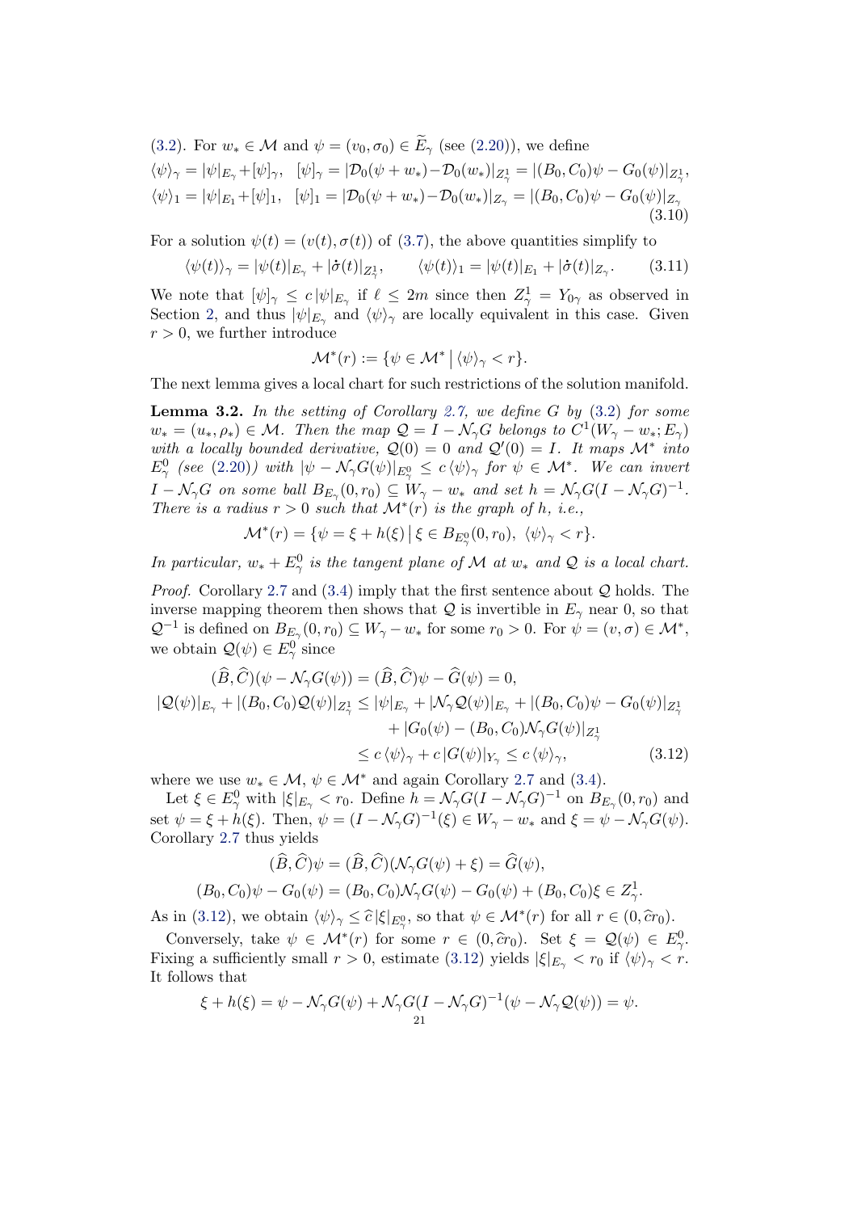(3.2). For $w_* \in \mathcal{M}$ and $\psi = (v_0, \sigma_0) \in \widetilde{E}_\gamma$ (see (2.20)), we define

$$
\begin{aligned}
\langle\psi\rangle_\gamma &= |\psi|_{E_\gamma} + [\psi]_\gamma, \quad [\psi]_\gamma = |\mathcal{D}_0(\psi + w_*) - \mathcal{D}_0(w_*)|_{Z^1_\gamma} = |(B_0, C_0)\psi - G_0(\psi)|_{Z^1_\gamma}, \\
\langle\psi\rangle_1 &= |\psi|_{E_1} + [\psi]_1, \quad [\psi]_1 = |\mathcal{D}_0(\psi + w_*) - \mathcal{D}_0(w_*)|_{Z_\gamma} = |(B_0, C_0)\psi - G_0(\psi)|_{Z_\gamma}
\end{aligned}
\tag{3.10}
$$

For a solution $\psi(t) = (v(t), \sigma(t))$ of (3.7), the above quantities simplify to

$$
\langle\psi(t)\rangle_\gamma = |\psi(t)|_{E_\gamma} + |\dot\sigma(t)|_{Z^1_\gamma}, \qquad \langle\psi(t)\rangle_1 = |\psi(t)|_{E_1} + |\dot\sigma(t)|_{Z_\gamma}. \tag{3.11}
$$

We note that $[\psi]_\gamma \le c\,|\psi|_{E_\gamma}$ if $\ell \le 2m$ since then $Z^1_\gamma = Y_{0\gamma}$ as observed in Section 2, and thus $|\psi|_{E_\gamma}$ and $\langle\psi\rangle_\gamma$ are locally equivalent in this case. Given $r > 0$, we further introduce

$$
\mathcal{M}^*(r) := \{\psi \in \mathcal{M}^* \,|\, \langle\psi\rangle_\gamma < r\}.
$$

The next lemma gives a local chart for such restrictions of the solution manifold.

**Lemma 3.2.** *In the setting of Corollary 2.7, we define $G$ by (3.2) for some $w_* = (u_*, \rho_*) \in \mathcal{M}$. Then the map $\mathcal{Q} = I - \mathcal{N}_\gamma G$ belongs to $C^1(W_\gamma - w_*; E_\gamma)$ with a locally bounded derivative, $\mathcal{Q}(0) = 0$ and $\mathcal{Q}'(0) = I$. It maps $\mathcal{M}^*$ into $E^0_\gamma$ (see (2.20)) with $|\psi - \mathcal{N}_\gamma G(\psi)|_{E^0_\gamma} \le c\,\langle\psi\rangle_\gamma$ for $\psi \in \mathcal{M}^*$. We can invert $I - \mathcal{N}_\gamma G$ on some ball $B_{E_\gamma}(0, r_0) \subseteq W_\gamma - w_*$ and set $h = \mathcal{N}_\gamma G(I - \mathcal{N}_\gamma G)^{-1}$. There is a radius $r > 0$ such that $\mathcal{M}^*(r)$ is the graph of $h$, i.e.,*

$$
\mathcal{M}^*(r) = \{\psi = \xi + h(\xi) \,|\, \xi \in B_{E^0_\gamma}(0, r_0),\ \langle\psi\rangle_\gamma < r\}.
$$

*In particular, $w_* + E^0_\gamma$ is the tangent plane of $\mathcal{M}$ at $w_*$ and $\mathcal{Q}$ is a local chart.*

*Proof.* Corollary 2.7 and (3.4) imply that the first sentence about $\mathcal{Q}$ holds. The inverse mapping theorem then shows that $\mathcal{Q}$ is invertible in $E_\gamma$ near 0, so that $\mathcal{Q}^{-1}$ is defined on $B_{E_\gamma}(0, r_0) \subseteq W_\gamma - w_*$ for some $r_0 > 0$. For $\psi = (v, \sigma) \in \mathcal{M}^*$, we obtain $\mathcal{Q}(\psi) \in E^0_\gamma$ since

$$
\begin{aligned}
(\widehat{B}, \widehat{C})(\psi - \mathcal{N}_\gamma G(\psi)) &= (\widehat{B}, \widehat{C})\psi - \widehat{G}(\psi) = 0, \\
|\mathcal{Q}(\psi)|_{E_\gamma} + |(B_0, C_0)\mathcal{Q}(\psi)|_{Z^1_\gamma} &\le |\psi|_{E_\gamma} + |\mathcal{N}_\gamma \mathcal{Q}(\psi)|_{E_\gamma} + |(B_0, C_0)\psi - G_0(\psi)|_{Z^1_\gamma} \\
&\quad + |G_0(\psi) - (B_0, C_0)\mathcal{N}_\gamma G(\psi)|_{Z^1_\gamma} \\
&\le c\,\langle\psi\rangle_\gamma + c\,|G(\psi)|_{Y_\gamma} \le c\,\langle\psi\rangle_\gamma,
\end{aligned}
\tag{3.12}
$$

where we use $w_* \in \mathcal{M}$, $\psi \in \mathcal{M}^*$ and again Corollary 2.7 and (3.4).

Let $\xi \in E^0_\gamma$ with $|\xi|_{E_\gamma} < r_0$. Define $h = \mathcal{N}_\gamma G(I - \mathcal{N}_\gamma G)^{-1}$ on $B_{E_\gamma}(0, r_0)$ and set $\psi = \xi + h(\xi)$. Then, $\psi = (I - \mathcal{N}_\gamma G)^{-1}(\xi) \in W_\gamma - w_*$ and $\xi = \psi - \mathcal{N}_\gamma G(\psi)$. Corollary 2.7 thus yields

$$
\begin{aligned}
(\widehat{B}, \widehat{C})\psi &= (\widehat{B}, \widehat{C})(\mathcal{N}_\gamma G(\psi) + \xi) = \widehat{G}(\psi), \\
(B_0, C_0)\psi - G_0(\psi) &= (B_0, C_0)\mathcal{N}_\gamma G(\psi) - G_0(\psi) + (B_0, C_0)\xi \in Z^1_\gamma.
\end{aligned}
$$

As in (3.12), we obtain $\langle\psi\rangle_\gamma \le \widehat{c}\,|\xi|_{E^0_\gamma}$, so that $\psi \in \mathcal{M}^*(r)$ for all $r \in (0, \widehat{c}r_0)$.

Conversely, take $\psi \in \mathcal{M}^*(r)$ for some $r \in (0, \widehat{c}r_0)$. Set $\xi = \mathcal{Q}(\psi) \in E^0_\gamma$. Fixing a sufficiently small $r > 0$, estimate (3.12) yields $|\xi|_{E_\gamma} < r_0$ if $\langle\psi\rangle_\gamma < r$. It follows that

$$
\xi + h(\xi) = \psi - \mathcal{N}_\gamma G(\psi) + \mathcal{N}_\gamma G(I - \mathcal{N}_\gamma G)^{-1}(\psi - \mathcal{N}_\gamma \mathcal{Q}(\psi)) = \psi.
$$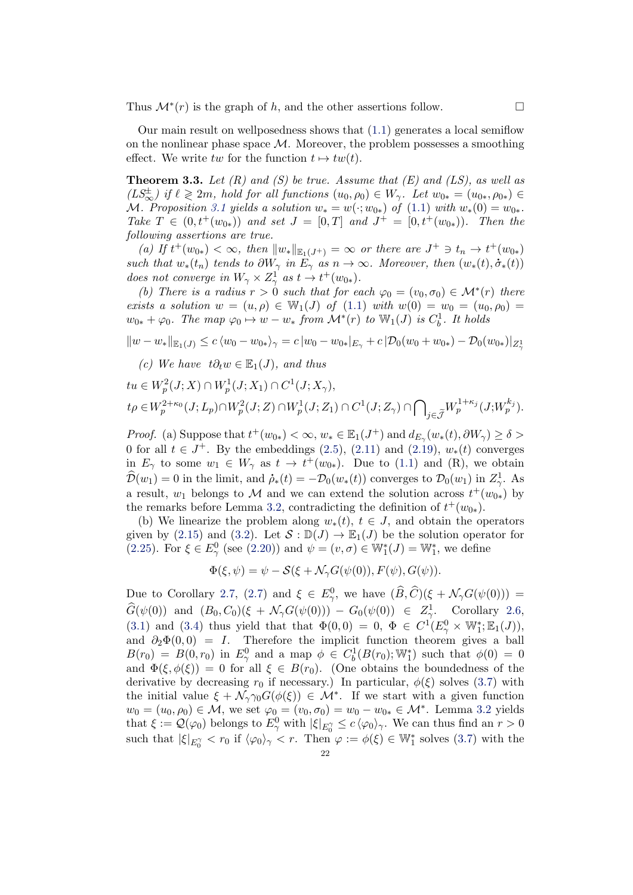Thus $\mathcal{M}^*(r)$ is the graph of $h$, and the other assertions follow. $\square$

Our main result on wellposedness shows that (1.1) generates a local semiflow on the nonlinear phase space $\mathcal{M}$. Moreover, the problem possesses a smoothing effect. We write $tw$ for the function $t \mapsto tw(t)$.

**Theorem 3.3.** *Let (R) and (S) be true. Assume that (E) and (LS), as well as $(LS^{\pm}_{\infty})$ if $\ell \gtreqless 2m$, hold for all functions $(u_0, \rho_0) \in W_\gamma$. Let $w_{0*} = (u_{0*}, \rho_{0*}) \in \mathcal{M}$. Proposition 3.1 yields a solution $w_* = w(\cdot; w_{0*})$ of (1.1) with $w_*(0) = w_{0*}$. Take $T \in (0, t^+(w_{0*}))$ and set $J = [0, T]$ and $J^+ = [0, t^+(w_{0*}))$. Then the following assertions are true.*

*(a) If $t^+(w_{0*}) < \infty$, then $\|w_*\|_{\mathbb{E}_1(J^+)} = \infty$ or there are $J^+ \ni t_n \to t^+(w_{0*})$ such that $w_*(t_n)$ tends to $\partial W_\gamma$ in $E_\gamma$ as $n \to \infty$. Moreover, then $(w_*(t), \dot{\sigma}_*(t))$ does not converge in $W_\gamma \times Z^1_\gamma$ as $t \to t^+(w_{0*})$.*

*(b) There is a radius $r > 0$ such that for each $\varphi_0 = (v_0, \sigma_0) \in \mathcal{M}^*(r)$ there exists a solution $w = (u, \rho) \in \mathbb{W}_1(J)$ of (1.1) with $w(0) = w_0 = (u_0, \rho_0) = w_{0*} + \varphi_0$. The map $\varphi_0 \mapsto w - w_*$ from $\mathcal{M}^*(r)$ to $\mathbb{W}_1(J)$ is $C^1_b$. It holds*

$$\|w - w_*\|_{\mathbb{E}_1(J)} \le c\,\langle w_0 - w_{0*}\rangle_\gamma = c\,|w_0 - w_{0*}|_{E_\gamma} + c\,|\mathcal{D}_0(w_0 + w_{0*}) - \mathcal{D}_0(w_{0*})|_{Z^1_\gamma}$$

*(c) We have $t\partial_t w \in \mathbb{E}_1(J)$, and thus*

$$tu \in W^2_p(J; X) \cap W^1_p(J; X_1) \cap C^1(J; X_\gamma),$$

$$t\rho \in W^{2+\kappa_0}_p(J; L_p) \cap W^2_p(J; Z) \cap W^1_p(J; Z_1) \cap C^1(J; Z_\gamma) \cap \bigcap\nolimits_{j \in \widetilde{\mathcal{J}}} W^{1+\kappa_j}_p(J; W^{k_j}_p).$$

*Proof.* (a) Suppose that $t^+(w_{0*}) < \infty$, $w_* \in \mathbb{E}_1(J^+)$ and $d_{E_\gamma}(w_*(t), \partial W_\gamma) \ge \delta > 0$ for all $t \in J^+$. By the embeddings (2.5), (2.11) and (2.19), $w_*(t)$ converges in $E_\gamma$ to some $w_1 \in W_\gamma$ as $t \to t^+(w_{0*})$. Due to (1.1) and (R), we obtain $\widehat{\mathcal{D}}(w_1) = 0$ in the limit, and $\dot{\rho}_*(t) = -\mathcal{D}_0(w_*(t))$ converges to $\mathcal{D}_0(w_1)$ in $Z^1_\gamma$. As a result, $w_1$ belongs to $\mathcal{M}$ and we can extend the solution across $t^+(w_{0*})$ by the remarks before Lemma 3.2, contradicting the definition of $t^+(w_{0*})$.

(b) We linearize the problem along $w_*(t)$, $t \in J$, and obtain the operators given by (2.15) and (3.2). Let $\mathcal{S} : \mathbb{D}(J) \to \mathbb{E}_1(J)$ be the solution operator for (2.25). For $\xi \in E^0_\gamma$ (see (2.20)) and $\psi = (v, \sigma) \in \mathbb{W}^*_1(J) = \mathbb{W}^*_1$, we define

$$\Phi(\xi, \psi) = \psi - \mathcal{S}(\xi + \mathcal{N}_\gamma G(\psi(0)), F(\psi), G(\psi)).$$

Due to Corollary 2.7, (2.7) and $\xi \in E^0_\gamma$, we have $(\widehat{B}, \widehat{C})(\xi + \mathcal{N}_\gamma G(\psi(0))) = \widehat{G}(\psi(0))$ and $(B_0, C_0)(\xi + \mathcal{N}_\gamma G(\psi(0))) - G_0(\psi(0)) \in Z^1_\gamma$. Corollary 2.6, (3.1) and (3.4) thus yield that that $\Phi(0, 0) = 0$, $\Phi \in C^1(E^0_\gamma \times \mathbb{W}^*_1; \mathbb{E}_1(J))$, and $\partial_2\Phi(0, 0) = I$. Therefore the implicit function theorem gives a ball $B(r_0) = B(0, r_0)$ in $E^0_\gamma$ and a map $\phi \in C^1_b(B(r_0); \mathbb{W}^*_1)$ such that $\phi(0) = 0$ and $\Phi(\xi, \phi(\xi)) = 0$ for all $\xi \in B(r_0)$. (One obtains the boundedness of the derivative by decreasing $r_0$ if necessary.) In particular, $\phi(\xi)$ solves (3.7) with the initial value $\xi + \mathcal{N}_\gamma \gamma_0 G(\phi(\xi)) \in \mathcal{M}^*$. If we start with a given function $w_0 = (u_0, \rho_0) \in \mathcal{M}$, we set $\varphi_0 = (v_0, \sigma_0) = w_0 - w_{0*} \in \mathcal{M}^*$. Lemma 3.2 yields that $\xi := \mathcal{Q}(\varphi_0)$ belongs to $E^0_\gamma$ with $|\xi|_{E^\gamma_0} \le c\,\langle\varphi_0\rangle_\gamma$. We can thus find an $r > 0$ such that $|\xi|_{E^\gamma_0} < r_0$ if $\langle\varphi_0\rangle_\gamma < r$. Then $\varphi := \phi(\xi) \in \mathbb{W}^*_1$ solves (3.7) with the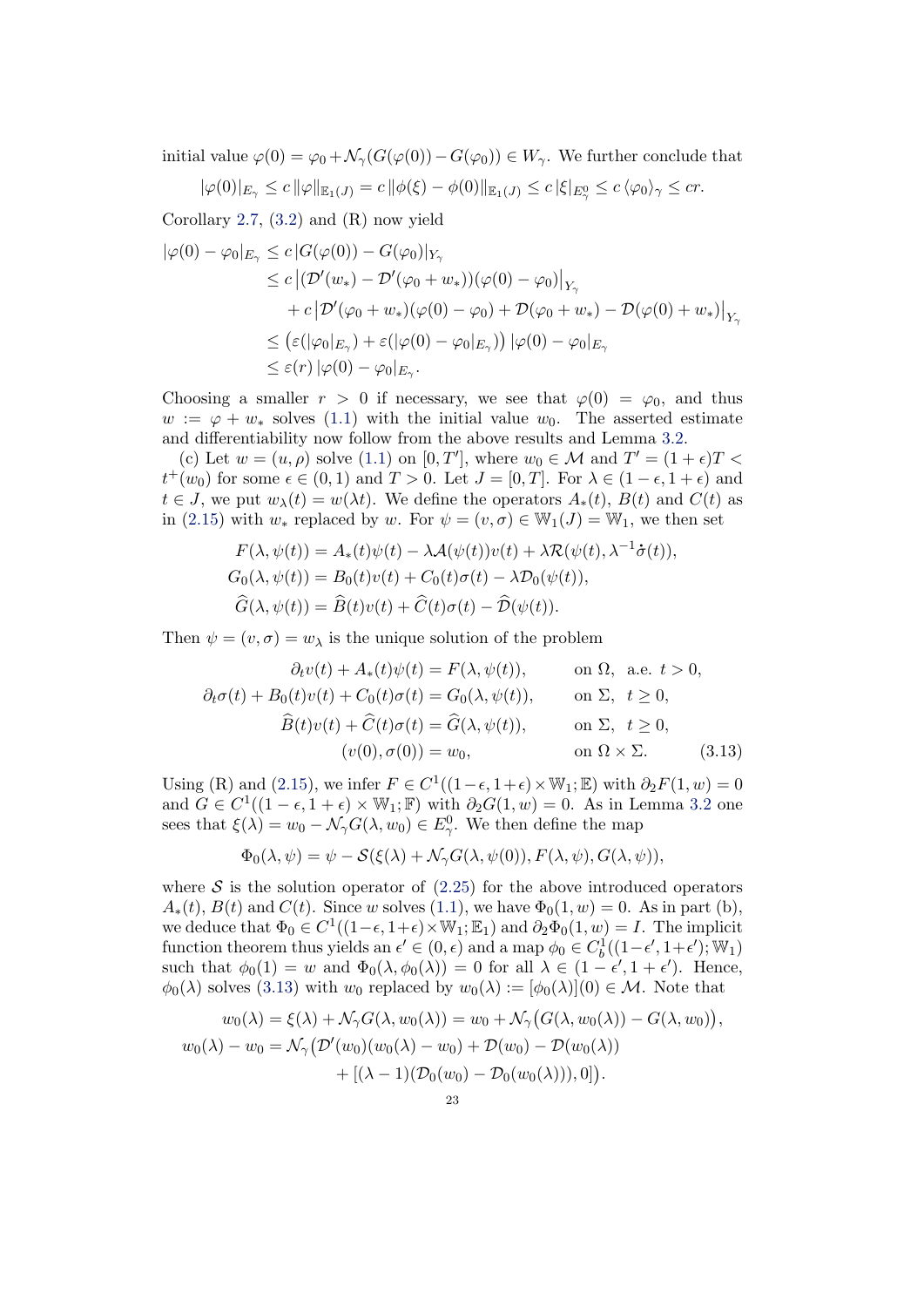initial value $\varphi(0) = \varphi_0 + \mathcal{N}_\gamma(G(\varphi(0)) - G(\varphi_0)) \in W_\gamma$. We further conclude that

$$|\varphi(0)|_{E_\gamma} \le c\,\|\varphi\|_{\mathbb{E}_1(J)} = c\,\|\phi(\xi) - \phi(0)\|_{\mathbb{E}_1(J)} \le c\,|\xi|_{E^0_\gamma} \le c\,\langle\varphi_0\rangle_\gamma \le cr.$$

Corollary 2.7, (3.2) and (R) now yield

$$\begin{aligned}
|\varphi(0) - \varphi_0|_{E_\gamma} &\le c\,|G(\varphi(0)) - G(\varphi_0)|_{Y_\gamma} \\
&\le c\,\big|(\mathcal{D}'(w_*) - \mathcal{D}'(\varphi_0 + w_*))(\varphi(0) - \varphi_0)\big|_{Y_\gamma} \\
&\quad + c\,\big|\mathcal{D}'(\varphi_0 + w_*)(\varphi(0) - \varphi_0) + \mathcal{D}(\varphi_0 + w_*) - \mathcal{D}(\varphi(0) + w_*)\big|_{Y_\gamma} \\
&\le \big(\varepsilon(|\varphi_0|_{E_\gamma}) + \varepsilon(|\varphi(0) - \varphi_0|_{E_\gamma})\big)\,|\varphi(0) - \varphi_0|_{E_\gamma} \\
&\le \varepsilon(r)\,|\varphi(0) - \varphi_0|_{E_\gamma}.
\end{aligned}$$

Choosing a smaller $r > 0$ if necessary, we see that $\varphi(0) = \varphi_0$, and thus $w := \varphi + w_*$ solves (1.1) with the initial value $w_0$. The asserted estimate and differentiability now follow from the above results and Lemma 3.2.

(c) Let $w = (u, \rho)$ solve (1.1) on $[0, T']$, where $w_0 \in \mathcal{M}$ and $T' = (1+\epsilon)T < t^+(w_0)$ for some $\epsilon \in (0,1)$ and $T > 0$. Let $J = [0, T]$. For $\lambda \in (1-\epsilon, 1+\epsilon)$ and $t \in J$, we put $w_\lambda(t) = w(\lambda t)$. We define the operators $A_*(t)$, $B(t)$ and $C(t)$ as in (2.15) with $w_*$ replaced by $w$. For $\psi = (v, \sigma) \in \mathbb{W}_1(J) = \mathbb{W}_1$, we then set

$$\begin{aligned}
F(\lambda, \psi(t)) &= A_*(t)\psi(t) - \lambda\mathcal{A}(\psi(t))v(t) + \lambda\mathcal{R}(\psi(t), \lambda^{-1}\dot{\sigma}(t)), \\
G_0(\lambda, \psi(t)) &= B_0(t)v(t) + C_0(t)\sigma(t) - \lambda\mathcal{D}_0(\psi(t)), \\
\widehat{G}(\lambda, \psi(t)) &= \widehat{B}(t)v(t) + \widehat{C}(t)\sigma(t) - \widehat{\mathcal{D}}(\psi(t)).
\end{aligned}$$

Then $\psi = (v, \sigma) = w_\lambda$ is the unique solution of the problem

$$\begin{aligned}
\partial_t v(t) + A_*(t)\psi(t) &= F(\lambda, \psi(t)), && \text{on } \Omega,\ \text{a.e. } t > 0, \\
\partial_t \sigma(t) + B_0(t)v(t) + C_0(t)\sigma(t) &= G_0(\lambda, \psi(t)), && \text{on } \Sigma,\ t \ge 0, \\
\widehat{B}(t)v(t) + \widehat{C}(t)\sigma(t) &= \widehat{G}(\lambda, \psi(t)), && \text{on } \Sigma,\ t \ge 0, \\
(v(0), \sigma(0)) &= w_0, && \text{on } \Omega \times \Sigma.
\end{aligned} \tag{3.13}$$

Using (R) and (2.15), we infer $F \in C^1((1-\epsilon, 1+\epsilon) \times \mathbb{W}_1; \mathbb{E})$ with $\partial_2 F(1, w) = 0$ and $G \in C^1((1-\epsilon, 1+\epsilon) \times \mathbb{W}_1; \mathbb{F})$ with $\partial_2 G(1, w) = 0$. As in Lemma 3.2 one sees that $\xi(\lambda) = w_0 - \mathcal{N}_\gamma G(\lambda, w_0) \in E^0_\gamma$. We then define the map

$$\Phi_0(\lambda, \psi) = \psi - \mathcal{S}(\xi(\lambda) + \mathcal{N}_\gamma G(\lambda, \psi(0)), F(\lambda, \psi), G(\lambda, \psi)),$$

where $\mathcal{S}$ is the solution operator of (2.25) for the above introduced operators $A_*(t)$, $B(t)$ and $C(t)$. Since $w$ solves (1.1), we have $\Phi_0(1, w) = 0$. As in part (b), we deduce that $\Phi_0 \in C^1((1-\epsilon, 1+\epsilon) \times \mathbb{W}_1; \mathbb{E}_1)$ and $\partial_2 \Phi_0(1, w) = I$. The implicit function theorem thus yields an $\epsilon' \in (0, \epsilon)$ and a map $\phi_0 \in C^1_b((1-\epsilon', 1+\epsilon'); \mathbb{W}_1)$ such that $\phi_0(1) = w$ and $\Phi_0(\lambda, \phi_0(\lambda)) = 0$ for all $\lambda \in (1-\epsilon', 1+\epsilon')$. Hence, $\phi_0(\lambda)$ solves (3.13) with $w_0$ replaced by $w_0(\lambda) := [\phi_0(\lambda)](0) \in \mathcal{M}$. Note that

$$\begin{aligned}
w_0(\lambda) &= \xi(\lambda) + \mathcal{N}_\gamma G(\lambda, w_0(\lambda)) = w_0 + \mathcal{N}_\gamma\big(G(\lambda, w_0(\lambda)) - G(\lambda, w_0)\big), \\
w_0(\lambda) - w_0 &= \mathcal{N}_\gamma\big(\mathcal{D}'(w_0)(w_0(\lambda) - w_0) + \mathcal{D}(w_0) - \mathcal{D}(w_0(\lambda)) \\
&\qquad + [(\lambda - 1)(\mathcal{D}_0(w_0) - \mathcal{D}_0(w_0(\lambda))), 0]\big).
\end{aligned}$$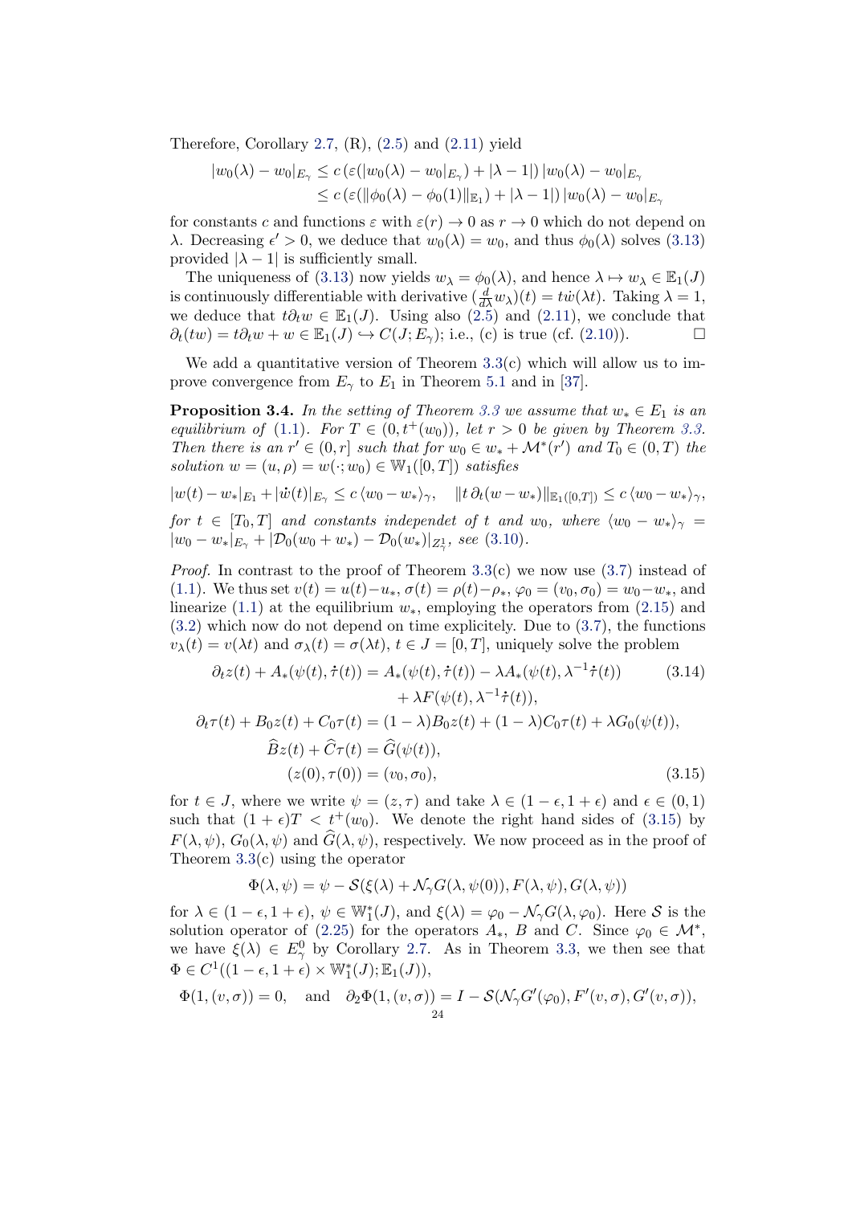Therefore, Corollary 2.7, (R), (2.5) and (2.11) yield

$$
\begin{aligned}
|w_0(\lambda) - w_0|_{E_\gamma} &\le c\,(\varepsilon(|w_0(\lambda) - w_0|_{E_\gamma}) + |\lambda - 1|)\, |w_0(\lambda) - w_0|_{E_\gamma}\\
&\le c\,(\varepsilon(\|\phi_0(\lambda) - \phi_0(1)\|_{\mathbb{E}_1}) + |\lambda - 1|)\, |w_0(\lambda) - w_0|_{E_\gamma}
\end{aligned}
$$

for constants $c$ and functions $\varepsilon$ with $\varepsilon(r) \to 0$ as $r \to 0$ which do not depend on $\lambda$. Decreasing $\epsilon' > 0$, we deduce that $w_0(\lambda) = w_0$, and thus $\phi_0(\lambda)$ solves (3.13) provided $|\lambda - 1|$ is sufficiently small.

The uniqueness of (3.13) now yields $w_\lambda = \phi_0(\lambda)$, and hence $\lambda \mapsto w_\lambda \in \mathbb{E}_1(J)$ is continuously differentiable with derivative $(\frac{d}{d\lambda} w_\lambda)(t) = t\dot{w}(\lambda t)$. Taking $\lambda = 1$, we deduce that $t\partial_t w \in \mathbb{E}_1(J)$. Using also (2.5) and (2.11), we conclude that $\partial_t(tw) = t\partial_t w + w \in \mathbb{E}_1(J) \hookrightarrow C(J; E_\gamma)$; i.e., (c) is true (cf. (2.10)). $\square$

We add a quantitative version of Theorem 3.3(c) which will allow us to improve convergence from $E_\gamma$ to $E_1$ in Theorem 5.1 and in [37].

**Proposition 3.4.** *In the setting of Theorem 3.3 we assume that $w_* \in E_1$ is an equilibrium of (1.1). For $T \in (0, t^+(w_0))$, let $r > 0$ be given by Theorem 3.3. Then there is an $r' \in (0, r]$ such that for $w_0 \in w_* + \mathcal{M}^*(r')$ and $T_0 \in (0, T)$ the solution $w = (u, \rho) = w(\cdot; w_0) \in \mathbb{W}_1([0, T])$ satisfies*

$$
|w(t) - w_*|_{E_1} + |\dot{w}(t)|_{E_\gamma} \le c\,\langle w_0 - w_*\rangle_\gamma, \quad \|t\,\partial_t(w - w_*)\|_{\mathbb{E}_1([0,T])} \le c\,\langle w_0 - w_*\rangle_\gamma,
$$

*for $t \in [T_0, T]$ and constants independet of $t$ and $w_0$, where $\langle w_0 - w_*\rangle_\gamma = |w_0 - w_*|_{E_\gamma} + |\mathcal{D}_0(w_0 + w_*) - \mathcal{D}_0(w_*)|_{Z^1_\gamma}$, see (3.10).*

*Proof.* In contrast to the proof of Theorem 3.3(c) we now use (3.7) instead of (1.1). We thus set $v(t) = u(t) - u_*$, $\sigma(t) = \rho(t) - \rho_*$, $\varphi_0 = (v_0, \sigma_0) = w_0 - w_*$, and linearize (1.1) at the equilibrium $w_*$, employing the operators from (2.15) and (3.2) which now do not depend on time explicitely. Due to (3.7), the functions $v_\lambda(t) = v(\lambda t)$ and $\sigma_\lambda(t) = \sigma(\lambda t)$, $t \in J = [0, T]$, uniquely solve the problem

$$
\begin{aligned}
\partial_t z(t) + A_*(\psi(t), \dot{\tau}(t)) &= A_*(\psi(t), \dot{\tau}(t)) - \lambda A_*(\psi(t), \lambda^{-1}\dot{\tau}(t)) \qquad (3.14)\\
&\quad + \lambda F(\psi(t), \lambda^{-1}\dot{\tau}(t)),\\
\partial_t \tau(t) + B_0 z(t) + C_0 \tau(t) &= (1-\lambda) B_0 z(t) + (1-\lambda) C_0 \tau(t) + \lambda G_0(\psi(t)),\\
\widehat{B} z(t) + \widehat{C} \tau(t) &= \widehat{G}(\psi(t)),\\
(z(0), \tau(0)) &= (v_0, \sigma_0), \qquad (3.15)
\end{aligned}
$$

for $t \in J$, where we write $\psi = (z, \tau)$ and take $\lambda \in (1 - \epsilon, 1 + \epsilon)$ and $\epsilon \in (0, 1)$ such that $(1 + \epsilon)T < t^+(w_0)$. We denote the right hand sides of (3.15) by $F(\lambda, \psi)$, $G_0(\lambda, \psi)$ and $\widehat{G}(\lambda, \psi)$, respectively. We now proceed as in the proof of Theorem 3.3(c) using the operator

$$
\Phi(\lambda, \psi) = \psi - \mathcal{S}(\xi(\lambda) + \mathcal{N}_\gamma G(\lambda, \psi(0)), F(\lambda, \psi), G(\lambda, \psi))
$$

for $\lambda \in (1 - \epsilon, 1 + \epsilon)$, $\psi \in \mathbb{W}_1^*(J)$, and $\xi(\lambda) = \varphi_0 - \mathcal{N}_\gamma G(\lambda, \varphi_0)$. Here $\mathcal{S}$ is the solution operator of (2.25) for the operators $A_*$, $B$ and $C$. Since $\varphi_0 \in \mathcal{M}^*$, we have $\xi(\lambda) \in E^0_\gamma$ by Corollary 2.7. As in Theorem 3.3, we then see that $\Phi \in C^1((1 - \epsilon, 1 + \epsilon) \times \mathbb{W}_1^*(J); \mathbb{E}_1(J))$,

$$
\Phi(1, (v, \sigma)) = 0, \quad \text{and} \quad \partial_2 \Phi(1, (v, \sigma)) = I - \mathcal{S}(\mathcal{N}_\gamma G'(\varphi_0), F'(v, \sigma), G'(v, \sigma)),
$$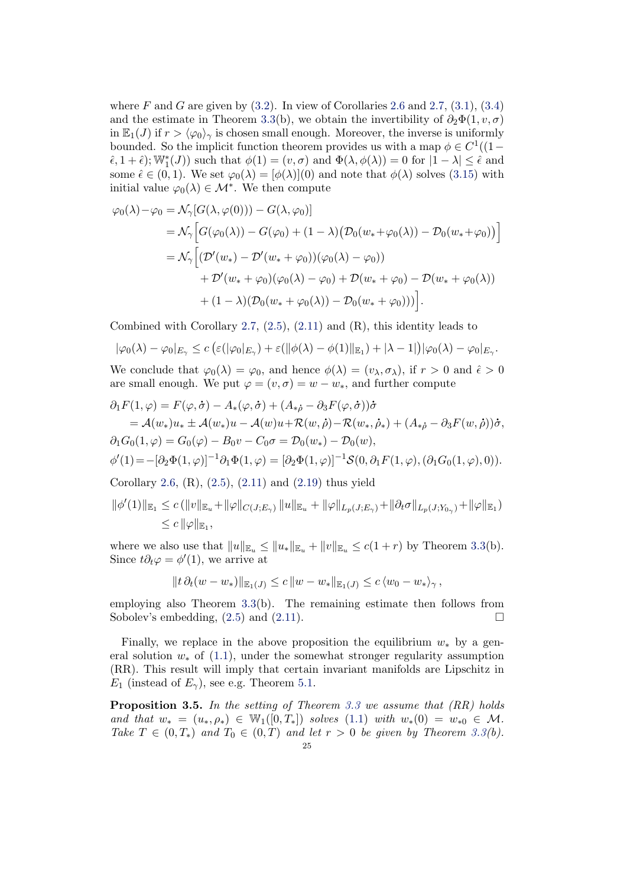where $F$ and $G$ are given by (3.2). In view of Corollaries 2.6 and 2.7, (3.1), (3.4) and the estimate in Theorem 3.3(b), we obtain the invertibility of $\partial_2\Phi(1,v,\sigma)$ in $\mathbb{E}_1(J)$ if $r > \langle\varphi_0\rangle_\gamma$ is chosen small enough. Moreover, the inverse is uniformly bounded. So the implicit function theorem provides us with a map $\phi \in C^1((1-\hat\epsilon, 1+\hat\epsilon); \mathbb{W}_1^*(J))$ such that $\phi(1) = (v,\sigma)$ and $\Phi(\lambda,\phi(\lambda)) = 0$ for $|1-\lambda| \le \hat\epsilon$ and some $\hat\epsilon \in (0,1)$. We set $\varphi_0(\lambda) = [\phi(\lambda)](0)$ and note that $\phi(\lambda)$ solves (3.15) with initial value $\varphi_0(\lambda) \in \mathcal{M}^*$. We then compute

$$
\begin{aligned}
\varphi_0(\lambda) - \varphi_0 &= \mathcal{N}_\gamma[G(\lambda,\varphi(0))) - G(\lambda,\varphi_0)]\\
&= \mathcal{N}_\gamma\Big[G(\varphi_0(\lambda)) - G(\varphi_0) + (1-\lambda)\big(\mathcal{D}_0(w_*+\varphi_0(\lambda)) - \mathcal{D}_0(w_*+\varphi_0)\big)\Big]\\
&= \mathcal{N}_\gamma\Big[(\mathcal{D}'(w_*) - \mathcal{D}'(w_*+\varphi_0))(\varphi_0(\lambda)-\varphi_0)\\
&\qquad + \mathcal{D}'(w_*+\varphi_0)(\varphi_0(\lambda)-\varphi_0) + \mathcal{D}(w_*+\varphi_0) - \mathcal{D}(w_*+\varphi_0(\lambda))\\
&\qquad + (1-\lambda)(\mathcal{D}_0(w_*+\varphi_0(\lambda)) - \mathcal{D}_0(w_*+\varphi_0)))\Big].
\end{aligned}
$$

Combined with Corollary 2.7, (2.5), (2.11) and (R), this identity leads to

$$
|\varphi_0(\lambda)-\varphi_0|_{E_\gamma} \le c\left(\varepsilon(|\varphi_0|_{E_\gamma}) + \varepsilon(\|\phi(\lambda)-\phi(1)\|_{\mathbb{E}_1}) + |\lambda-1|\right)|\varphi_0(\lambda)-\varphi_0|_{E_\gamma}.
$$

We conclude that $\varphi_0(\lambda) = \varphi_0$, and hence $\phi(\lambda) = (v_\lambda,\sigma_\lambda)$, if $r>0$ and $\hat\epsilon>0$ are small enough. We put $\varphi = (v,\sigma) = w - w_*$, and further compute

$$
\begin{aligned}
\partial_1 F(1,\varphi) &= F(\varphi,\dot\sigma) - A_*(\varphi,\dot\sigma) + (A_{*\dot\rho} - \partial_3 F(\varphi,\dot\sigma))\dot\sigma\\
&= \mathcal{A}(w_*)u_* \pm \mathcal{A}(w_*)u - \mathcal{A}(w)u + \mathcal{R}(w,\dot\rho) - \mathcal{R}(w_*,\dot\rho_*) + (A_{*\dot\rho} - \partial_3 F(w,\dot\rho))\dot\sigma,\\
\partial_1 G_0(1,\varphi) &= G_0(\varphi) - B_0 v - C_0\sigma = \mathcal{D}_0(w_*) - \mathcal{D}_0(w),\\
\phi'(1) &= -[\partial_2\Phi(1,\varphi)]^{-1}\partial_1\Phi(1,\varphi) = [\partial_2\Phi(1,\varphi)]^{-1}\mathcal{S}(0,\partial_1 F(1,\varphi),(\partial_1 G_0(1,\varphi),0)).
\end{aligned}
$$

Corollary 2.6, (R), (2.5), (2.11) and (2.19) thus yield

$$
\begin{aligned}
\|\phi'(1)\|_{\mathbb{E}_1} &\le c\left(\|v\|_{\mathbb{E}_u} + \|\varphi\|_{C(J;E_\gamma)}\|u\|_{\mathbb{E}_u} + \|\varphi\|_{L_p(J;E_\gamma)} + \|\partial_t\sigma\|_{L_p(J;Y_{0_\gamma})} + \|\varphi\|_{\mathbb{E}_1}\right)\\
&\le c\,\|\varphi\|_{\mathbb{E}_1},
\end{aligned}
$$

where we also use that $\|u\|_{\mathbb{E}_u} \le \|u_*\|_{\mathbb{E}_u} + \|v\|_{\mathbb{E}_u} \le c(1+r)$ by Theorem 3.3(b). Since $t\partial_t\varphi = \phi'(1)$, we arrive at

$$
\|t\,\partial_t(w-w_*)\|_{\mathbb{E}_1(J)} \le c\,\|w-w_*\|_{\mathbb{E}_1(J)} \le c\,\langle w_0 - w_*\rangle_\gamma,
$$

employing also Theorem 3.3(b). The remaining estimate then follows from Sobolev's embedding, (2.5) and (2.11). $\square$

Finally, we replace in the above proposition the equilibrium $w_*$ by a general solution $w_*$ of (1.1), under the somewhat stronger regularity assumption (RR). This result will imply that certain invariant manifolds are Lipschitz in $E_1$ (instead of $E_\gamma$), see e.g. Theorem 5.1.

**Proposition 3.5.** *In the setting of Theorem 3.3 we assume that (RR) holds and that $w_* = (u_*,\rho_*) \in \mathbb{W}_1([0,T_*])$ solves (1.1) with $w_*(0) = w_{*0} \in \mathcal{M}$. Take $T \in (0,T_*)$ and $T_0 \in (0,T)$ and let $r>0$ be given by Theorem 3.3(b).*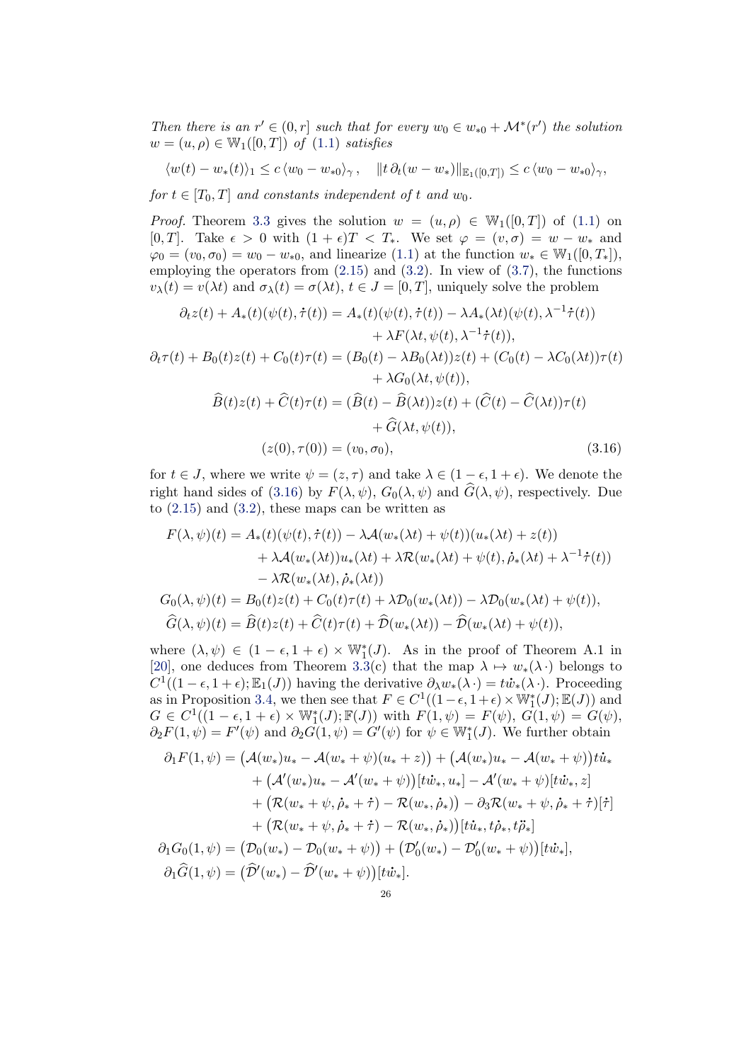*Then there is an $r' \in (0, r]$ such that for every $w_0 \in w_{*0} + \mathcal{M}^*(r')$ the solution $w = (u, \rho) \in \mathbb{W}_1([0,T])$ of (1.1) satisfies*

$$\langle w(t) - w_*(t)\rangle_1 \le c\,\langle w_0 - w_{*0}\rangle_\gamma\,, \quad \|t\,\partial_t(w - w_*)\|_{\mathbb{E}_1([0,T])} \le c\,\langle w_0 - w_{*0}\rangle_\gamma,$$

*for $t \in [T_0, T]$ and constants independent of $t$ and $w_0$.*

*Proof.* Theorem 3.3 gives the solution $w = (u, \rho) \in \mathbb{W}_1([0,T])$ of (1.1) on $[0,T]$. Take $\epsilon > 0$ with $(1+\epsilon)T < T_*$. We set $\varphi = (v, \sigma) = w - w_*$ and $\varphi_0 = (v_0, \sigma_0) = w_0 - w_{*0}$, and linearize (1.1) at the function $w_* \in \mathbb{W}_1([0,T_*])$, employing the operators from (2.15) and (3.2). In view of (3.7), the functions $v_\lambda(t) = v(\lambda t)$ and $\sigma_\lambda(t) = \sigma(\lambda t)$, $t \in J = [0,T]$, uniquely solve the problem

$$\begin{aligned}
\partial_t z(t) + A_*(t)(\psi(t), \dot\tau(t)) &= A_*(t)(\psi(t), \dot\tau(t)) - \lambda A_*(\lambda t)(\psi(t), \lambda^{-1}\dot\tau(t)) \\
&\quad + \lambda F(\lambda t, \psi(t), \lambda^{-1}\dot\tau(t)),\\
\partial_t \tau(t) + B_0(t)z(t) + C_0(t)\tau(t) &= (B_0(t) - \lambda B_0(\lambda t))z(t) + (C_0(t) - \lambda C_0(\lambda t))\tau(t)\\
&\quad + \lambda G_0(\lambda t, \psi(t)),\\
\widehat B(t)z(t) + \widehat C(t)\tau(t) &= (\widehat B(t) - \widehat B(\lambda t))z(t) + (\widehat C(t) - \widehat C(\lambda t))\tau(t)\\
&\quad + \widehat G(\lambda t, \psi(t)),\\
(z(0), \tau(0)) &= (v_0, \sigma_0),
\end{aligned} \tag{3.16}$$

for $t \in J$, where we write $\psi = (z, \tau)$ and take $\lambda \in (1-\epsilon, 1+\epsilon)$. We denote the right hand sides of (3.16) by $F(\lambda, \psi)$, $G_0(\lambda, \psi)$ and $\widehat G(\lambda, \psi)$, respectively. Due to (2.15) and (3.2), these maps can be written as

$$\begin{aligned}
F(\lambda, \psi)(t) &= A_*(t)(\psi(t), \dot\tau(t)) - \lambda \mathcal{A}(w_*(\lambda t) + \psi(t))(u_*(\lambda t) + z(t))\\
&\quad + \lambda \mathcal{A}(w_*(\lambda t))u_*(\lambda t) + \lambda \mathcal{R}(w_*(\lambda t) + \psi(t), \dot\rho_*(\lambda t) + \lambda^{-1}\dot\tau(t))\\
&\quad - \lambda \mathcal{R}(w_*(\lambda t), \dot\rho_*(\lambda t))\\
G_0(\lambda, \psi)(t) &= B_0(t)z(t) + C_0(t)\tau(t) + \lambda \mathcal{D}_0(w_*(\lambda t)) - \lambda \mathcal{D}_0(w_*(\lambda t) + \psi(t)),\\
\widehat G(\lambda, \psi)(t) &= \widehat B(t)z(t) + \widehat C(t)\tau(t) + \widehat{\mathcal{D}}(w_*(\lambda t)) - \widehat{\mathcal{D}}(w_*(\lambda t) + \psi(t)),
\end{aligned}$$

where $(\lambda, \psi) \in (1-\epsilon, 1+\epsilon) \times \mathbb{W}_1^*(J)$. As in the proof of Theorem A.1 in [20], one deduces from Theorem 3.3(c) that the map $\lambda \mapsto w_*(\lambda\,\cdot)$ belongs to $C^1((1-\epsilon, 1+\epsilon); \mathbb{E}_1(J))$ having the derivative $\partial_\lambda w_*(\lambda\,\cdot) = t\dot w_*(\lambda\,\cdot)$. Proceeding as in Proposition 3.4, we then see that $F \in C^1((1-\epsilon, 1+\epsilon) \times \mathbb{W}_1^*(J); \mathbb{E}(J))$ and $G \in C^1((1-\epsilon, 1+\epsilon) \times \mathbb{W}_1^*(J); \mathbb{F}(J))$ with $F(1, \psi) = F(\psi)$, $G(1, \psi) = G(\psi)$, $\partial_2 F(1, \psi) = F'(\psi)$ and $\partial_2 G(1, \psi) = G'(\psi)$ for $\psi \in \mathbb{W}_1^*(J)$. We further obtain

$$\begin{aligned}
\partial_1 F(1, \psi) &= \big(\mathcal{A}(w_*)u_* - \mathcal{A}(w_* + \psi)(u_* + z)\big) + \big(\mathcal{A}(w_*)u_* - \mathcal{A}(w_* + \psi)\big)t\dot u_*\\
&\quad + \big(\mathcal{A}'(w_*)u_* - \mathcal{A}'(w_* + \psi)\big)[t\dot w_*, u_*] - \mathcal{A}'(w_* + \psi)[t\dot w_*, z]\\
&\quad + \big(\mathcal{R}(w_* + \psi, \dot\rho_* + \dot\tau) - \mathcal{R}(w_*, \dot\rho_*)\big) - \partial_3 \mathcal{R}(w_* + \psi, \dot\rho_* + \dot\tau)[\dot\tau]\\
&\quad + \big(\mathcal{R}(w_* + \psi, \dot\rho_* + \dot\tau) - \mathcal{R}(w_*, \dot\rho_*)\big)[t\dot u_*, t\dot\rho_*, t\ddot\rho_*]\\
\partial_1 G_0(1, \psi) &= \big(\mathcal{D}_0(w_*) - \mathcal{D}_0(w_* + \psi)\big) + \big(\mathcal{D}_0'(w_*) - \mathcal{D}_0'(w_* + \psi)\big)[t\dot w_*],\\
\partial_1 \widehat G(1, \psi) &= \big(\widehat{\mathcal{D}}'(w_*) - \widehat{\mathcal{D}}'(w_* + \psi)\big)[t\dot w_*].
\end{aligned}$$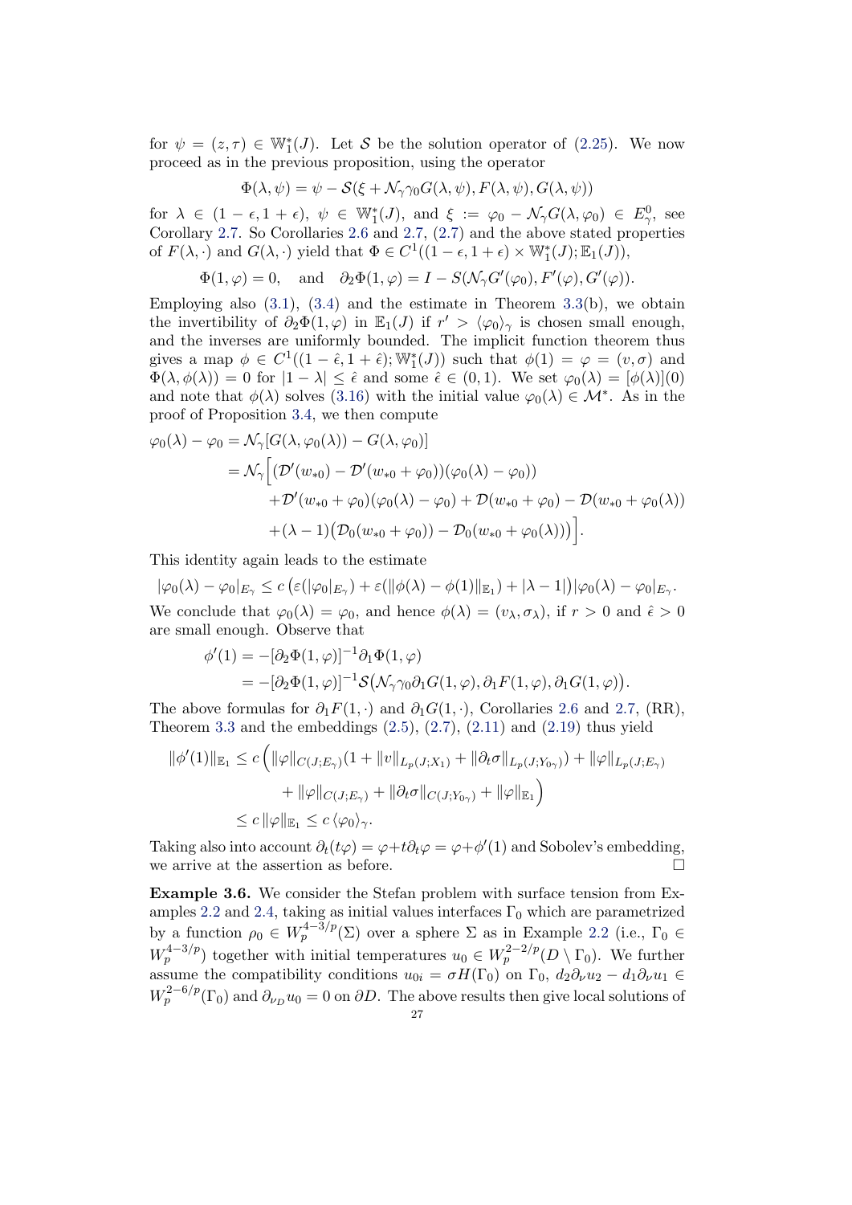for $\psi = (z,\tau) \in \mathbb{W}_1^*(J)$. Let $\mathcal{S}$ be the solution operator of (2.25). We now proceed as in the previous proposition, using the operator

$$\Phi(\lambda,\psi) = \psi - \mathcal{S}(\xi + \mathcal{N}_\gamma\gamma_0 G(\lambda,\psi), F(\lambda,\psi), G(\lambda,\psi))$$

for $\lambda \in (1-\epsilon, 1+\epsilon)$, $\psi \in \mathbb{W}_1^*(J)$, and $\xi := \varphi_0 - \mathcal{N}_\gamma G(\lambda,\varphi_0) \in E_\gamma^0$, see Corollary 2.7. So Corollaries 2.6 and 2.7, (2.7) and the above stated properties of $F(\lambda,\cdot)$ and $G(\lambda,\cdot)$ yield that $\Phi \in C^1((1-\epsilon,1+\epsilon)\times \mathbb{W}_1^*(J); \mathbb{E}_1(J))$,

$$\Phi(1,\varphi) = 0, \quad \text{and} \quad \partial_2\Phi(1,\varphi) = I - S(\mathcal{N}_\gamma G'(\varphi_0), F'(\varphi), G'(\varphi)).$$

Employing also (3.1), (3.4) and the estimate in Theorem 3.3(b), we obtain the invertibility of $\partial_2\Phi(1,\varphi)$ in $\mathbb{E}_1(J)$ if $r' > \langle\varphi_0\rangle_\gamma$ is chosen small enough, and the inverses are uniformly bounded. The implicit function theorem thus gives a map $\phi \in C^1((1-\hat\epsilon, 1+\hat\epsilon); \mathbb{W}_1^*(J))$ such that $\phi(1) = \varphi = (v,\sigma)$ and $\Phi(\lambda,\phi(\lambda)) = 0$ for $|1-\lambda| \le \hat\epsilon$ and some $\hat\epsilon \in (0,1)$. We set $\varphi_0(\lambda) = [\phi(\lambda)](0)$ and note that $\phi(\lambda)$ solves (3.16) with the initial value $\varphi_0(\lambda) \in \mathcal{M}^*$. As in the proof of Proposition 3.4, we then compute

$$\begin{aligned}
\varphi_0(\lambda) - \varphi_0 &= \mathcal{N}_\gamma[G(\lambda,\varphi_0(\lambda)) - G(\lambda,\varphi_0)]\\
&= \mathcal{N}_\gamma\Big[(\mathcal{D}'(w_{*0}) - \mathcal{D}'(w_{*0}+\varphi_0))(\varphi_0(\lambda)-\varphi_0))\\
&\quad + \mathcal{D}'(w_{*0}+\varphi_0)(\varphi_0(\lambda)-\varphi_0) + \mathcal{D}(w_{*0}+\varphi_0) - \mathcal{D}(w_{*0}+\varphi_0(\lambda))\\
&\quad + (\lambda-1)\big(\mathcal{D}_0(w_{*0}+\varphi_0)) - \mathcal{D}_0(w_{*0}+\varphi_0(\lambda))\big)\Big].
\end{aligned}$$

This identity again leads to the estimate

$$|\varphi_0(\lambda) - \varphi_0|_{E_\gamma} \le c\left(\varepsilon(|\varphi_0|_{E_\gamma}) + \varepsilon(\|\phi(\lambda)-\phi(1)\|_{\mathbb{E}_1}) + |\lambda - 1|\right)|\varphi_0(\lambda)-\varphi_0|_{E_\gamma}.$$

We conclude that $\varphi_0(\lambda) = \varphi_0$, and hence $\phi(\lambda) = (v_\lambda, \sigma_\lambda)$, if $r > 0$ and $\hat\epsilon > 0$ are small enough. Observe that

$$\begin{aligned}
\phi'(1) &= -[\partial_2\Phi(1,\varphi)]^{-1}\partial_1\Phi(1,\varphi)\\
&= -[\partial_2\Phi(1,\varphi)]^{-1}\mathcal{S}\big(\mathcal{N}_\gamma\gamma_0\partial_1 G(1,\varphi), \partial_1 F(1,\varphi), \partial_1 G(1,\varphi)\big).
\end{aligned}$$

The above formulas for $\partial_1 F(1,\cdot)$ and $\partial_1 G(1,\cdot)$, Corollaries 2.6 and 2.7, (RR), Theorem 3.3 and the embeddings (2.5), (2.7), (2.11) and (2.19) thus yield

$$\begin{aligned}
\|\phi'(1)\|_{\mathbb{E}_1} &\le c\Big(\|\varphi\|_{C(J;E_\gamma)}(1 + \|v\|_{L_p(J;X_1)} + \|\partial_t\sigma\|_{L_p(J;Y_{0\gamma})}) + \|\varphi\|_{L_p(J;E_\gamma)}\\
&\qquad + \|\varphi\|_{C(J;E_\gamma)} + \|\partial_t\sigma\|_{C(J;Y_{0\gamma})} + \|\varphi\|_{\mathbb{E}_1}\Big)\\
&\le c\,\|\varphi\|_{\mathbb{E}_1} \le c\,\langle\varphi_0\rangle_\gamma.
\end{aligned}$$

Taking also into account $\partial_t(t\varphi) = \varphi + t\partial_t\varphi = \varphi + \phi'(1)$ and Sobolev's embedding, we arrive at the assertion as before. $\square$

**Example 3.6.** We consider the Stefan problem with surface tension from Examples 2.2 and 2.4, taking as initial values interfaces $\Gamma_0$ which are parametrized by a function $\rho_0 \in W_p^{4-3/p}(\Sigma)$ over a sphere $\Sigma$ as in Example 2.2 (i.e., $\Gamma_0 \in W_p^{4-3/p}$) together with initial temperatures $u_0 \in W_p^{2-2/p}(D\setminus\Gamma_0)$. We further assume the compatibility conditions $u_{0i} = \sigma H(\Gamma_0)$ on $\Gamma_0$, $d_2\partial_\nu u_2 - d_1\partial_\nu u_1 \in W_p^{2-6/p}(\Gamma_0)$ and $\partial_{\nu_D} u_0 = 0$ on $\partial D$. The above results then give local solutions of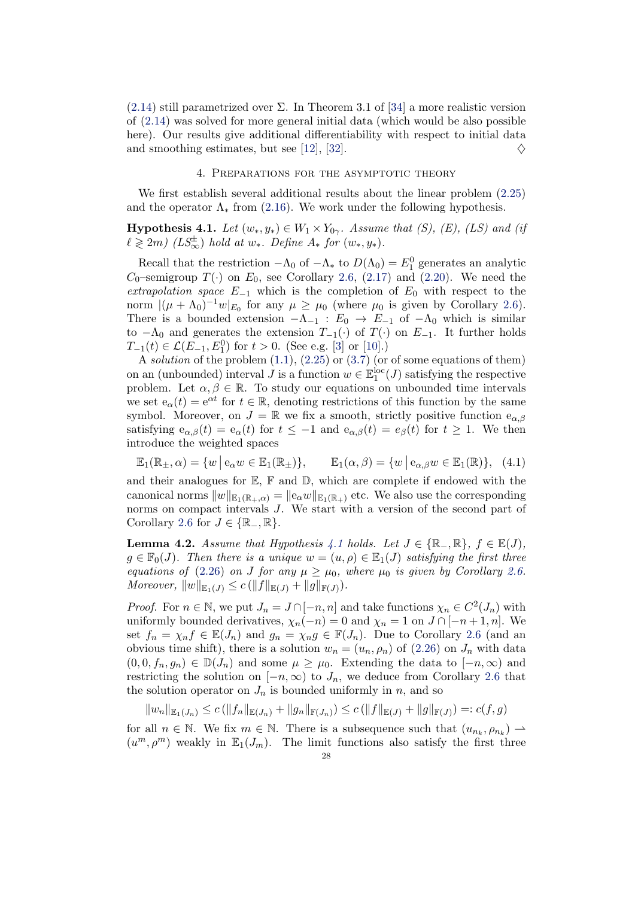(2.14) still parametrized over $\Sigma$. In Theorem 3.1 of [34] a more realistic version of (2.14) was solved for more general initial data (which would be also possible here). Our results give additional differentiability with respect to initial data and smoothing estimates, but see [12], [32]. $\diamondsuit$

## 4. Preparations for the asymptotic theory

We first establish several additional results about the linear problem (2.25) and the operator $\Lambda_*$ from (2.16). We work under the following hypothesis.

**Hypothesis 4.1.** *Let $(w_*, y_*) \in W_1 \times Y_{0\gamma}$. Assume that (S), (E), (LS) and (if $\ell \gtrless 2m$) $(LS^{\pm}_{\infty})$ hold at $w_*$. Define $A_*$ for $(w_*, y_*)$.*

Recall that the restriction $-\Lambda_0$ of $-\Lambda_*$ to $D(\Lambda_0) = E_1^0$ generates an analytic $C_0$–semigroup $T(\cdot)$ on $E_0$, see Corollary 2.6, (2.17) and (2.20). We need the *extrapolation space* $E_{-1}$ which is the completion of $E_0$ with respect to the norm $|(\mu + \Lambda_0)^{-1} w|_{E_0}$ for any $\mu \geq \mu_0$ (where $\mu_0$ is given by Corollary 2.6). There is a bounded extension $-\Lambda_{-1} : E_0 \to E_{-1}$ of $-\Lambda_0$ which is similar to $-\Lambda_0$ and generates the extension $T_{-1}(\cdot)$ of $T(\cdot)$ on $E_{-1}$. It further holds $T_{-1}(t) \in \mathcal{L}(E_{-1}, E_1^0)$ for $t > 0$. (See e.g. [3] or [10].)

A *solution* of the problem (1.1), (2.25) or (3.7) (or of some equations of them) on an (unbounded) interval $J$ is a function $w \in \mathbb{E}_1^{\rm loc}(J)$ satisfying the respective problem. Let $\alpha, \beta \in \mathbb{R}$. To study our equations on unbounded time intervals we set $\mathrm{e}_\alpha(t) = \mathrm{e}^{\alpha t}$ for $t \in \mathbb{R}$, denoting restrictions of this function by the same symbol. Moreover, on $J = \mathbb{R}$ we fix a smooth, strictly positive function $\mathrm{e}_{\alpha,\beta}$ satisfying $\mathrm{e}_{\alpha,\beta}(t) = \mathrm{e}_\alpha(t)$ for $t \leq -1$ and $\mathrm{e}_{\alpha,\beta}(t) = e_\beta(t)$ for $t \geq 1$. We then introduce the weighted spaces

$$\mathbb{E}_1(\mathbb{R}_\pm, \alpha) = \{w \,|\, \mathrm{e}_\alpha w \in \mathbb{E}_1(\mathbb{R}_\pm)\}, \qquad \mathbb{E}_1(\alpha, \beta) = \{w \,|\, \mathrm{e}_{\alpha,\beta} w \in \mathbb{E}_1(\mathbb{R})\}, \quad (4.1)$$

and their analogues for $\mathbb{E}$, $\mathbb{F}$ and $\mathbb{D}$, which are complete if endowed with the canonical norms $\|w\|_{\mathbb{E}_1(\mathbb{R}_+,\alpha)} = \|\mathrm{e}_\alpha w\|_{\mathbb{E}_1(\mathbb{R}_+)}$ etc. We also use the corresponding norms on compact intervals $J$. We start with a version of the second part of Corollary 2.6 for $J \in \{\mathbb{R}_-, \mathbb{R}\}$.

**Lemma 4.2.** *Assume that Hypothesis 4.1 holds. Let $J \in \{\mathbb{R}_-, \mathbb{R}\}$, $f \in \mathbb{E}(J)$, $g \in \mathbb{F}_0(J)$. Then there is a unique $w = (u, \rho) \in \mathbb{E}_1(J)$ satisfying the first three equations of (2.26) on $J$ for any $\mu \geq \mu_0$, where $\mu_0$ is given by Corollary 2.6. Moreover, $\|w\|_{\mathbb{E}_1(J)} \leq c\,(\|f\|_{\mathbb{E}(J)} + \|g\|_{\mathbb{F}(J)})$.*

*Proof.* For $n \in \mathbb{N}$, we put $J_n = J \cap [-n, n]$ and take functions $\chi_n \in C^2(J_n)$ with uniformly bounded derivatives, $\chi_n(-n) = 0$ and $\chi_n = 1$ on $J \cap [-n+1, n]$. We set $f_n = \chi_n f \in \mathbb{E}(J_n)$ and $g_n = \chi_n g \in \mathbb{F}(J_n)$. Due to Corollary 2.6 (and an obvious time shift), there is a solution $w_n = (u_n, \rho_n)$ of (2.26) on $J_n$ with data $(0, 0, f_n, g_n) \in \mathbb{D}(J_n)$ and some $\mu \geq \mu_0$. Extending the data to $[-n, \infty)$ and restricting the solution on $[-n, \infty)$ to $J_n$, we deduce from Corollary 2.6 that the solution operator on $J_n$ is bounded uniformly in $n$, and so

$$\|w_n\|_{\mathbb{E}_1(J_n)} \leq c\,(\|f_n\|_{\mathbb{E}(J_n)} + \|g_n\|_{\mathbb{F}(J_n)}) \leq c\,(\|f\|_{\mathbb{E}(J)} + \|g\|_{\mathbb{F}(J)}) =: c(f, g)$$

for all $n \in \mathbb{N}$. We fix $m \in \mathbb{N}$. There is a subsequence such that $(u_{n_k}, \rho_{n_k}) \rightharpoonup (u^m, \rho^m)$ weakly in $\mathbb{E}_1(J_m)$. The limit functions also satisfy the first three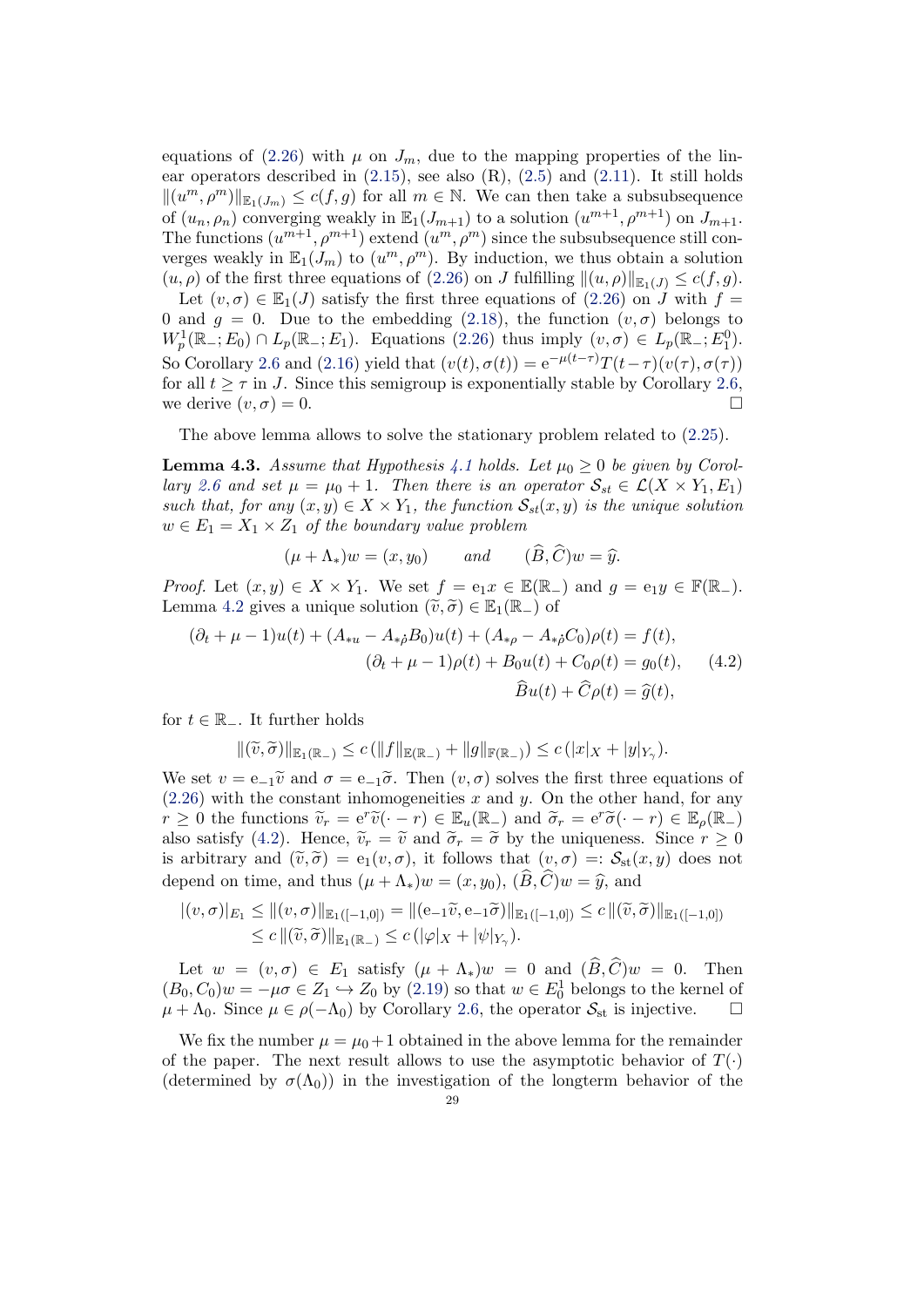equations of (2.26) with $\mu$ on $J_m$, due to the mapping properties of the linear operators described in (2.15), see also (R), (2.5) and (2.11). It still holds $\|(u^m,\rho^m)\|_{\mathbb{E}_1(J_m)} \le c(f,g)$ for all $m\in\mathbb{N}$. We can then take a subsubsequence of $(u_n,\rho_n)$ converging weakly in $\mathbb{E}_1(J_{m+1})$ to a solution $(u^{m+1},\rho^{m+1})$ on $J_{m+1}$. The functions $(u^{m+1},\rho^{m+1})$ extend $(u^m,\rho^m)$ since the subsubsequence still converges weakly in $\mathbb{E}_1(J_m)$ to $(u^m,\rho^m)$. By induction, we thus obtain a solution $(u,\rho)$ of the first three equations of (2.26) on $J$ fulfilling $\|(u,\rho)\|_{\mathbb{E}_1(J)} \le c(f,g)$.

Let $(v,\sigma)\in\mathbb{E}_1(J)$ satisfy the first three equations of (2.26) on $J$ with $f=0$ and $g=0$. Due to the embedding (2.18), the function $(v,\sigma)$ belongs to $W^1_p(\mathbb{R}_-;E_0)\cap L_p(\mathbb{R}_-;E_1)$. Equations (2.26) thus imply $(v,\sigma)\in L_p(\mathbb{R}_-;E_1^0)$. So Corollary 2.6 and (2.16) yield that $(v(t),\sigma(t)) = \mathrm{e}^{-\mu(t-\tau)}T(t-\tau)(v(\tau),\sigma(\tau))$ for all $t\ge\tau$ in $J$. Since this semigroup is exponentially stable by Corollary 2.6, we derive $(v,\sigma)=0$. □

The above lemma allows to solve the stationary problem related to (2.25).

**Lemma 4.3.** *Assume that Hypothesis 4.1 holds. Let $\mu_0\ge 0$ be given by Corollary 2.6 and set $\mu=\mu_0+1$. Then there is an operator $\mathcal{S}_{st}\in\mathcal{L}(X\times Y_1,E_1)$ such that, for any $(x,y)\in X\times Y_1$, the function $\mathcal{S}_{st}(x,y)$ is the unique solution $w\in E_1 = X_1\times Z_1$ of the boundary value problem*

$$(\mu+\Lambda_*)w = (x,y_0) \qquad \text{and} \qquad (\widehat{B},\widehat{C})w=\widehat{y}.$$

*Proof.* Let $(x,y)\in X\times Y_1$. We set $f=\mathrm{e}_1x\in\mathbb{E}(\mathbb{R}_-)$ and $g=\mathrm{e}_1y\in\mathbb{F}(\mathbb{R}_-)$. Lemma 4.2 gives a unique solution $(\widetilde{v},\widetilde{\sigma})\in\mathbb{E}_1(\mathbb{R}_-)$ of

$$\begin{aligned}
(\partial_t+\mu-1)u(t) + (A_{*u}-A_{*\dot\rho}B_0)u(t) + (A_{*\rho}-A_{*\dot\rho}C_0)\rho(t) &= f(t),\\
(\partial_t+\mu-1)\rho(t) + B_0u(t) + C_0\rho(t) &= g_0(t), \qquad (4.2)\\
\widehat{B}u(t)+\widehat{C}\rho(t) &= \widehat{g}(t),
\end{aligned}$$

for $t\in\mathbb{R}_-$. It further holds

$$\|(\widetilde{v},\widetilde{\sigma})\|_{\mathbb{E}_1(\mathbb{R}_-)} \le c\,(\|f\|_{\mathbb{E}(\mathbb{R}_-)} + \|g\|_{\mathbb{F}(\mathbb{R}_-)}) \le c\,(|x|_X + |y|_{Y_\gamma}).$$

We set $v=\mathrm{e}_{-1}\widetilde{v}$ and $\sigma=\mathrm{e}_{-1}\widetilde{\sigma}$. Then $(v,\sigma)$ solves the first three equations of (2.26) with the constant inhomogeneities $x$ and $y$. On the other hand, for any $r\ge0$ the functions $\widetilde{v}_r=\mathrm{e}^r\widetilde{v}(\cdot-r)\in\mathbb{E}_u(\mathbb{R}_-)$ and $\widetilde{\sigma}_r=\mathrm{e}^r\widetilde{\sigma}(\cdot-r)\in\mathbb{E}_\rho(\mathbb{R}_-)$ also satisfy (4.2). Hence, $\widetilde{v}_r=\widetilde{v}$ and $\widetilde{\sigma}_r=\widetilde{\sigma}$ by the uniqueness. Since $r\ge0$ is arbitrary and $(\widetilde{v},\widetilde{\sigma})=\mathrm{e}_1(v,\sigma)$, it follows that $(v,\sigma)=:\mathcal{S}_{\rm st}(x,y)$ does not depend on time, and thus $(\mu+\Lambda_*)w=(x,y_0)$, $(\widehat{B},\widehat{C})w=\widehat{y}$, and

$$\begin{aligned}
|(v,\sigma)|_{E_1} &\le \|(v,\sigma)\|_{\mathbb{E}_1([-1,0])} = \|(\mathrm{e}_{-1}\widetilde{v},\mathrm{e}_{-1}\widetilde{\sigma})\|_{\mathbb{E}_1([-1,0])} \le c\,\|(\widetilde{v},\widetilde{\sigma})\|_{\mathbb{E}_1([-1,0])}\\
&\le c\,\|(\widetilde{v},\widetilde{\sigma})\|_{\mathbb{E}_1(\mathbb{R}_-)} \le c\,(|\varphi|_X + |\psi|_{Y_\gamma}).
\end{aligned}$$

Let $w=(v,\sigma)\in E_1$ satisfy $(\mu+\Lambda_*)w=0$ and $(\widehat{B},\widehat{C})w=0$. Then $(B_0,C_0)w=-\mu\sigma\in Z_1\hookrightarrow Z_0$ by (2.19) so that $w\in E_0^1$ belongs to the kernel of $\mu+\Lambda_0$. Since $\mu\in\rho(-\Lambda_0)$ by Corollary 2.6, the operator $\mathcal{S}_{\rm st}$ is injective. □

We fix the number $\mu=\mu_0+1$ obtained in the above lemma for the remainder of the paper. The next result allows to use the asymptotic behavior of $T(\cdot)$ (determined by $\sigma(\Lambda_0)$) in the investigation of the longterm behavior of the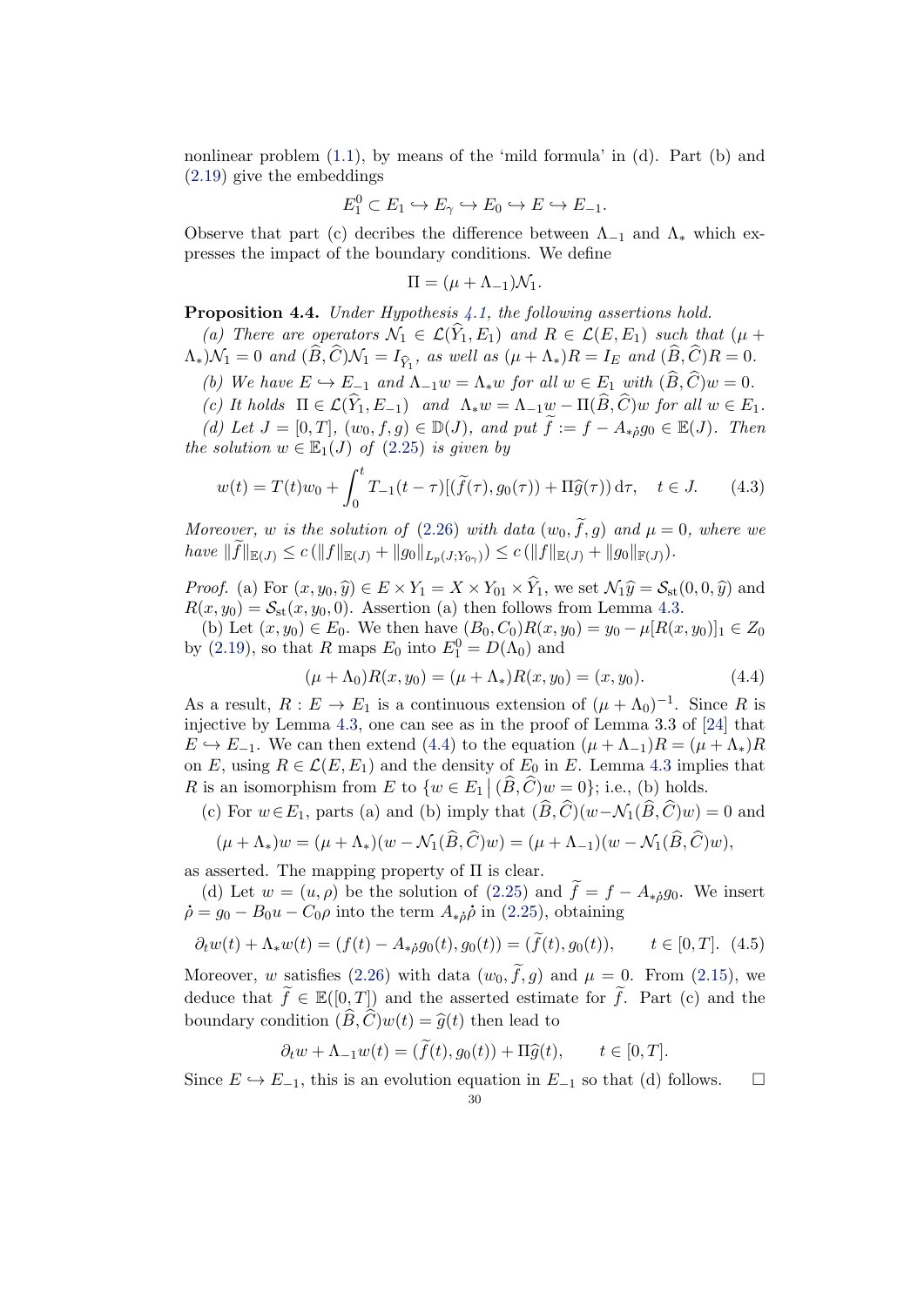nonlinear problem (1.1), by means of the 'mild formula' in (d). Part (b) and (2.19) give the embeddings

$$E_1^0 \subset E_1 \hookrightarrow E_\gamma \hookrightarrow E_0 \hookrightarrow E \hookrightarrow E_{-1}.$$

Observe that part (c) decribes the difference between $\Lambda_{-1}$ and $\Lambda_*$ which expresses the impact of the boundary conditions. We define

$$\Pi = (\mu + \Lambda_{-1})\mathcal{N}_1.$$

**Proposition 4.4.** *Under Hypothesis 4.1, the following assertions hold.*

*(a) There are operators $\mathcal{N}_1 \in \mathcal{L}(\widehat{Y}_1, E_1)$ and $R \in \mathcal{L}(E, E_1)$ such that $(\mu + \Lambda_*)\mathcal{N}_1 = 0$ and $(\widehat{B}, \widehat{C})\mathcal{N}_1 = I_{\widehat{Y}_1}$, as well as $(\mu + \Lambda_*)R = I_E$ and $(\widehat{B}, \widehat{C})R = 0$.*

*(b) We have $E \hookrightarrow E_{-1}$ and $\Lambda_{-1}w = \Lambda_* w$ for all $w \in E_1$ with $(\widehat{B}, \widehat{C})w = 0$.*

*(c) It holds $\Pi \in \mathcal{L}(\widehat{Y}_1, E_{-1})$ and $\Lambda_* w = \Lambda_{-1} w - \Pi(\widehat{B}, \widehat{C})w$ for all $w \in E_1$.*

*(d) Let $J = [0, T]$, $(w_0, f, g) \in \mathbb{D}(J)$, and put $\widetilde{f} := f - A_{*\dot{\rho}} g_0 \in \mathbb{E}(J)$. Then the solution $w \in \mathbb{E}_1(J)$ of (2.25) is given by*

$$w(t) = T(t)w_0 + \int_0^t T_{-1}(t-\tau)[(\widetilde{f}(\tau), g_0(\tau)) + \Pi\widehat{g}(\tau)) \,\mathrm{d}\tau, \quad t \in J. \tag{4.3}$$

*Moreover, $w$ is the solution of (2.26) with data $(w_0, \widetilde{f}, g)$ and $\mu = 0$, where we have $\|\widetilde{f}\|_{\mathbb{E}(J)} \le c\,(\|f\|_{\mathbb{E}(J)} + \|g_0\|_{L_p(J;Y_{0\gamma})}) \le c\,(\|f\|_{\mathbb{E}(J)} + \|g_0\|_{\mathbb{F}(J)})$.*

*Proof.* (a) For $(x, y_0, \widehat{y}) \in E \times Y_1 = X \times Y_{01} \times \widehat{Y}_1$, we set $\mathcal{N}_1\widehat{y} = \mathcal{S}_{\rm st}(0, 0, \widehat{y})$ and $R(x, y_0) = \mathcal{S}_{\rm st}(x, y_0, 0)$. Assertion (a) then follows from Lemma 4.3.

(b) Let $(x, y_0) \in E_0$. We then have $(B_0, C_0)R(x, y_0) = y_0 - \mu[R(x, y_0)]_1 \in Z_0$ by (2.19), so that $R$ maps $E_0$ into $E_1^0 = D(\Lambda_0)$ and

$$(\mu + \Lambda_0)R(x, y_0) = (\mu + \Lambda_*)R(x, y_0) = (x, y_0). \tag{4.4}$$

As a result, $R : E \to E_1$ is a continuous extension of $(\mu + \Lambda_0)^{-1}$. Since $R$ is injective by Lemma 4.3, one can see as in the proof of Lemma 3.3 of [24] that $E \hookrightarrow E_{-1}$. We can then extend (4.4) to the equation $(\mu + \Lambda_{-1})R = (\mu + \Lambda_*)R$ on $E$, using $R \in \mathcal{L}(E, E_1)$ and the density of $E_0$ in $E$. Lemma 4.3 implies that $R$ is an isomorphism from $E$ to $\{w \in E_1 \,|\, (\widehat{B}, \widehat{C})w = 0\}$; i.e., (b) holds.

(c) For $w \in E_1$, parts (a) and (b) imply that $(\widehat{B}, \widehat{C})(w - \mathcal{N}_1(\widehat{B}, \widehat{C})w) = 0$ and

$$(\mu + \Lambda_*)w = (\mu + \Lambda_*)(w - \mathcal{N}_1(\widehat{B}, \widehat{C})w) = (\mu + \Lambda_{-1})(w - \mathcal{N}_1(\widehat{B}, \widehat{C})w),$$

as asserted. The mapping property of $\Pi$ is clear.

(d) Let $w = (u, \rho)$ be the solution of (2.25) and $\widetilde{f} = f - A_{*\dot{\rho}} g_0$. We insert $\dot{\rho} = g_0 - B_0 u - C_0 \rho$ into the term $A_{*\dot{\rho}}\dot{\rho}$ in (2.25), obtaining

$$\partial_t w(t) + \Lambda_* w(t) = (f(t) - A_{*\dot{\rho}} g_0(t), g_0(t)) = (\widetilde{f}(t), g_0(t)), \qquad t \in [0, T]. \tag{4.5}$$

Moreover, $w$ satisfies (2.26) with data $(w_0, \widetilde{f}, g)$ and $\mu = 0$. From (2.15), we deduce that $\widetilde{f} \in \mathbb{E}([0, T])$ and the asserted estimate for $\widetilde{f}$. Part (c) and the boundary condition $(\widehat{B}, \widehat{C})w(t) = \widehat{g}(t)$ then lead to

$$\partial_t w + \Lambda_{-1} w(t) = (\widetilde{f}(t), g_0(t)) + \Pi\widehat{g}(t), \qquad t \in [0, T].$$

Since $E \hookrightarrow E_{-1}$, this is an evolution equation in $E_{-1}$ so that (d) follows. $\square$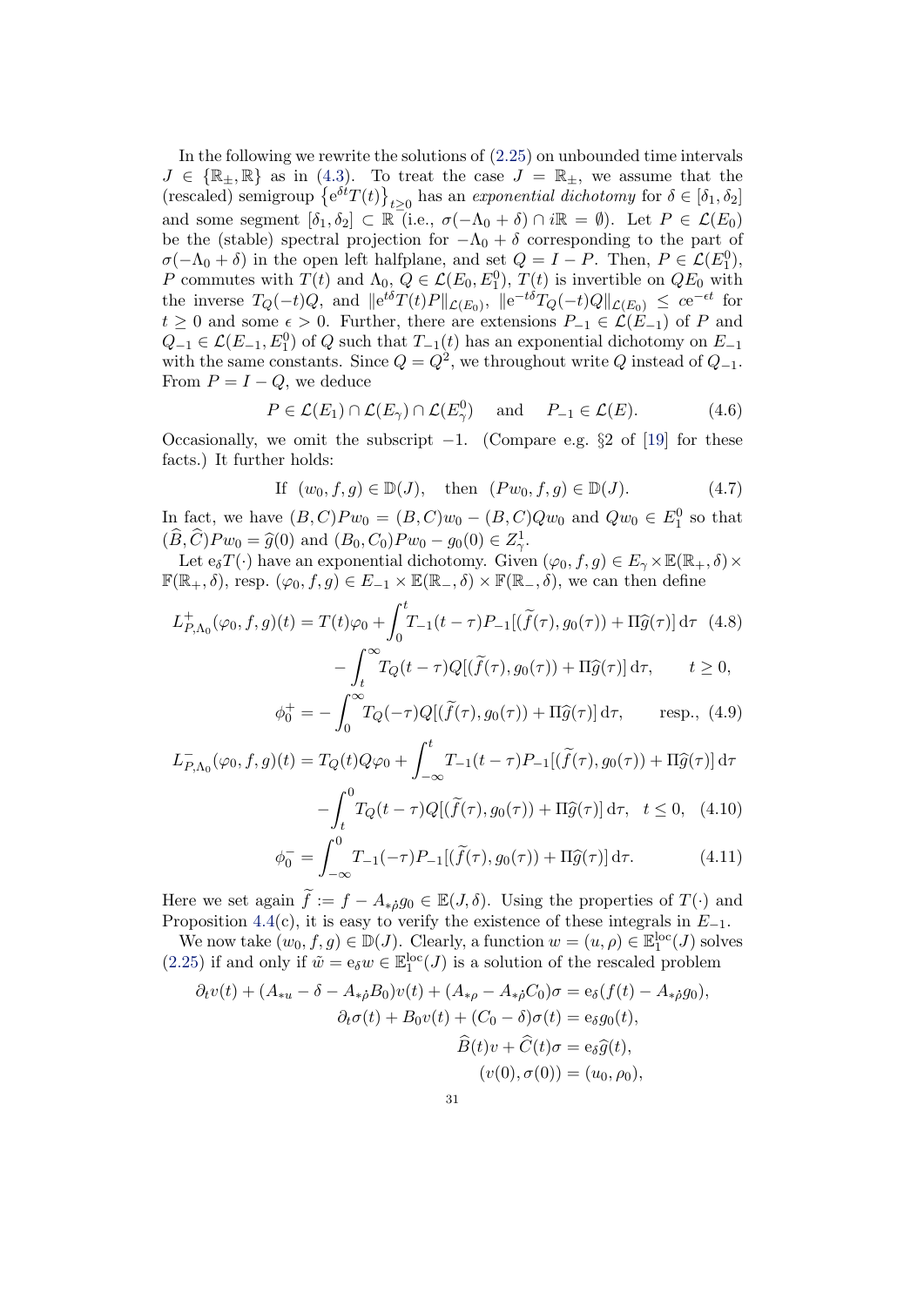In the following we rewrite the solutions of (2.25) on unbounded time intervals $J \in \{\mathbb{R}_\pm, \mathbb{R}\}$ as in (4.3). To treat the case $J = \mathbb{R}_\pm$, we assume that the (rescaled) semigroup $\{e^{\delta t}T(t)\}_{t\ge 0}$ has an *exponential dichotomy* for $\delta \in [\delta_1, \delta_2]$ and some segment $[\delta_1, \delta_2] \subset \mathbb{R}$ (i.e., $\sigma(-\Lambda_0 + \delta) \cap i\mathbb{R} = \emptyset$). Let $P \in \mathcal{L}(E_0)$ be the (stable) spectral projection for $-\Lambda_0 + \delta$ corresponding to the part of $\sigma(-\Lambda_0 + \delta)$ in the open left halfplane, and set $Q = I - P$. Then, $P \in \mathcal{L}(E_1^0)$, $P$ commutes with $T(t)$ and $\Lambda_0$, $Q \in \mathcal{L}(E_0, E_1^0)$, $T(t)$ is invertible on $QE_0$ with the inverse $T_Q(-t)Q$, and $\|e^{t\delta}T(t)P\|_{\mathcal{L}(E_0)}$, $\|e^{-t\delta}T_Q(-t)Q\|_{\mathcal{L}(E_0)} \le ce^{-\epsilon t}$ for $t \ge 0$ and some $\epsilon > 0$. Further, there are extensions $P_{-1} \in \mathcal{L}(E_{-1})$ of $P$ and $Q_{-1} \in \mathcal{L}(E_{-1}, E_1^0)$ of $Q$ such that $T_{-1}(t)$ has an exponential dichotomy on $E_{-1}$ with the same constants. Since $Q = Q^2$, we throughout write $Q$ instead of $Q_{-1}$. From $P = I - Q$, we deduce

$$P \in \mathcal{L}(E_1) \cap \mathcal{L}(E_\gamma) \cap \mathcal{L}(E_\gamma^0) \quad \text{and} \quad P_{-1} \in \mathcal{L}(E). \tag{4.6}$$

Occasionally, we omit the subscript $-1$. (Compare e.g. §2 of [19] for these facts.) It further holds:

$$\text{If } \ (w_0, f, g) \in \mathbb{D}(J), \quad \text{then } \ (Pw_0, f, g) \in \mathbb{D}(J). \tag{4.7}$$

In fact, we have $(B, C)Pw_0 = (B, C)w_0 - (B, C)Qw_0$ and $Qw_0 \in E_1^0$ so that $(\widehat{B}, \widehat{C})Pw_0 = \widehat{g}(0)$ and $(B_0, C_0)Pw_0 - g_0(0) \in Z_\gamma^1$.

Let $e_\delta T(\cdot)$ have an exponential dichotomy. Given $(\varphi_0, f, g) \in E_\gamma \times \mathbb{E}(\mathbb{R}_+, \delta) \times \mathbb{F}(\mathbb{R}_+, \delta)$, resp. $(\varphi_0, f, g) \in E_{-1} \times \mathbb{E}(\mathbb{R}_-, \delta) \times \mathbb{F}(\mathbb{R}_-, \delta)$, we can then define

$$\begin{aligned} L^+_{P,\Lambda_0}(\varphi_0, f, g)(t) &= T(t)\varphi_0 + \int_0^t T_{-1}(t-\tau)P_{-1}[(\widetilde{f}(\tau), g_0(\tau)) + \Pi\widehat{g}(\tau)]\,\mathrm{d}\tau \quad (4.8) \\ &\quad - \int_t^\infty T_Q(t-\tau)Q[(\widetilde{f}(\tau), g_0(\tau)) + \Pi\widehat{g}(\tau)]\,\mathrm{d}\tau, \qquad t \ge 0, \end{aligned}$$

$$\phi_0^+ = -\int_0^\infty T_Q(-\tau)Q[(\widetilde{f}(\tau), g_0(\tau)) + \Pi\widehat{g}(\tau)]\,\mathrm{d}\tau, \qquad \text{resp.,} \tag{4.9}$$

$$\begin{aligned} L^-_{P,\Lambda_0}(\varphi_0, f, g)(t) &= T_Q(t)Q\varphi_0 + \int_{-\infty}^t T_{-1}(t-\tau)P_{-1}[(\widetilde{f}(\tau), g_0(\tau)) + \Pi\widehat{g}(\tau)]\,\mathrm{d}\tau \\ &\quad - \int_t^0 T_Q(t-\tau)Q[(\widetilde{f}(\tau), g_0(\tau)) + \Pi\widehat{g}(\tau)]\,\mathrm{d}\tau, \quad t \le 0, \quad (4.10) \end{aligned}$$

$$\phi_0^- = \int_{-\infty}^0 T_{-1}(-\tau)P_{-1}[(\widetilde{f}(\tau), g_0(\tau)) + \Pi\widehat{g}(\tau)]\,\mathrm{d}\tau. \tag{4.11}$$

Here we set again $\widetilde{f} := f - A_{*\hat{\rho}}g_0 \in \mathbb{E}(J, \delta)$. Using the properties of $T(\cdot)$ and Proposition 4.4(c), it is easy to verify the existence of these integrals in $E_{-1}$.

We now take $(w_0, f, g) \in \mathbb{D}(J)$. Clearly, a function $w = (u, \rho) \in \mathbb{E}_1^{\mathrm{loc}}(J)$ solves (2.25) if and only if $\tilde{w} = e_\delta w \in \mathbb{E}_1^{\mathrm{loc}}(J)$ is a solution of the rescaled problem

$$\begin{aligned} \partial_t v(t) + (A_{*u} - \delta - A_{*\hat{\rho}}B_0)v(t) + (A_{*\rho} - A_{*\hat{\rho}}C_0)\sigma &= e_\delta(f(t) - A_{*\hat{\rho}}g_0), \\ \partial_t\sigma(t) + B_0 v(t) + (C_0 - \delta)\sigma(t) &= e_\delta g_0(t), \\ \widehat{B}(t)v + \widehat{C}(t)\sigma &= e_\delta\widehat{g}(t), \\ (v(0), \sigma(0)) &= (u_0, \rho_0), \end{aligned}$$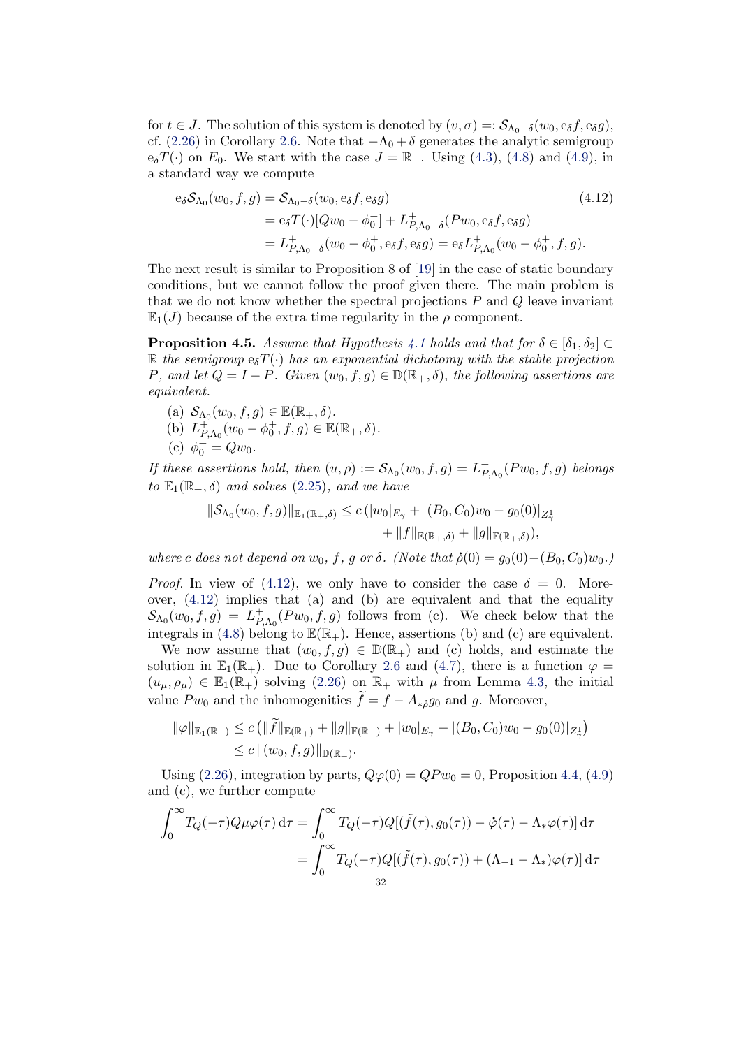for $t \in J$. The solution of this system is denoted by $(v, \sigma) =: \mathcal{S}_{\Lambda_0 - \delta}(w_0, e_\delta f, e_\delta g)$, cf. (2.26) in Corollary 2.6. Note that $-\Lambda_0 + \delta$ generates the analytic semigroup $e_\delta T(\cdot)$ on $E_0$. We start with the case $J = \mathbb{R}_+$. Using (4.3), (4.8) and (4.9), in a standard way we compute

$$
\begin{aligned}
e_\delta \mathcal{S}_{\Lambda_0}(w_0, f, g) &= \mathcal{S}_{\Lambda_0 - \delta}(w_0, e_\delta f, e_\delta g) \\
&= e_\delta T(\cdot)[Qw_0 - \phi_0^+] + L^+_{P,\Lambda_0-\delta}(Pw_0, e_\delta f, e_\delta g) \\
&= L^+_{P,\Lambda_0-\delta}(w_0 - \phi_0^+, e_\delta f, e_\delta g) = e_\delta L^+_{P,\Lambda_0}(w_0 - \phi_0^+, f, g).
\end{aligned}
\tag{4.12}
$$

The next result is similar to Proposition 8 of [19] in the case of static boundary conditions, but we cannot follow the proof given there. The main problem is that we do not know whether the spectral projections $P$ and $Q$ leave invariant $\mathbb{E}_1(J)$ because of the extra time regularity in the $\rho$ component.

**Proposition 4.5.** *Assume that Hypothesis 4.1 holds and that for $\delta \in [\delta_1, \delta_2] \subset \mathbb{R}$ the semigroup $e_\delta T(\cdot)$ has an exponential dichotomy with the stable projection $P$, and let $Q = I - P$. Given $(w_0, f, g) \in \mathbb{D}(\mathbb{R}_+, \delta)$, the following assertions are equivalent.*

(a) $\mathcal{S}_{\Lambda_0}(w_0, f, g) \in \mathbb{E}(\mathbb{R}_+, \delta)$.
(b) $L^+_{P,\Lambda_0}(w_0 - \phi_0^+, f, g) \in \mathbb{E}(\mathbb{R}_+, \delta)$.
(c) $\phi_0^+ = Qw_0$.

*If these assertions hold, then $(u, \rho) := \mathcal{S}_{\Lambda_0}(w_0, f, g) = L^+_{P,\Lambda_0}(Pw_0, f, g)$ belongs to $\mathbb{E}_1(\mathbb{R}_+, \delta)$ and solves (2.25), and we have*

$$
\begin{aligned}
\|\mathcal{S}_{\Lambda_0}(w_0, f, g)\|_{\mathbb{E}_1(\mathbb{R}_+,\delta)} \le c\,(&|w_0|_{E_\gamma} + |(B_0, C_0)w_0 - g_0(0)|_{Z^1_\gamma} \\
&+ \|f\|_{\mathbb{E}(\mathbb{R}_+,\delta)} + \|g\|_{\mathbb{F}(\mathbb{R}_+,\delta)}),
\end{aligned}
$$

*where $c$ does not depend on $w_0$, $f$, $g$ or $\delta$. (Note that $\dot\rho(0) = g_0(0) - (B_0, C_0)w_0$.)*

*Proof.* In view of (4.12), we only have to consider the case $\delta = 0$. Moreover, (4.12) implies that (a) and (b) are equivalent and that the equality $\mathcal{S}_{\Lambda_0}(w_0, f, g) = L^+_{P,\Lambda_0}(Pw_0, f, g)$ follows from (c). We check below that the integrals in (4.8) belong to $\mathbb{E}(\mathbb{R}_+)$. Hence, assertions (b) and (c) are equivalent.

We now assume that $(w_0, f, g) \in \mathbb{D}(\mathbb{R}_+)$ and (c) holds, and estimate the solution in $\mathbb{E}_1(\mathbb{R}_+)$. Due to Corollary 2.6 and (4.7), there is a function $\varphi = (u_\mu, \rho_\mu) \in \mathbb{E}_1(\mathbb{R}_+)$ solving (2.26) on $\mathbb{R}_+$ with $\mu$ from Lemma 4.3, the initial value $Pw_0$ and the inhomogenities $\widetilde{f} = f - A_{*\hat\rho} g_0$ and $g$. Moreover,

$$
\begin{aligned}
\|\varphi\|_{\mathbb{E}_1(\mathbb{R}_+)} &\le c\left(\|\widetilde{f}\|_{\mathbb{E}(\mathbb{R}_+)} + \|g\|_{\mathbb{F}(\mathbb{R}_+)} + |w_0|_{E_\gamma} + |(B_0, C_0)w_0 - g_0(0)|_{Z^1_\gamma}\right) \\
&\le c\,\|(w_0, f, g)\|_{\mathbb{D}(\mathbb{R}_+)}.
\end{aligned}
$$

Using (2.26), integration by parts, $Q\varphi(0) = QPw_0 = 0$, Proposition 4.4, (4.9) and (c), we further compute

$$
\begin{aligned}
\int_0^\infty T_Q(-\tau)Q\mu\varphi(\tau)\,\mathrm{d}\tau &= \int_0^\infty T_Q(-\tau)Q[(\tilde f(\tau), g_0(\tau)) - \dot\varphi(\tau) - \Lambda_*\varphi(\tau)]\,\mathrm{d}\tau \\
&= \int_0^\infty T_Q(-\tau)Q[(\tilde f(\tau), g_0(\tau)) + (\Lambda_{-1} - \Lambda_*)\varphi(\tau)]\,\mathrm{d}\tau
\end{aligned}
$$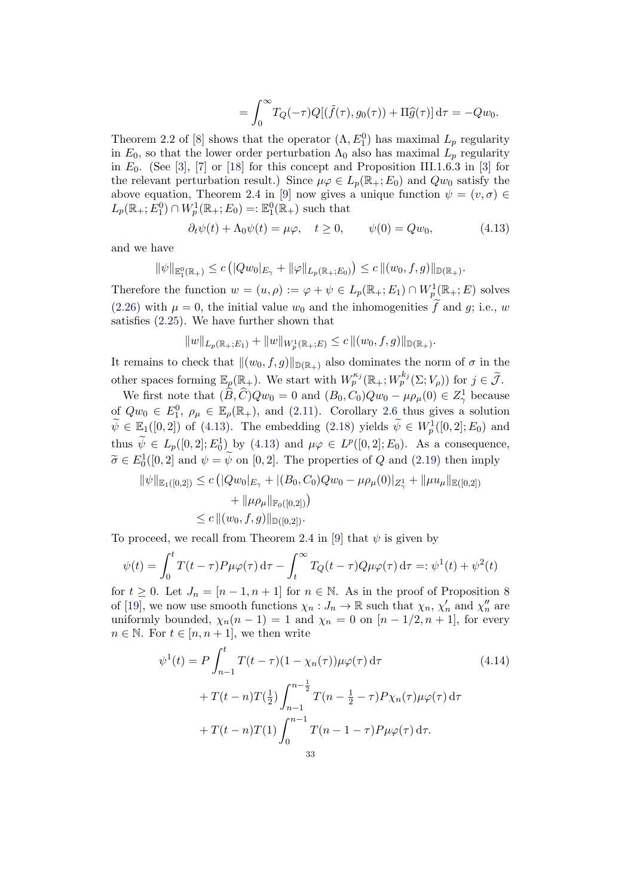$$= \int_0^\infty T_Q(-\tau) Q[(\tilde{f}(\tau), g_0(\tau)) + \Pi\widehat{g}(\tau)]\,\mathrm{d}\tau = -Qw_0.$$

Theorem 2.2 of [8] shows that the operator $(\Lambda, E_1^0)$ has maximal $L_p$ regularity in $E_0$, so that the lower order perturbation $\Lambda_0$ also has maximal $L_p$ regularity in $E_0$. (See [3], [7] or [18] for this concept and Proposition III.1.6.3 in [3] for the relevant perturbation result.) Since $\mu\varphi \in L_p(\mathbb{R}_+; E_0)$ and $Qw_0$ satisfy the above equation, Theorem 2.4 in [9] now gives a unique function $\psi = (v, \sigma) \in L_p(\mathbb{R}_+; E_1^0) \cap W_p^1(\mathbb{R}_+; E_0) =: \mathbb{E}_1^0(\mathbb{R}_+)$ such that

$$\partial_t \psi(t) + \Lambda_0 \psi(t) = \mu\varphi, \quad t \geq 0, \qquad \psi(0) = Qw_0, \tag{4.13}$$

and we have

$$\|\psi\|_{\mathbb{E}_1^0(\mathbb{R}_+)} \leq c\left(|Qw_0|_{E_\gamma} + \|\varphi\|_{L_p(\mathbb{R}_+;E_0)}\right) \leq c\,\|(w_0, f, g)\|_{\mathbb{D}(\mathbb{R}_+)}.$$

Therefore the function $w = (u, \rho) := \varphi + \psi \in L_p(\mathbb{R}_+; E_1) \cap W_p^1(\mathbb{R}_+; E)$ solves (2.26) with $\mu = 0$, the initial value $w_0$ and the inhomogenities $\widetilde{f}$ and $g$; i.e., $w$ satisfies (2.25). We have further shown that

$$\|w\|_{L_p(\mathbb{R}_+;E_1)} + \|w\|_{W_p^1(\mathbb{R}_+;E)} \leq c\,\|(w_0, f, g)\|_{\mathbb{D}(\mathbb{R}_+)}.$$

It remains to check that $\|(w_0, f, g)\|_{\mathbb{D}(\mathbb{R}_+)}$ also dominates the norm of $\sigma$ in the other spaces forming $\mathbb{E}_\rho(\mathbb{R}_+)$. We start with $W_p^{\kappa_j}(\mathbb{R}_+; W_p^{k_j}(\Sigma; V_\rho))$ for $j \in \widetilde{\mathcal{J}}$.

We first note that $(\widehat{B}, \widehat{C})Qw_0 = 0$ and $(B_0, C_0)Qw_0 - \mu\rho_\mu(0) \in Z_\gamma^1$ because of $Qw_0 \in E_1^0$, $\rho_\mu \in \mathbb{E}_\rho(\mathbb{R}_+)$, and (2.11). Corollary 2.6 thus gives a solution $\widetilde{\psi} \in \mathbb{E}_1([0,2])$ of (4.13). The embedding (2.18) yields $\widetilde{\psi} \in W_p^1([0,2]; E_0)$ and thus $\widetilde{\psi} \in L_p([0,2]; E_0^1)$ by (4.13) and $\mu\varphi \in L^p([0,2]; E_0)$. As a consequence, $\widetilde{\sigma} \in E_0^1([0,2]$ and $\psi = \widetilde{\psi}$ on $[0,2]$. The properties of $Q$ and (2.19) then imply

$$\begin{aligned}
\|\psi\|_{\mathbb{E}_1([0,2])} &\leq c\big(|Qw_0|_{E_\gamma} + |(B_0, C_0)Qw_0 - \mu\rho_\mu(0)|_{Z_\gamma^1} + \|\mu u_\mu\|_{\mathbb{E}([0,2])} \\
&\qquad + \|\mu\rho_\mu\|_{\mathbb{F}_0([0,2])}\big) \\
&\leq c\,\|(w_0, f, g)\|_{\mathbb{D}([0,2])}.
\end{aligned}$$

To proceed, we recall from Theorem 2.4 in [9] that $\psi$ is given by

$$\psi(t) = \int_0^t T(t-\tau) P\mu\varphi(\tau)\,\mathrm{d}\tau - \int_t^\infty T_Q(t-\tau) Q\mu\varphi(\tau)\,\mathrm{d}\tau =: \psi^1(t) + \psi^2(t)$$

for $t \geq 0$. Let $J_n = [n-1, n+1]$ for $n \in \mathbb{N}$. As in the proof of Proposition 8 of [19], we now use smooth functions $\chi_n : J_n \to \mathbb{R}$ such that $\chi_n$, $\chi_n'$ and $\chi_n''$ are uniformly bounded, $\chi_n(n-1) = 1$ and $\chi_n = 0$ on $[n - 1/2, n+1]$, for every $n \in \mathbb{N}$. For $t \in [n, n+1]$, we then write

$$\begin{aligned}
\psi^1(t) &= P\int_{n-1}^t T(t-\tau)(1 - \chi_n(\tau))\mu\varphi(\tau)\,\mathrm{d}\tau \\
&\quad + T(t-n)T(\tfrac{1}{2})\int_{n-1}^{n-\frac{1}{2}} T(n - \tfrac{1}{2} - \tau)P\chi_n(\tau)\mu\varphi(\tau)\,\mathrm{d}\tau \\
&\quad + T(t-n)T(1)\int_0^{n-1} T(n-1-\tau)P\mu\varphi(\tau)\,\mathrm{d}\tau.
\end{aligned} \tag{4.14}$$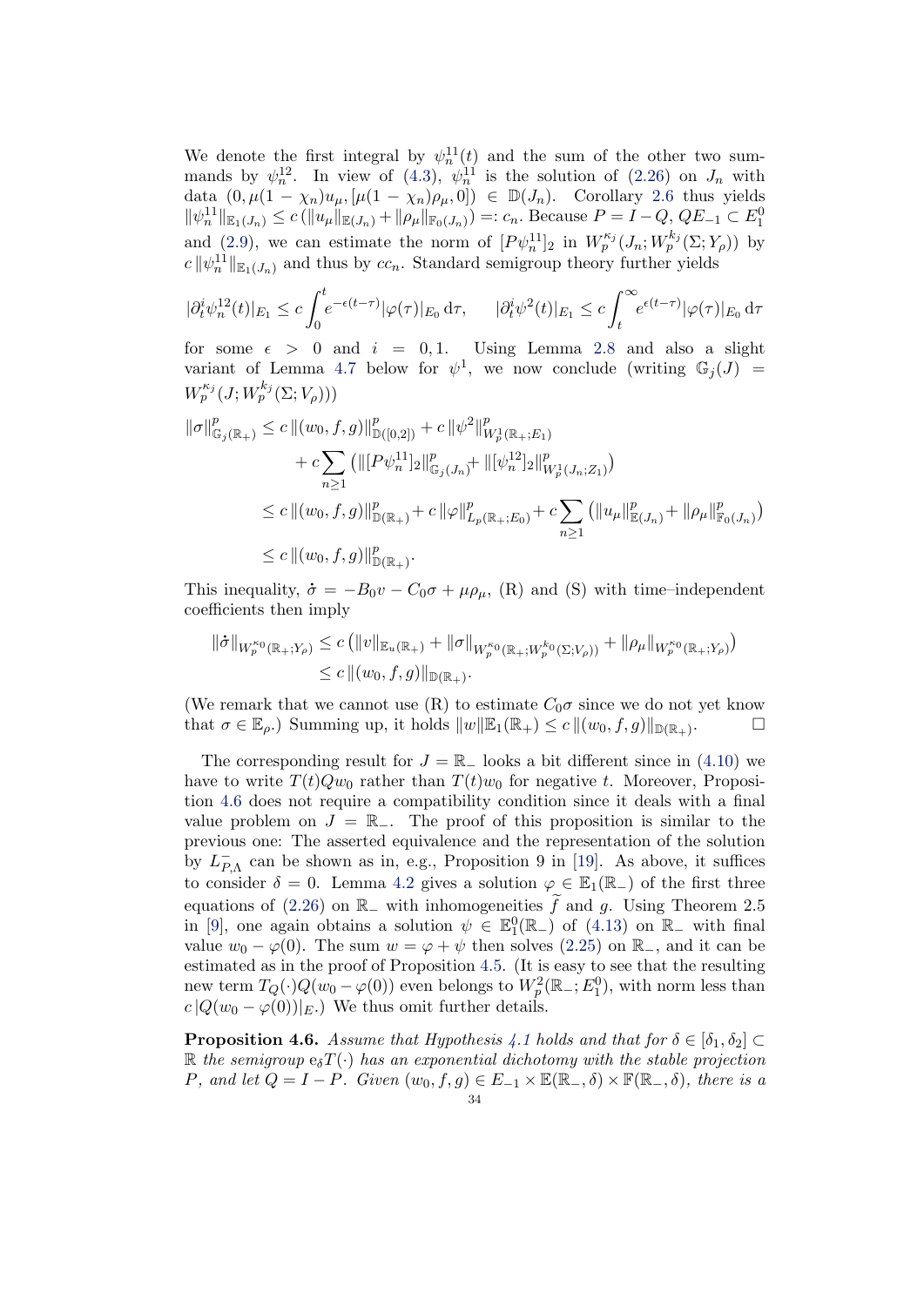We denote the first integral by $\psi_n^{11}(t)$ and the sum of the other two summands by $\psi_n^{12}$. In view of (4.3), $\psi_n^{11}$ is the solution of (2.26) on $J_n$ with data $(0, \mu(1-\chi_n)u_\mu, [\mu(1-\chi_n)\rho_\mu, 0]) \in \mathbb{D}(J_n)$. Corollary 2.6 thus yields $\|\psi_n^{11}\|_{\mathbb{E}_1(J_n)} \le c\,(\|u_\mu\|_{\mathbb{E}(J_n)} + \|\rho_\mu\|_{\mathbb{F}_0(J_n)}) =: c_n$. Because $P = I - Q$, $QE_{-1} \subset E_1^0$ and (2.9), we can estimate the norm of $[P\psi_n^{11}]_2$ in $W_p^{\kappa_j}(J_n; W_p^{k_j}(\Sigma; Y_\rho))$ by $c\,\|\psi_n^{11}\|_{\mathbb{E}_1(J_n)}$ and thus by $cc_n$. Standard semigroup theory further yields

$$
|\partial_t^i \psi_n^{12}(t)|_{E_1} \le c \int_0^t e^{-\epsilon(t-\tau)} |\varphi(\tau)|_{E_0}\, \mathrm{d}\tau, \qquad |\partial_t^i \psi^2(t)|_{E_1} \le c \int_t^\infty e^{\epsilon(t-\tau)} |\varphi(\tau)|_{E_0}\, \mathrm{d}\tau
$$

for some $\epsilon > 0$ and $i = 0, 1$. Using Lemma 2.8 and also a slight variant of Lemma 4.7 below for $\psi^1$, we now conclude (writing $\mathbb{G}_j(J) = W_p^{\kappa_j}(J; W_p^{k_j}(\Sigma; V_\rho))$)

$$
\begin{aligned}
\|\sigma\|_{\mathbb{G}_j(\mathbb{R}_+)}^p &\le c\,\|(w_0, f, g)\|_{\mathbb{D}([0,2])}^p + c\,\|\psi^2\|_{W_p^1(\mathbb{R}_+; E_1)}^p \\
&\quad + c \sum_{n \ge 1} \left( \|[P\psi_n^{11}]_2\|_{\mathbb{G}_j(J_n)}^p + \|[\psi_n^{12}]_2\|_{W_p^1(J_n; Z_1)}^p \right) \\
&\le c\,\|(w_0, f, g)\|_{\mathbb{D}(\mathbb{R}_+)}^p + c\,\|\varphi\|_{L_p(\mathbb{R}_+; E_0)}^p + c \sum_{n \ge 1} \left( \|u_\mu\|_{\mathbb{E}(J_n)}^p + \|\rho_\mu\|_{\mathbb{F}_0(J_n)}^p \right) \\
&\le c\,\|(w_0, f, g)\|_{\mathbb{D}(\mathbb{R}_+)}^p.
\end{aligned}
$$

This inequality, $\dot{\sigma} = -B_0 v - C_0\sigma + \mu\rho_\mu$, (R) and (S) with time–independent coefficients then imply

$$
\begin{aligned}
\|\dot{\sigma}\|_{W_p^{\kappa_0}(\mathbb{R}_+; Y_\rho)} &\le c\left( \|v\|_{\mathbb{E}_u(\mathbb{R}_+)} + \|\sigma\|_{W_p^{\kappa_0}(\mathbb{R}_+; W_p^{k_0}(\Sigma; V_\rho))} + \|\rho_\mu\|_{W_p^{\kappa_0}(\mathbb{R}_+; Y_\rho)} \right) \\
&\le c\,\|(w_0, f, g)\|_{\mathbb{D}(\mathbb{R}_+)}.
\end{aligned}
$$

(We remark that we cannot use (R) to estimate $C_0\sigma$ since we do not yet know that $\sigma \in \mathbb{E}_\rho$.) Summing up, it holds $\|w\|\mathbb{E}_1(\mathbb{R}_+) \le c\,\|(w_0, f, g)\|_{\mathbb{D}(\mathbb{R}_+)}$. $\square$

The corresponding result for $J = \mathbb{R}_-$ looks a bit different since in (4.10) we have to write $T(t)Qw_0$ rather than $T(t)w_0$ for negative $t$. Moreover, Proposition 4.6 does not require a compatibility condition since it deals with a final value problem on $J = \mathbb{R}_-$. The proof of this proposition is similar to the previous one: The asserted equivalence and the representation of the solution by $L_{P,\Lambda}^-$ can be shown as in, e.g., Proposition 9 in [19]. As above, it suffices to consider $\delta = 0$. Lemma 4.2 gives a solution $\varphi \in \mathbb{E}_1(\mathbb{R}_-)$ of the first three equations of (2.26) on $\mathbb{R}_-$ with inhomogeneities $\widetilde{f}$ and $g$. Using Theorem 2.5 in [9], one again obtains a solution $\psi \in \mathbb{E}_1^0(\mathbb{R}_-)$ of (4.13) on $\mathbb{R}_-$ with final value $w_0 - \varphi(0)$. The sum $w = \varphi + \psi$ then solves (2.25) on $\mathbb{R}_-$, and it can be estimated as in the proof of Proposition 4.5. (It is easy to see that the resulting new term $T_Q(\cdot)Q(w_0 - \varphi(0))$ even belongs to $W_p^2(\mathbb{R}_-; E_1^0)$, with norm less than $c\,|Q(w_0 - \varphi(0))|_E$.) We thus omit further details.

**Proposition 4.6.** *Assume that Hypothesis 4.1 holds and that for $\delta \in [\delta_1, \delta_2] \subset \mathbb{R}$ the semigroup $\mathrm{e}_\delta T(\cdot)$ has an exponential dichotomy with the stable projection $P$, and let $Q = I - P$. Given $(w_0, f, g) \in E_{-1} \times \mathbb{E}(\mathbb{R}_-, \delta) \times \mathbb{F}(\mathbb{R}_-, \delta)$, there is a*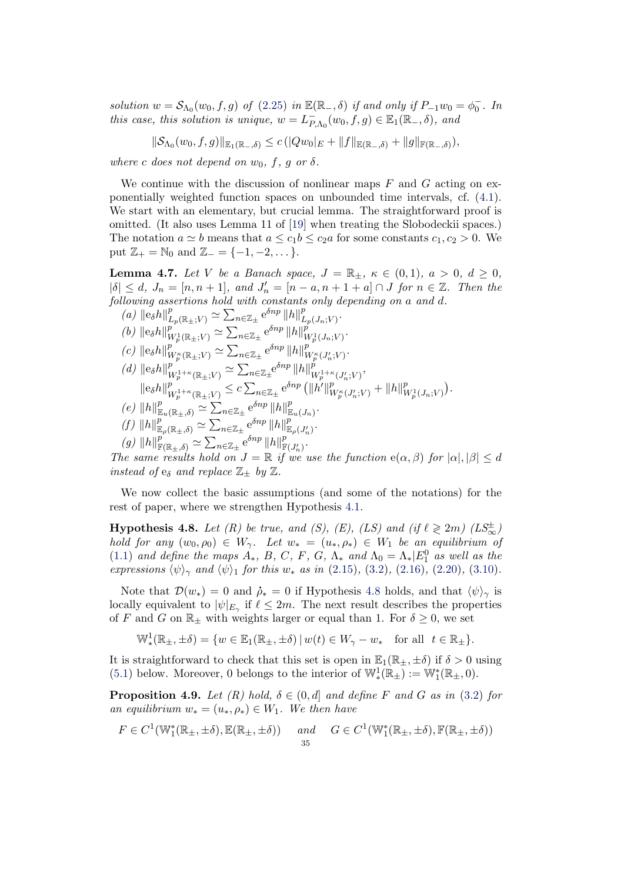*solution* $w = \mathcal{S}_{\Lambda_0}(w_0, f, g)$ *of* (2.25) *in* $\mathbb{E}(\mathbb{R}_-, \delta)$ *if and only if* $P_{-1}w_0 = \phi_0^-$. *In this case, this solution is unique,* $w = L^-_{P,\Lambda_0}(w_0, f, g) \in \mathbb{E}_1(\mathbb{R}_-, \delta)$, *and*

$$\|\mathcal{S}_{\Lambda_0}(w_0, f, g)\|_{\mathbb{E}_1(\mathbb{R}_-,\delta)} \le c\,(|Qw_0|_E + \|f\|_{\mathbb{E}(\mathbb{R}_-,\delta)} + \|g\|_{\mathbb{F}(\mathbb{R}_-,\delta)}),$$

*where* $c$ *does not depend on* $w_0$, $f$, $g$ *or* $\delta$.

We continue with the discussion of nonlinear maps $F$ and $G$ acting on exponentially weighted function spaces on unbounded time intervals, cf. (4.1). We start with an elementary, but crucial lemma. The straightforward proof is omitted. (It also uses Lemma 11 of [19] when treating the Slobodeckii spaces.) The notation $a \simeq b$ means that $a \le c_1 b \le c_2 a$ for some constants $c_1, c_2 > 0$. We put $\mathbb{Z}_+ = \mathbb{N}_0$ and $\mathbb{Z}_- = \{-1, -2, \dots\}$.

**Lemma 4.7.** *Let* $V$ *be a Banach space,* $J = \mathbb{R}_\pm$, $\kappa \in (0,1)$, $a > 0$, $d \ge 0$, $|\delta| \le d$, $J_n = [n, n+1]$, *and* $J_n' = [n-a, n+1+a] \cap J$ *for* $n \in \mathbb{Z}$. *Then the following assertions hold with constants only depending on* $a$ *and* $d$.

(a) $\|\mathrm{e}_\delta h\|^p_{L_p(\mathbb{R}_\pm;V)} \simeq \sum_{n\in\mathbb{Z}_\pm} \mathrm{e}^{\delta n p}\, \|h\|^p_{L_p(J_n;V)}$.

(b) $\|\mathrm{e}_\delta h\|^p_{W^1_p(\mathbb{R}_\pm;V)} \simeq \sum_{n\in\mathbb{Z}_\pm} \mathrm{e}^{\delta n p}\, \|h\|^p_{W^1_p(J_n;V)}$.

(c) $\|\mathrm{e}_\delta h\|^p_{W^\kappa_p(\mathbb{R}_\pm;V)} \simeq \sum_{n\in\mathbb{Z}_\pm} \mathrm{e}^{\delta n p}\, \|h\|^p_{W^\kappa_p(J_n';V)}$.

(d) $\|\mathrm{e}_\delta h\|^p_{W^{1+\kappa}_p(\mathbb{R}_\pm;V)} \simeq \sum_{n\in\mathbb{Z}_\pm} \mathrm{e}^{\delta n p}\, \|h\|^p_{W^{1+\kappa}_p(J_n';V)}$,
$\|\mathrm{e}_\delta h\|^p_{W^{1+\kappa}_p(\mathbb{R}_\pm;V)} \le c \sum_{n\in\mathbb{Z}_\pm} \mathrm{e}^{\delta n p}\, \big(\|h'\|^p_{W^\kappa_p(J_n';V)} + \|h\|^p_{W^1_p(J_n;V)}\big)$.

(e) $\|h\|^p_{\mathbb{E}_u(\mathbb{R}_\pm,\delta)} \simeq \sum_{n\in\mathbb{Z}_\pm} \mathrm{e}^{\delta n p}\, \|h\|^p_{\mathbb{E}_u(J_n)}$.

(f) $\|h\|^p_{\mathbb{E}_\rho(\mathbb{R}_\pm,\delta)} \simeq \sum_{n\in\mathbb{Z}_\pm} \mathrm{e}^{\delta n p}\, \|h\|^p_{\mathbb{E}_\rho(J_n')}$.

(g) $\|h\|^p_{\mathbb{F}(\mathbb{R}_\pm,\delta)} \simeq \sum_{n\in\mathbb{Z}_\pm} \mathrm{e}^{\delta n p}\, \|h\|^p_{\mathbb{F}(J_n')}$.

*The same results hold on* $J = \mathbb{R}$ *if we use the function* $\mathrm{e}(\alpha, \beta)$ *for* $|\alpha|, |\beta| \le d$ *instead of* $\mathrm{e}_\delta$ *and replace* $\mathbb{Z}_\pm$ *by* $\mathbb{Z}$.

We now collect the basic assumptions (and some of the notations) for the rest of paper, where we strengthen Hypothesis 4.1.

**Hypothesis 4.8.** *Let (R) be true, and (S), (E), (LS) and (if* $\ell \gtrless 2m$*) (*$LS^\pm_\infty$*) hold for any* $(w_0, \rho_0) \in W_\gamma$. *Let* $w_* = (u_*, \rho_*) \in W_1$ *be an equilibrium of* (1.1) *and define the maps* $A_*$, $B$, $C$, $F$, $G$, $\Lambda_*$ *and* $\Lambda_0 = \Lambda_*|E^0_1$ *as well as the expressions* $\langle\psi\rangle_\gamma$ *and* $\langle\psi\rangle_1$ *for this* $w_*$ *as in* (2.15), (3.2), (2.16), (2.20), (3.10).

Note that $\mathcal{D}(w_*) = 0$ and $\dot{\rho}_* = 0$ if Hypothesis 4.8 holds, and that $\langle\psi\rangle_\gamma$ is locally equivalent to $|\psi|_{E_\gamma}$ if $\ell \le 2m$. The next result describes the properties of $F$ and $G$ on $\mathbb{R}_\pm$ with weights larger or equal than 1. For $\delta \ge 0$, we set

$$\mathbb{W}^1_*(\mathbb{R}_\pm, \pm\delta) = \{w \in \mathbb{E}_1(\mathbb{R}_\pm, \pm\delta) \,|\, w(t) \in W_\gamma - w_* \quad \text{for all} \;\; t \in \mathbb{R}_\pm\}.$$

It is straightforward to check that this set is open in $\mathbb{E}_1(\mathbb{R}_\pm, \pm\delta)$ if $\delta > 0$ using (5.1) below. Moreover, 0 belongs to the interior of $\mathbb{W}^1_*(\mathbb{R}_\pm) := \mathbb{W}^*_1(\mathbb{R}_\pm, 0)$.

**Proposition 4.9.** *Let (R) hold,* $\delta \in (0, d]$ *and define* $F$ *and* $G$ *as in* (3.2) *for an equilibrium* $w_* = (u_*, \rho_*) \in W_1$. *We then have*

$$F \in C^1(\mathbb{W}^*_1(\mathbb{R}_\pm, \pm\delta), \mathbb{E}(\mathbb{R}_\pm, \pm\delta)) \quad \text{and} \quad G \in C^1(\mathbb{W}^*_1(\mathbb{R}_\pm, \pm\delta), \mathbb{F}(\mathbb{R}_\pm, \pm\delta))$$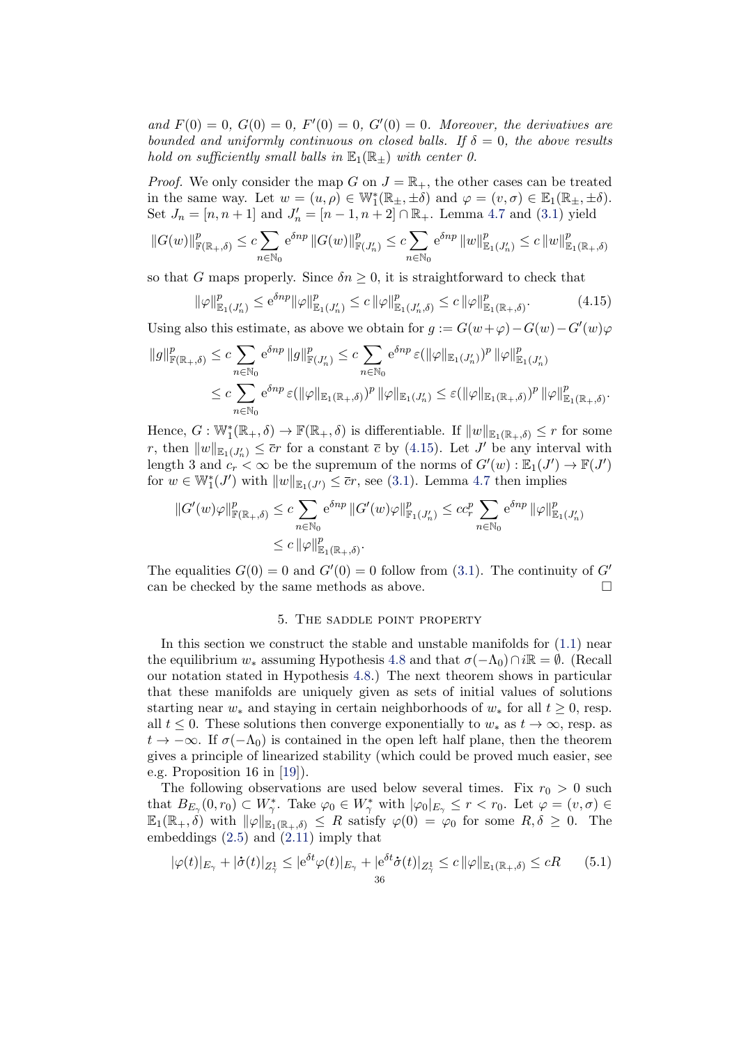*and $F(0)=0$, $G(0)=0$, $F'(0)=0$, $G'(0)=0$. Moreover, the derivatives are bounded and uniformly continuous on closed balls. If $\delta=0$, the above results hold on sufficiently small balls in $\mathbb{E}_1(\mathbb{R}_\pm)$ with center 0.*

*Proof.* We only consider the map $G$ on $J=\mathbb{R}_+$, the other cases can be treated in the same way. Let $w=(u,\rho)\in \mathbb{W}_1^*(\mathbb{R}_\pm,\pm\delta)$ and $\varphi=(v,\sigma)\in \mathbb{E}_1(\mathbb{R}_\pm,\pm\delta)$. Set $J_n=[n,n+1]$ and $J_n'=[n-1,n+2]\cap\mathbb{R}_+$. Lemma 4.7 and (3.1) yield

$$\|G(w)\|^p_{\mathbb{F}(\mathbb{R}_+,\delta)} \le c\sum_{n\in\mathbb{N}_0} \mathrm{e}^{\delta np}\,\|G(w)\|^p_{\mathbb{F}(J_n')} \le c\sum_{n\in\mathbb{N}_0} \mathrm{e}^{\delta np}\,\|w\|^p_{\mathbb{E}_1(J_n')} \le c\,\|w\|^p_{\mathbb{E}_1(\mathbb{R}_+,\delta)}$$

so that $G$ maps properly. Since $\delta n\ge 0$, it is straightforward to check that

$$\|\varphi\|^p_{\mathbb{E}_1(J_n')} \le \mathrm{e}^{\delta np}\|\varphi\|^p_{\mathbb{E}_1(J_n')} \le c\,\|\varphi\|^p_{\mathbb{E}_1(J_n',\delta)} \le c\,\|\varphi\|^p_{\mathbb{E}_1(\mathbb{R}_+,\delta)}. \tag{4.15}$$

Using also this estimate, as above we obtain for $g:=G(w+\varphi)-G(w)-G'(w)\varphi$

$$\begin{aligned}
\|g\|^p_{\mathbb{F}(\mathbb{R}_+,\delta)} &\le c\sum_{n\in\mathbb{N}_0} \mathrm{e}^{\delta np}\,\|g\|^p_{\mathbb{F}(J_n')} \le c\sum_{n\in\mathbb{N}_0} \mathrm{e}^{\delta np}\,\varepsilon(\|\varphi\|_{\mathbb{E}_1(J_n')})^p\,\|\varphi\|^p_{\mathbb{E}_1(J_n')}\\
&\le c\sum_{n\in\mathbb{N}_0} \mathrm{e}^{\delta np}\,\varepsilon(\|\varphi\|_{\mathbb{E}_1(\mathbb{R}_+,\delta)})^p\,\|\varphi\|_{\mathbb{E}_1(J_n')} \le \varepsilon(\|\varphi\|_{\mathbb{E}_1(\mathbb{R}_+,\delta)})^p\,\|\varphi\|^p_{\mathbb{E}_1(\mathbb{R}_+,\delta)}.
\end{aligned}$$

Hence, $G:\mathbb{W}_1^*(\mathbb{R}_+,\delta)\to\mathbb{F}(\mathbb{R}_+,\delta)$ is differentiable. If $\|w\|_{\mathbb{E}_1(\mathbb{R}_+,\delta)}\le r$ for some $r$, then $\|w\|_{\mathbb{E}_1(J_n')}\le \overline{c}r$ for a constant $\overline{c}$ by (4.15). Let $J'$ be any interval with length 3 and $c_r<\infty$ be the supremum of the norms of $G'(w):\mathbb{E}_1(J')\to\mathbb{F}(J')$ for $w\in\mathbb{W}_1^*(J')$ with $\|w\|_{\mathbb{E}_1(J')}\le\overline{c}r$, see (3.1). Lemma 4.7 then implies

$$\begin{aligned}
\|G'(w)\varphi\|^p_{\mathbb{F}(\mathbb{R}_+,\delta)} &\le c\sum_{n\in\mathbb{N}_0} \mathrm{e}^{\delta np}\,\|G'(w)\varphi\|^p_{\mathbb{F}_1(J_n')} \le c c_r^p\sum_{n\in\mathbb{N}_0} \mathrm{e}^{\delta np}\,\|\varphi\|^p_{\mathbb{E}_1(J_n')}\\
&\le c\,\|\varphi\|^p_{\mathbb{E}_1(\mathbb{R}_+,\delta)}.
\end{aligned}$$

The equalities $G(0)=0$ and $G'(0)=0$ follow from (3.1). The continuity of $G'$ can be checked by the same methods as above. $\square$

## 5. The saddle point property

In this section we construct the stable and unstable manifolds for (1.1) near the equilibrium $w_*$ assuming Hypothesis 4.8 and that $\sigma(-\Lambda_0)\cap i\mathbb{R}=\emptyset$. (Recall our notation stated in Hypothesis 4.8.) The next theorem shows in particular that these manifolds are uniquely given as sets of initial values of solutions starting near $w_*$ and staying in certain neighborhoods of $w_*$ for all $t\ge 0$, resp. all $t\le 0$. These solutions then converge exponentially to $w_*$ as $t\to\infty$, resp. as $t\to-\infty$. If $\sigma(-\Lambda_0)$ is contained in the open left half plane, then the theorem gives a principle of linearized stability (which could be proved much easier, see e.g. Proposition 16 in [19]).

The following observations are used below several times. Fix $r_0>0$ such that $B_{E_\gamma}(0,r_0)\subset W_\gamma^*$. Take $\varphi_0\in W_\gamma^*$ with $|\varphi_0|_{E_\gamma}\le r<r_0$. Let $\varphi=(v,\sigma)\in \mathbb{E}_1(\mathbb{R}_+,\delta)$ with $\|\varphi\|_{\mathbb{E}_1(\mathbb{R}_+,\delta)}\le R$ satisfy $\varphi(0)=\varphi_0$ for some $R,\delta\ge 0$. The embeddings (2.5) and (2.11) imply that

$$|\varphi(t)|_{E_\gamma}+|\dot\sigma(t)|_{Z_\gamma^1} \le |\mathrm{e}^{\delta t}\varphi(t)|_{E_\gamma}+|\mathrm{e}^{\delta t}\dot\sigma(t)|_{Z_\gamma^1} \le c\,\|\varphi\|_{\mathbb{E}_1(\mathbb{R}_+,\delta)} \le cR \tag{5.1}$$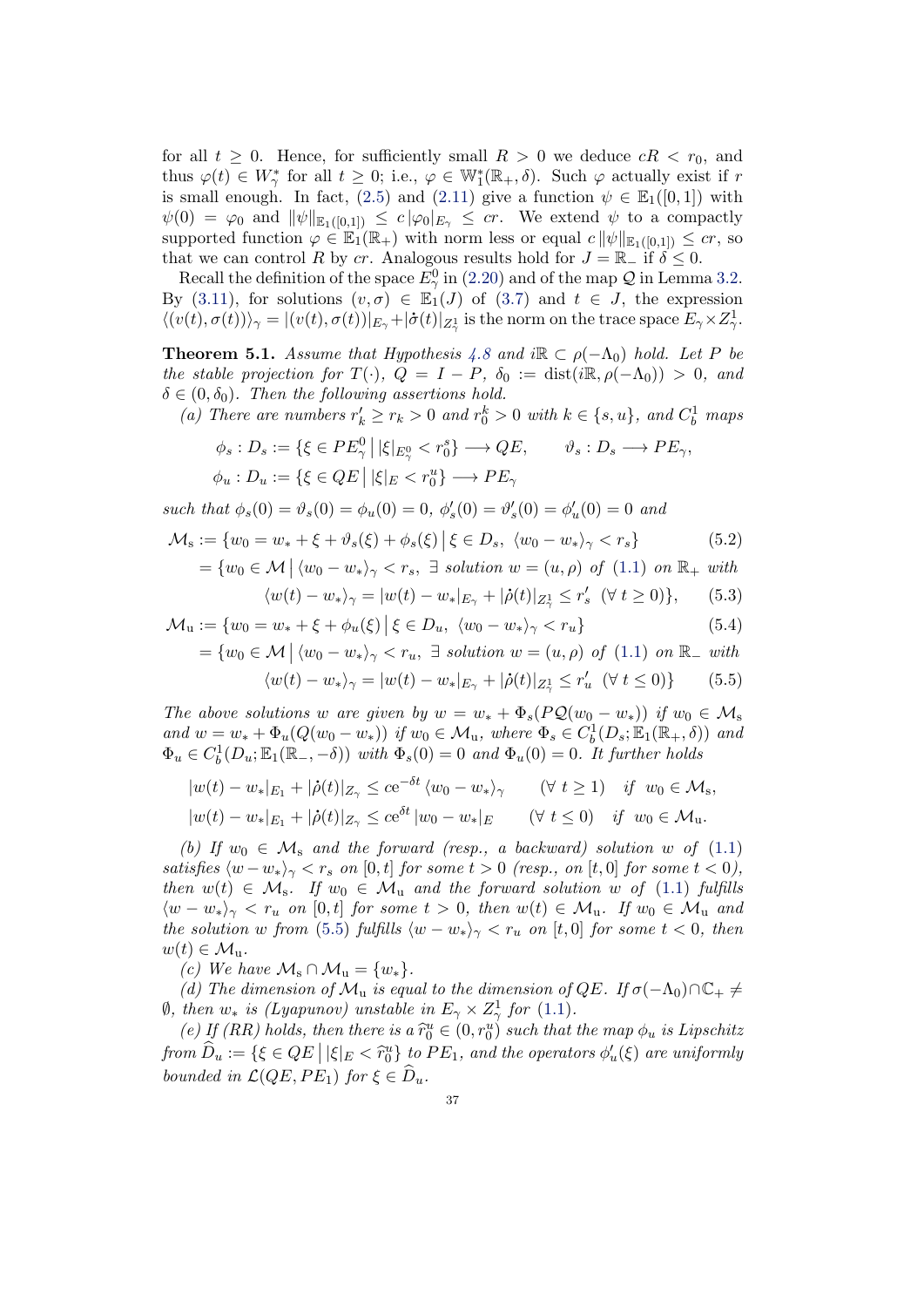for all $t \geq 0$. Hence, for sufficiently small $R > 0$ we deduce $cR < r_0$, and thus $\varphi(t) \in W^*_\gamma$ for all $t \geq 0$; i.e., $\varphi \in \mathbb{W}^*_1(\mathbb{R}_+, \delta)$. Such $\varphi$ actually exist if $r$ is small enough. In fact, (2.5) and (2.11) give a function $\psi \in \mathbb{E}_1([0,1])$ with $\psi(0) = \varphi_0$ and $\|\psi\|_{\mathbb{E}_1([0,1])} \leq c\,|\varphi_0|_{E_\gamma} \leq cr$. We extend $\psi$ to a compactly supported function $\varphi \in \mathbb{E}_1(\mathbb{R}_+)$ with norm less or equal $c\,\|\psi\|_{\mathbb{E}_1([0,1])} \leq cr$, so that we can control $R$ by $cr$. Analogous results hold for $J = \mathbb{R}_-$ if $\delta \leq 0$.

Recall the definition of the space $E^0_\gamma$ in (2.20) and of the map $\mathcal{Q}$ in Lemma 3.2. By (3.11), for solutions $(v, \sigma) \in \mathbb{E}_1(J)$ of (3.7) and $t \in J$, the expression $\langle\!\langle (v(t), \sigma(t)) \rangle\!\rangle_\gamma = |(v(t), \sigma(t))|_{E_\gamma} + |\dot\sigma(t)|_{Z^1_\gamma}$ is the norm on the trace space $E_\gamma \times Z^1_\gamma$.

**Theorem 5.1.** *Assume that Hypothesis 4.8 and $i\mathbb{R} \subset \rho(-\Lambda_0)$ hold. Let $P$ be the stable projection for $T(\cdot)$, $Q = I - P$, $\delta_0 := \operatorname{dist}(i\mathbb{R}, \rho(-\Lambda_0)) > 0$, and $\delta \in (0, \delta_0)$. Then the following assertions hold.*

*(a) There are numbers $r'_k \geq r_k > 0$ and $r^k_0 > 0$ with $k \in \{s, u\}$, and $C^1_b$ maps*

$$\phi_s : D_s := \{\xi \in PE^0_\gamma \,\big|\, |\xi|_{E^0_\gamma} < r^s_0\} \longrightarrow QE, \qquad \vartheta_s : D_s \longrightarrow PE_\gamma,$$

$$\phi_u : D_u := \{\xi \in QE \,\big|\, |\xi|_E < r^u_0\} \longrightarrow PE_\gamma$$

*such that $\phi_s(0) = \vartheta_s(0) = \phi_u(0) = 0$, $\phi'_s(0) = \vartheta'_s(0) = \phi'_u(0) = 0$ and*

$$\mathcal{M}_\mathrm{s} := \{w_0 = w_* + \xi + \vartheta_s(\xi) + \phi_s(\xi) \,\big|\, \xi \in D_s,\ \langle w_0 - w_* \rangle_\gamma < r_s\} \tag{5.2}$$

$$= \{w_0 \in \mathcal{M} \,\big|\, \langle w_0 - w_* \rangle_\gamma < r_s,\ \exists \text{ solution } w = (u, \rho) \text{ of (1.1) on } \mathbb{R}_+ \text{ with}$$

$$\langle w(t) - w_* \rangle_\gamma = |w(t) - w_*|_{E_\gamma} + |\dot\rho(t)|_{Z^1_\gamma} \leq r'_s \ \ (\forall\, t \geq 0)\}, \tag{5.3}$$

$$\mathcal{M}_\mathrm{u} := \{w_0 = w_* + \xi + \phi_u(\xi) \,\big|\, \xi \in D_u,\ \langle w_0 - w_* \rangle_\gamma < r_u\} \tag{5.4}$$

$$= \{w_0 \in \mathcal{M} \,\big|\, \langle w_0 - w_* \rangle_\gamma < r_u,\ \exists \text{ solution } w = (u, \rho) \text{ of (1.1) on } \mathbb{R}_- \text{ with}$$

$$\langle w(t) - w_* \rangle_\gamma = |w(t) - w_*|_{E_\gamma} + |\dot\rho(t)|_{Z^1_\gamma} \leq r'_u \ \ (\forall\, t \leq 0)\} \tag{5.5}$$

*The above solutions $w$ are given by $w = w_* + \Phi_s(P\mathcal{Q}(w_0 - w_*))$ if $w_0 \in \mathcal{M}_\mathrm{s}$ and $w = w_* + \Phi_u(Q(w_0 - w_*))$ if $w_0 \in \mathcal{M}_\mathrm{u}$, where $\Phi_s \in C^1_b(D_s; \mathbb{E}_1(\mathbb{R}_+, \delta))$ and $\Phi_u \in C^1_b(D_u; \mathbb{E}_1(\mathbb{R}_-, -\delta))$ with $\Phi_s(0) = 0$ and $\Phi_u(0) = 0$. It further holds*

$$|w(t) - w_*|_{E_1} + |\dot\rho(t)|_{Z_\gamma} \leq c e^{-\delta t} \langle w_0 - w_* \rangle_\gamma \qquad (\forall\, t \geq 1) \quad \text{if} \ \ w_0 \in \mathcal{M}_\mathrm{s},$$

$$|w(t) - w_*|_{E_1} + |\dot\rho(t)|_{Z_\gamma} \leq c e^{\delta t} |w_0 - w_*|_E \qquad (\forall\, t \leq 0) \quad \text{if} \ \ w_0 \in \mathcal{M}_\mathrm{u}.$$

*(b) If $w_0 \in \mathcal{M}_\mathrm{s}$ and the forward (resp., a backward) solution $w$ of (1.1) satisfies $\langle w - w_* \rangle_\gamma < r_s$ on $[0, t]$ for some $t > 0$ (resp., on $[t, 0]$ for some $t < 0$), then $w(t) \in \mathcal{M}_\mathrm{s}$. If $w_0 \in \mathcal{M}_\mathrm{u}$ and the forward solution $w$ of (1.1) fulfills $\langle w - w_* \rangle_\gamma < r_u$ on $[0, t]$ for some $t > 0$, then $w(t) \in \mathcal{M}_\mathrm{u}$. If $w_0 \in \mathcal{M}_\mathrm{u}$ and the solution $w$ from (5.5) fulfills $\langle w - w_* \rangle_\gamma < r_u$ on $[t, 0]$ for some $t < 0$, then $w(t) \in \mathcal{M}_\mathrm{u}$.*

*(c) We have $\mathcal{M}_\mathrm{s} \cap \mathcal{M}_\mathrm{u} = \{w_*\}$.*

*(d) The dimension of $\mathcal{M}_\mathrm{u}$ is equal to the dimension of $QE$. If $\sigma(-\Lambda_0) \cap \mathbb{C}_+ \neq \emptyset$, then $w_*$ is (Lyapunov) unstable in $E_\gamma \times Z^1_\gamma$ for (1.1).*

*(e) If (RR) holds, then there is a $\widehat{r}^u_0 \in (0, r^u_0)$ such that the map $\phi_u$ is Lipschitz from $\widehat{D}_u := \{\xi \in QE \,\big|\, |\xi|_E < \widehat{r}^u_0\}$ to $PE_1$, and the operators $\phi'_u(\xi)$ are uniformly bounded in $\mathcal{L}(QE, PE_1)$ for $\xi \in \widehat{D}_u$.*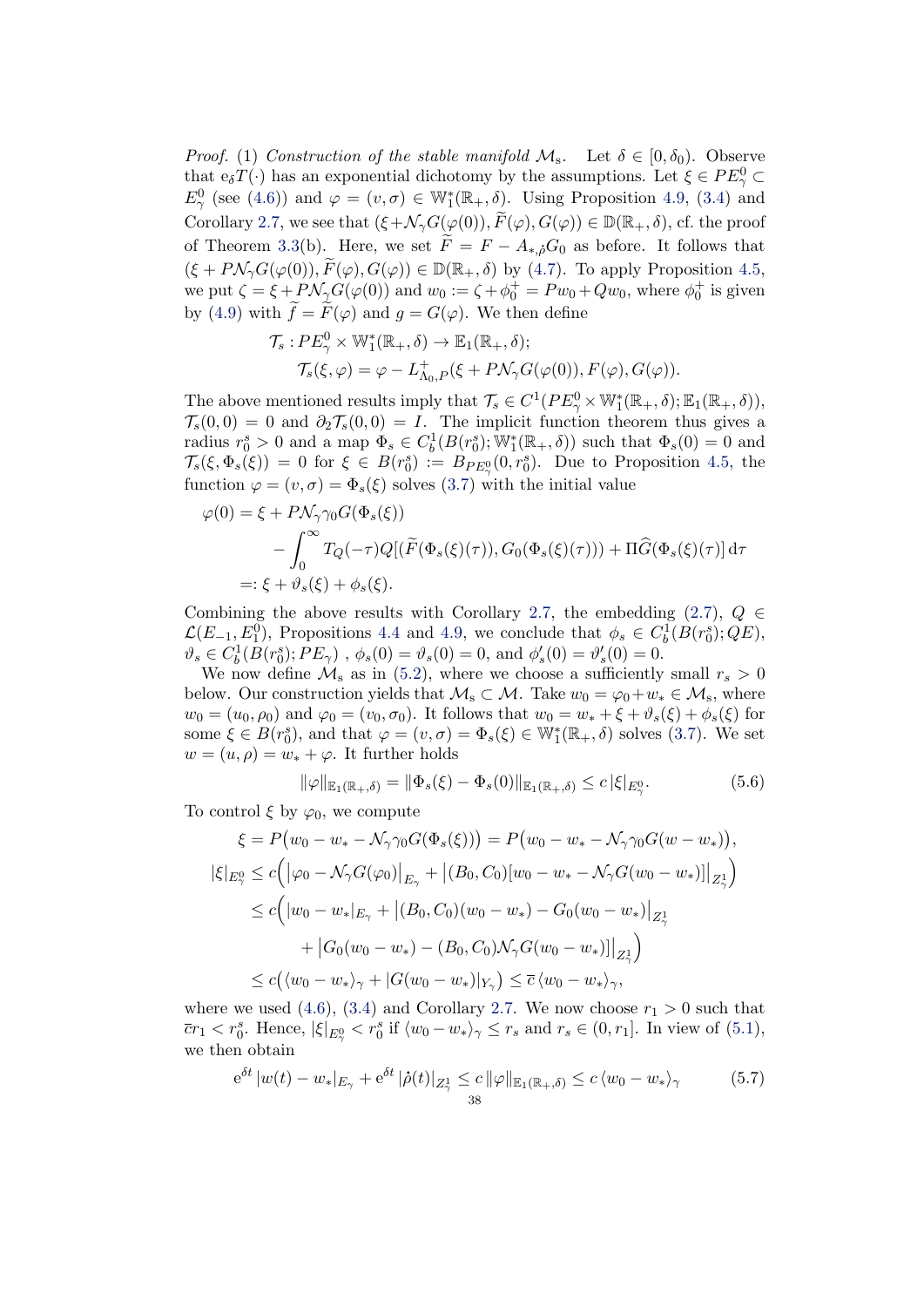*Proof.* (1) *Construction of the stable manifold $\mathcal{M}_s$.* Let $\delta \in [0, \delta_0)$. Observe that $e_\delta T(\cdot)$ has an exponential dichotomy by the assumptions. Let $\xi \in PE^0_\gamma \subset E^0_\gamma$ (see (4.6)) and $\varphi = (v, \sigma) \in \mathbb{W}^*_1(\mathbb{R}_+, \delta)$. Using Proposition 4.9, (3.4) and Corollary 2.7, we see that $(\xi + \mathcal{N}_\gamma G(\varphi(0)), \widetilde{F}(\varphi), G(\varphi)) \in \mathbb{D}(\mathbb{R}_+, \delta)$, cf. the proof of Theorem 3.3(b). Here, we set $\widetilde{F} = F - A_{*,\hat\rho} G_0$ as before. It follows that $(\xi + P\mathcal{N}_\gamma G(\varphi(0)), \widetilde{F}(\varphi), G(\varphi)) \in \mathbb{D}(\mathbb{R}_+, \delta)$ by (4.7). To apply Proposition 4.5, we put $\zeta = \xi + P\mathcal{N}_\gamma G(\varphi(0))$ and $w_0 := \zeta + \phi_0^+ = Pw_0 + Qw_0$, where $\phi_0^+$ is given by (4.9) with $\widetilde{f} = \widetilde{F}(\varphi)$ and $g = G(\varphi)$. We then define

$$
\begin{aligned}
&\mathcal{T}_s : PE^0_\gamma \times \mathbb{W}^*_1(\mathbb{R}_+, \delta) \to \mathbb{E}_1(\mathbb{R}_+, \delta);\\
&\qquad \mathcal{T}_s(\xi, \varphi) = \varphi - L^+_{\Lambda_0, P}(\xi + P\mathcal{N}_\gamma G(\varphi(0)), F(\varphi), G(\varphi)).
\end{aligned}
$$

The above mentioned results imply that $\mathcal{T}_s \in C^1(PE^0_\gamma \times \mathbb{W}^*_1(\mathbb{R}_+, \delta); \mathbb{E}_1(\mathbb{R}_+, \delta))$, $\mathcal{T}_s(0,0) = 0$ and $\partial_2 \mathcal{T}_s(0,0) = I$. The implicit function theorem thus gives a radius $r_0^s > 0$ and a map $\Phi_s \in C^1_b(B(r_0^s); \mathbb{W}^*_1(\mathbb{R}_+, \delta))$ such that $\Phi_s(0) = 0$ and $\mathcal{T}_s(\xi, \Phi_s(\xi)) = 0$ for $\xi \in B(r_0^s) := B_{PE^0_\gamma}(0, r_0^s)$. Due to Proposition 4.5, the function $\varphi = (v, \sigma) = \Phi_s(\xi)$ solves (3.7) with the initial value

$$
\begin{aligned}
\varphi(0) &= \xi + P\mathcal{N}_\gamma \gamma_0 G(\Phi_s(\xi))\\
&\qquad - \int_0^\infty T_Q(-\tau) Q[(\widetilde{F}(\Phi_s(\xi)(\tau)), G_0(\Phi_s(\xi)(\tau))) + \Pi \widehat{G}(\Phi_s(\xi)(\tau)]\, d\tau\\
&=: \xi + \vartheta_s(\xi) + \phi_s(\xi).
\end{aligned}
$$

Combining the above results with Corollary 2.7, the embedding (2.7), $Q \in \mathcal{L}(E_{-1}, E^0_1)$, Propositions 4.4 and 4.9, we conclude that $\phi_s \in C^1_b(B(r_0^s); QE)$, $\vartheta_s \in C^1_b(B(r_0^s); PE_\gamma)$ , $\phi_s(0) = \vartheta_s(0) = 0$, and $\phi_s'(0) = \vartheta_s'(0) = 0$.

We now define $\mathcal{M}_s$ as in (5.2), where we choose a sufficiently small $r_s > 0$ below. Our construction yields that $\mathcal{M}_s \subset \mathcal{M}$. Take $w_0 = \varphi_0 + w_* \in \mathcal{M}_s$, where $w_0 = (u_0, \rho_0)$ and $\varphi_0 = (v_0, \sigma_0)$. It follows that $w_0 = w_* + \xi + \vartheta_s(\xi) + \phi_s(\xi)$ for some $\xi \in B(r_0^s)$, and that $\varphi = (v, \sigma) = \Phi_s(\xi) \in \mathbb{W}^*_1(\mathbb{R}_+, \delta)$ solves (3.7). We set $w = (u, \rho) = w_* + \varphi$. It further holds

$$
\|\varphi\|_{\mathbb{E}_1(\mathbb{R}_+,\delta)} = \|\Phi_s(\xi) - \Phi_s(0)\|_{\mathbb{E}_1(\mathbb{R}_+,\delta)} \le c\, |\xi|_{E^0_\gamma}. \tag{5.6}
$$

To control $\xi$ by $\varphi_0$, we compute

$$
\begin{aligned}
\xi &= P\big(w_0 - w_* - \mathcal{N}_\gamma \gamma_0 G(\Phi_s(\xi))\big) = P\big(w_0 - w_* - \mathcal{N}_\gamma \gamma_0 G(w - w_*)\big),\\
|\xi|_{E^0_\gamma} &\le c\Big( \big|\varphi_0 - \mathcal{N}_\gamma G(\varphi_0)\big|_{E_\gamma} + \big|(B_0, C_0)[w_0 - w_* - \mathcal{N}_\gamma G(w_0 - w_*)]\big|_{Z^1_\gamma} \Big)\\
&\le c\Big( |w_0 - w_*|_{E_\gamma} + \big|(B_0, C_0)(w_0 - w_*) - G_0(w_0 - w_*)\big|_{Z^1_\gamma}\\
&\qquad + \big|G_0(w_0 - w_*) - (B_0, C_0)\mathcal{N}_\gamma G(w_0 - w_*)]\big|_{Z^1_\gamma} \Big)\\
&\le c\big( \langle w_0 - w_* \rangle_\gamma + |G(w_0 - w_*)|_{Y_\gamma} \big) \le \overline{c}\, \langle w_0 - w_* \rangle_\gamma,
\end{aligned}
$$

where we used (4.6), (3.4) and Corollary 2.7. We now choose $r_1 > 0$ such that $\overline{c} r_1 < r_0^s$. Hence, $|\xi|_{E^0_\gamma} < r_0^s$ if $\langle w_0 - w_* \rangle_\gamma \le r_s$ and $r_s \in (0, r_1]$. In view of (5.1), we then obtain

$$
e^{\delta t}\, |w(t) - w_*|_{E_\gamma} + e^{\delta t}\, |\dot\rho(t)|_{Z^1_\gamma} \le c\, \|\varphi\|_{\mathbb{E}_1(\mathbb{R}_+,\delta)} \le c\, \langle w_0 - w_* \rangle_\gamma \tag{5.7}
$$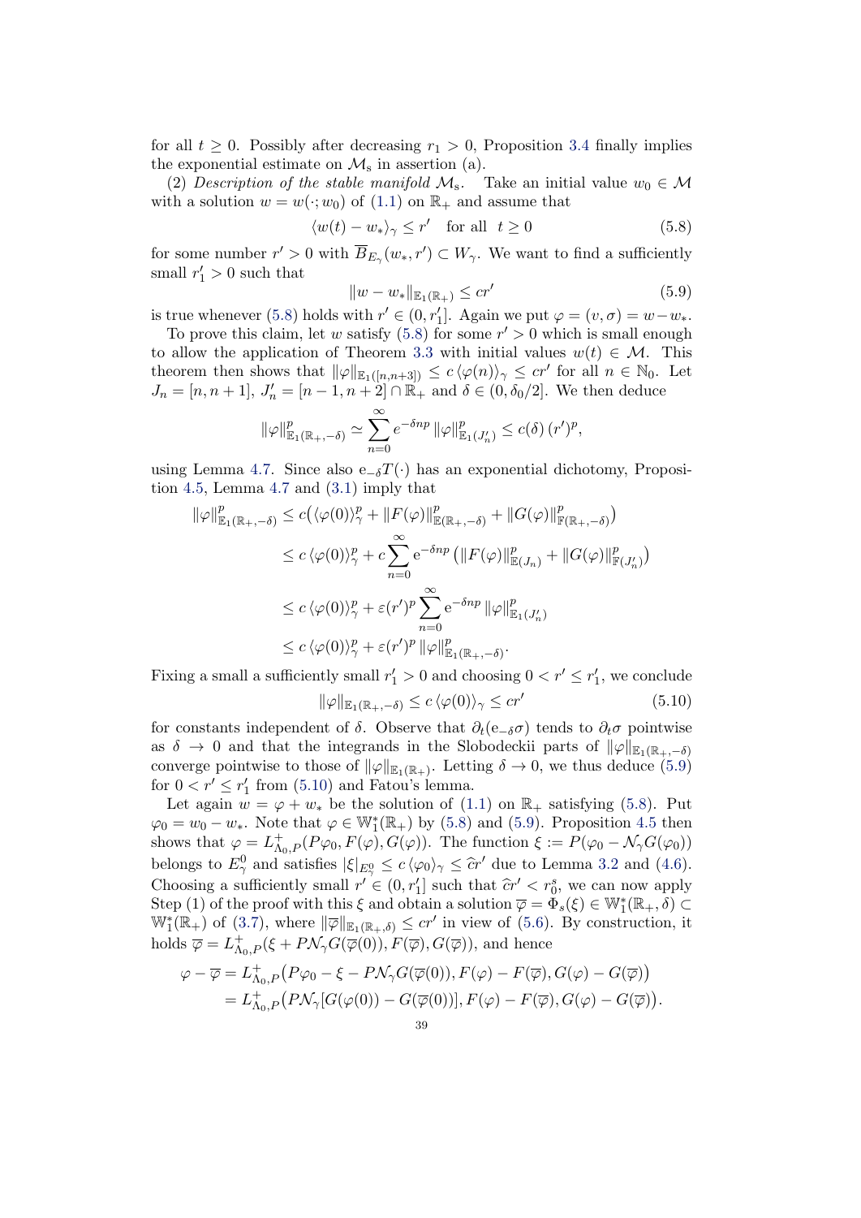for all $t \geq 0$. Possibly after decreasing $r_1 > 0$, Proposition 3.4 finally implies the exponential estimate on $\mathcal{M}_s$ in assertion (a).

(2) *Description of the stable manifold $\mathcal{M}_s$.* Take an initial value $w_0 \in \mathcal{M}$ with a solution $w = w(\cdot; w_0)$ of (1.1) on $\mathbb{R}_+$ and assume that

$$\langle w(t) - w_* \rangle_\gamma \leq r' \quad \text{for all} \quad t \geq 0 \tag{5.8}$$

for some number $r' > 0$ with $\overline{B}_{E_\gamma}(w_*, r') \subset W_\gamma$. We want to find a sufficiently small $r'_1 > 0$ such that

$$\|w - w_*\|_{\mathbb{E}_1(\mathbb{R}_+)} \leq cr' \tag{5.9}$$

is true whenever (5.8) holds with $r' \in (0, r'_1]$. Again we put $\varphi = (v, \sigma) = w - w_*$.

To prove this claim, let $w$ satisfy (5.8) for some $r' > 0$ which is small enough to allow the application of Theorem 3.3 with initial values $w(t) \in \mathcal{M}$. This theorem then shows that $\|\varphi\|_{\mathbb{E}_1([n,n+3])} \leq c \langle \varphi(n) \rangle_\gamma \leq cr'$ for all $n \in \mathbb{N}_0$. Let $J_n = [n, n+1]$, $J'_n = [n-1, n+2] \cap \mathbb{R}_+$ and $\delta \in (0, \delta_0/2]$. We then deduce

$$\|\varphi\|^p_{\mathbb{E}_1(\mathbb{R}_+, -\delta)} \simeq \sum_{n=0}^{\infty} e^{-\delta np} \|\varphi\|^p_{\mathbb{E}_1(J'_n)} \leq c(\delta) \, (r')^p,$$

using Lemma 4.7. Since also $\mathrm{e}_{-\delta} T(\cdot)$ has an exponential dichotomy, Proposition 4.5, Lemma 4.7 and (3.1) imply that

$$\begin{aligned}
\|\varphi\|^p_{\mathbb{E}_1(\mathbb{R}_+, -\delta)} &\leq c\big(\langle \varphi(0) \rangle^p_\gamma + \|F(\varphi)\|^p_{\mathbb{E}(\mathbb{R}_+, -\delta)} + \|G(\varphi)\|^p_{\mathbb{F}(\mathbb{R}_+, -\delta)}\big) \\
&\leq c \, \langle \varphi(0) \rangle^p_\gamma + c \sum_{n=0}^{\infty} \mathrm{e}^{-\delta np} \big(\|F(\varphi)\|^p_{\mathbb{E}(J_n)} + \|G(\varphi)\|^p_{\mathbb{F}(J'_n)}\big) \\
&\leq c \, \langle \varphi(0) \rangle^p_\gamma + \varepsilon (r')^p \sum_{n=0}^{\infty} \mathrm{e}^{-\delta np} \|\varphi\|^p_{\mathbb{E}_1(J'_n)} \\
&\leq c \, \langle \varphi(0) \rangle^p_\gamma + \varepsilon (r')^p \, \|\varphi\|^p_{\mathbb{E}_1(\mathbb{R}_+, -\delta)}.
\end{aligned}$$

Fixing a small a sufficiently small $r'_1 > 0$ and choosing $0 < r' \leq r'_1$, we conclude

$$\|\varphi\|_{\mathbb{E}_1(\mathbb{R}_+, -\delta)} \leq c \, \langle \varphi(0) \rangle_\gamma \leq cr' \tag{5.10}$$

for constants independent of $\delta$. Observe that $\partial_t(\mathrm{e}_{-\delta}\sigma)$ tends to $\partial_t \sigma$ pointwise as $\delta \to 0$ and that the integrands in the Slobodeckii parts of $\|\varphi\|_{\mathbb{E}_1(\mathbb{R}_+, -\delta)}$ converge pointwise to those of $\|\varphi\|_{\mathbb{E}_1(\mathbb{R}_+)}$. Letting $\delta \to 0$, we thus deduce (5.9) for $0 < r' \leq r'_1$ from (5.10) and Fatou's lemma.

Let again $w = \varphi + w_*$ be the solution of (1.1) on $\mathbb{R}_+$ satisfying (5.8). Put $\varphi_0 = w_0 - w_*$. Note that $\varphi \in \mathbb{W}^*_1(\mathbb{R}_+)$ by (5.8) and (5.9). Proposition 4.5 then shows that $\varphi = L^+_{\Lambda_0, P}(P\varphi_0, F(\varphi), G(\varphi))$. The function $\xi := P(\varphi_0 - \mathcal{N}_\gamma G(\varphi_0))$ belongs to $E^0_\gamma$ and satisfies $|\xi|_{E^0_\gamma} \leq c \, \langle \varphi_0 \rangle_\gamma \leq \widehat{c} r'$ due to Lemma 3.2 and (4.6). Choosing a sufficiently small $r' \in (0, r'_1]$ such that $\widehat{c} r' < r^s_0$, we can now apply Step (1) of the proof with this $\xi$ and obtain a solution $\overline{\varphi} = \Phi_s(\xi) \in \mathbb{W}^*_1(\mathbb{R}_+, \delta) \subset \mathbb{W}^*_1(\mathbb{R}_+)$ of (3.7), where $\|\overline{\varphi}\|_{\mathbb{E}_1(\mathbb{R}_+, \delta)} \leq cr'$ in view of (5.6). By construction, it holds $\overline{\varphi} = L^+_{\Lambda_0, P}(\xi + P\mathcal{N}_\gamma G(\overline{\varphi}(0)), F(\overline{\varphi}), G(\overline{\varphi}))$, and hence

$$\begin{aligned}
\varphi - \overline{\varphi} &= L^+_{\Lambda_0, P}\big(P\varphi_0 - \xi - P\mathcal{N}_\gamma G(\overline{\varphi}(0)), F(\varphi) - F(\overline{\varphi}), G(\varphi) - G(\overline{\varphi})\big) \\
&= L^+_{\Lambda_0, P}\big(P\mathcal{N}_\gamma [G(\varphi(0)) - G(\overline{\varphi}(0))], F(\varphi) - F(\overline{\varphi}), G(\varphi) - G(\overline{\varphi})\big).
\end{aligned}$$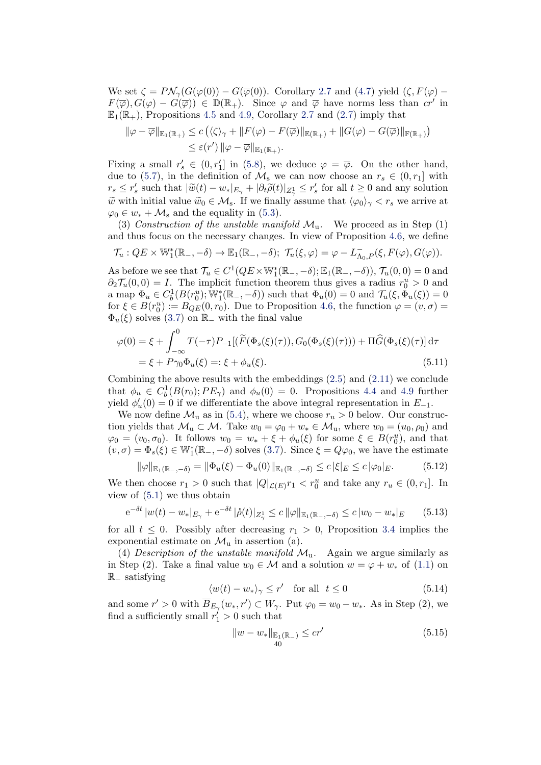We set $\zeta = P\mathcal{N}_\gamma(G(\varphi(0)) - G(\overline{\varphi}(0))$. Corollary 2.7 and (4.7) yield $(\zeta, F(\varphi) - F(\overline{\varphi}), G(\varphi) - G(\overline{\varphi})) \in \mathbb{D}(\mathbb{R}_+)$. Since $\varphi$ and $\overline{\varphi}$ have norms less than $cr'$ in $\mathbb{E}_1(\mathbb{R}_+)$, Propositions 4.5 and 4.9, Corollary 2.7 and (2.7) imply that

$$\begin{aligned}
\|\varphi - \overline{\varphi}\|_{\mathbb{E}_1(\mathbb{R}_+)} &\le c\left(\langle\zeta\rangle_\gamma + \|F(\varphi) - F(\overline{\varphi})\|_{\mathbb{E}(\mathbb{R}_+)} + \|G(\varphi) - G(\overline{\varphi})\|_{\mathbb{F}(\mathbb{R}_+)}\right) \\
&\le \varepsilon(r')\,\|\varphi - \overline{\varphi}\|_{\mathbb{E}_1(\mathbb{R}_+)}.
\end{aligned}$$

Fixing a small $r_s' \in (0, r_1']$ in (5.8), we deduce $\varphi = \overline{\varphi}$. On the other hand, due to (5.7), in the definition of $\mathcal{M}_s$ we can now choose an $r_s \in (0, r_1]$ with $r_s \le r_s'$ such that $|\widetilde{w}(t) - w_*|_{E_\gamma} + |\partial_t \widetilde{\rho}(t)|_{Z_\gamma^1} \le r_s'$ for all $t \ge 0$ and any solution $\widetilde{w}$ with initial value $\widetilde{w}_0 \in \mathcal{M}_s$. If we finally assume that $\langle\varphi_0\rangle_\gamma < r_s$ we arrive at $\varphi_0 \in w_* + \mathcal{M}_s$ and the equality in (5.3).

(3) *Construction of the unstable manifold $\mathcal{M}_u$.* We proceed as in Step (1) and thus focus on the necessary changes. In view of Proposition 4.6, we define

$$\mathcal{T}_u : QE \times \mathbb{W}_1^*(\mathbb{R}_-, -\delta) \to \mathbb{E}_1(\mathbb{R}_-, -\delta);\ \mathcal{T}_u(\xi, \varphi) = \varphi - L^-_{\Lambda_0, P}(\xi, F(\varphi), G(\varphi)).$$

As before we see that $\mathcal{T}_u \in C^1(QE \times \mathbb{W}_1^*(\mathbb{R}_-, -\delta); \mathbb{E}_1(\mathbb{R}_-, -\delta))$, $\mathcal{T}_u(0,0) = 0$ and $\partial_2 \mathcal{T}_u(0,0) = I$. The implicit function theorem thus gives a radius $r_0^u > 0$ and a map $\Phi_u \in C_b^1(B(r_0^u); \mathbb{W}_1^*(\mathbb{R}_-, -\delta))$ such that $\Phi_u(0) = 0$ and $\mathcal{T}_u(\xi, \Phi_u(\xi)) = 0$ for $\xi \in B(r_0^u) := B_{QE}(0, r_0)$. Due to Proposition 4.6, the function $\varphi = (v, \sigma) = \Phi_u(\xi)$ solves (3.7) on $\mathbb{R}_-$ with the final value

$$\begin{aligned}
\varphi(0) &= \xi + \int_{-\infty}^0 T(-\tau)P_{-1}[(\widetilde{F}(\Phi_s(\xi)(\tau)), G_0(\Phi_s(\xi)(\tau))) + \Pi\widehat{G}(\Phi_s(\xi)(\tau)]\,\mathrm{d}\tau \\
&= \xi + P\gamma_0\Phi_u(\xi) =: \xi + \phi_u(\xi).
\end{aligned} \tag{5.11}$$

Combining the above results with the embeddings (2.5) and (2.11) we conclude that $\phi_u \in C_b^1(B(r_0); PE_\gamma)$ and $\phi_u(0) = 0$. Propositions 4.4 and 4.9 further yield $\phi_u'(0) = 0$ if we differentiate the above integral representation in $E_{-1}$.

We now define $\mathcal{M}_u$ as in (5.4), where we choose $r_u > 0$ below. Our construction yields that $\mathcal{M}_u \subset \mathcal{M}$. Take $w_0 = \varphi_0 + w_* \in \mathcal{M}_u$, where $w_0 = (u_0, \rho_0)$ and $\varphi_0 = (v_0, \sigma_0)$. It follows $w_0 = w_* + \xi + \phi_u(\xi)$ for some $\xi \in B(r_0^u)$, and that $(v, \sigma) = \Phi_s(\xi) \in \mathbb{W}_1^*(\mathbb{R}_-, -\delta)$ solves (3.7). Since $\xi = Q\varphi_0$, we have the estimate

$$\|\varphi\|_{\mathbb{E}_1(\mathbb{R}_-, -\delta)} = \|\Phi_u(\xi) - \Phi_u(0)\|_{\mathbb{E}_1(\mathbb{R}_-, -\delta)} \le c\,|\xi|_E \le c\,|\varphi_0|_E. \tag{5.12}$$

We then choose $r_1 > 0$ such that $|Q|_{\mathcal{L}(E)} r_1 < r_0^u$ and take any $r_u \in (0, r_1]$. In view of (5.1) we thus obtain

$$\mathrm{e}^{-\delta t}\,|w(t) - w_*|_{E_\gamma} + \mathrm{e}^{-\delta t}\,|\dot{\rho}(t)|_{Z_\gamma^1} \le c\,\|\varphi\|_{\mathbb{E}_1(\mathbb{R}_-, -\delta)} \le c\,|w_0 - w_*|_E \tag{5.13}$$

for all $t \le 0$. Possibly after decreasing $r_1 > 0$, Proposition 3.4 implies the exponential estimate on $\mathcal{M}_u$ in assertion (a).

(4) *Description of the unstable manifold $\mathcal{M}_u$.* Again we argue similarly as in Step (2). Take a final value $w_0 \in \mathcal{M}$ and a solution $w = \varphi + w_*$ of (1.1) on $\mathbb{R}_-$ satisfying

$$\langle w(t) - w_*\rangle_\gamma \le r' \quad \text{for all } \ t \le 0 \tag{5.14}$$

and some $r' > 0$ with $\overline{B}_{E_\gamma}(w_*, r') \subset W_\gamma$. Put $\varphi_0 = w_0 - w_*$. As in Step (2), we find a sufficiently small $r_1' > 0$ such that

$$\|w - w_*\|_{\mathbb{E}_1(\mathbb{R}_-)} \le cr' \tag{5.15}$$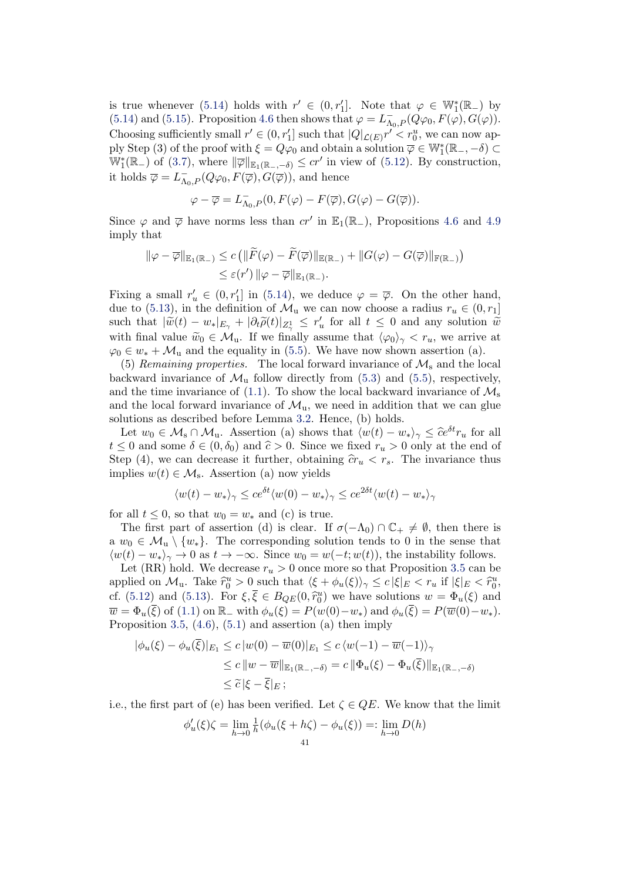is true whenever (5.14) holds with $r' \in (0, r_1']$. Note that $\varphi \in \mathbb{W}_1^*(\mathbb{R}_-)$ by (5.14) and (5.15). Proposition 4.6 then shows that $\varphi = L^-_{\Lambda_0,P}(Q\varphi_0, F(\varphi), G(\varphi))$. Choosing sufficiently small $r' \in (0, r_1']$ such that $|Q|_{\mathcal{L}(E)} r' < r_0^u$, we can now apply Step (3) of the proof with $\xi = Q\varphi_0$ and obtain a solution $\overline{\varphi} \in \mathbb{W}_1^*(\mathbb{R}_-, -\delta) \subset \mathbb{W}_1^*(\mathbb{R}_-)$ of (3.7), where $\|\overline{\varphi}\|_{\mathbb{E}_1(\mathbb{R}_-,-\delta)} \le c r'$ in view of (5.12). By construction, it holds $\overline{\varphi} = L^-_{\Lambda_0,P}(Q\varphi_0, F(\overline{\varphi}), G(\overline{\varphi}))$, and hence

$$\varphi - \overline{\varphi} = L^-_{\Lambda_0,P}(0, F(\varphi) - F(\overline{\varphi}), G(\varphi) - G(\overline{\varphi})).$$

Since $\varphi$ and $\overline{\varphi}$ have norms less than $cr'$ in $\mathbb{E}_1(\mathbb{R}_-)$, Propositions 4.6 and 4.9 imply that

$$\begin{aligned}
\|\varphi - \overline{\varphi}\|_{\mathbb{E}_1(\mathbb{R}_-)} &\le c\left(\|\widetilde{F}(\varphi) - \widetilde{F}(\overline{\varphi})\|_{\mathbb{E}(\mathbb{R}_-)} + \|G(\varphi) - G(\overline{\varphi})\|_{\mathbb{F}(\mathbb{R}_-)}\right) \\
&\le \varepsilon(r') \|\varphi - \overline{\varphi}\|_{\mathbb{E}_1(\mathbb{R}_-)}.
\end{aligned}$$

Fixing a small $r_u' \in (0, r_1']$ in (5.14), we deduce $\varphi = \overline{\varphi}$. On the other hand, due to (5.13), in the definition of $\mathcal{M}_\mathrm{u}$ we can now choose a radius $r_u \in (0, r_1]$ such that $|\widetilde{w}(t) - w_*|_{E_\gamma} + |\partial_t \widetilde{\rho}(t)|_{Z_\gamma^1} \le r_u'$ for all $t \le 0$ and any solution $\widetilde{w}$ with final value $\widetilde{w}_0 \in \mathcal{M}_\mathrm{u}$. If we finally assume that $\langle \varphi_0 \rangle_\gamma < r_u$, we arrive at $\varphi_0 \in w_* + \mathcal{M}_\mathrm{u}$ and the equality in (5.5). We have now shown assertion (a).

(5) *Remaining properties.* The local forward invariance of $\mathcal{M}_\mathrm{s}$ and the local backward invariance of $\mathcal{M}_\mathrm{u}$ follow directly from (5.3) and (5.5), respectively, and the time invariance of (1.1). To show the local backward invariance of $\mathcal{M}_\mathrm{s}$ and the local forward invariance of $\mathcal{M}_\mathrm{u}$, we need in addition that we can glue solutions as described before Lemma 3.2. Hence, (b) holds.

Let $w_0 \in \mathcal{M}_\mathrm{s} \cap \mathcal{M}_\mathrm{u}$. Assertion (a) shows that $\langle w(t) - w_* \rangle_\gamma \le \widehat{c} e^{\delta t} r_u$ for all $t \le 0$ and some $\delta \in (0, \delta_0)$ and $\widehat{c} > 0$. Since we fixed $r_u > 0$ only at the end of Step (4), we can decrease it further, obtaining $\widehat{c} r_u < r_s$. The invariance thus implies $w(t) \in \mathcal{M}_\mathrm{s}$. Assertion (a) now yields

$$\langle w(t) - w_* \rangle_\gamma \le c e^{\delta t} \langle w(0) - w_* \rangle_\gamma \le c e^{2\delta t} \langle w(t) - w_* \rangle_\gamma$$

for all $t \le 0$, so that $w_0 = w_*$ and (c) is true.

The first part of assertion (d) is clear. If $\sigma(-\Lambda_0) \cap \mathbb{C}_+ \ne \emptyset$, then there is a $w_0 \in \mathcal{M}_\mathrm{u} \setminus \{w_*\}$. The corresponding solution tends to 0 in the sense that $\langle w(t) - w_* \rangle_\gamma \to 0$ as $t \to -\infty$. Since $w_0 = w(-t; w(t))$, the instability follows.

Let (RR) hold. We decrease $r_u > 0$ once more so that Proposition 3.5 can be applied on $\mathcal{M}_\mathrm{u}$. Take $\widehat{r}_0^u > 0$ such that $\langle \xi + \phi_u(\xi) \rangle_\gamma \le c|\xi|_E < r_u$ if $|\xi|_E < \widehat{r}_0^u$, cf. (5.12) and (5.13). For $\xi, \overline{\xi} \in B_{QE}(0, \widehat{r}_0^u)$ we have solutions $w = \Phi_u(\xi)$ and $\overline{w} = \Phi_u(\overline{\xi})$ of (1.1) on $\mathbb{R}_-$ with $\phi_u(\xi) = P(w(0) - w_*)$ and $\phi_u(\overline{\xi}) = P(\overline{w}(0) - w_*)$. Proposition 3.5, (4.6), (5.1) and assertion (a) then imply

$$\begin{aligned}
|\phi_u(\xi) - \phi_u(\overline{\xi})|_{E_1} &\le c\,|w(0) - \overline{w}(0)|_{E_1} \le c\,\langle w(-1) - \overline{w}(-1) \rangle_\gamma \\
&\le c\,\|w - \overline{w}\|_{\mathbb{E}_1(\mathbb{R}_-,-\delta)} = c\,\|\Phi_u(\xi) - \Phi_u(\overline{\xi})\|_{\mathbb{E}_1(\mathbb{R}_-,-\delta)} \\
&\le \widetilde{c}\,|\xi - \overline{\xi}|_E\,;
\end{aligned}$$

i.e., the first part of (e) has been verified. Let $\zeta \in QE$. We know that the limit

$$\phi_u'(\xi)\zeta = \lim_{h \to 0} \tfrac{1}{h}(\phi_u(\xi + h\zeta) - \phi_u(\xi)) =: \lim_{h \to 0} D(h)$$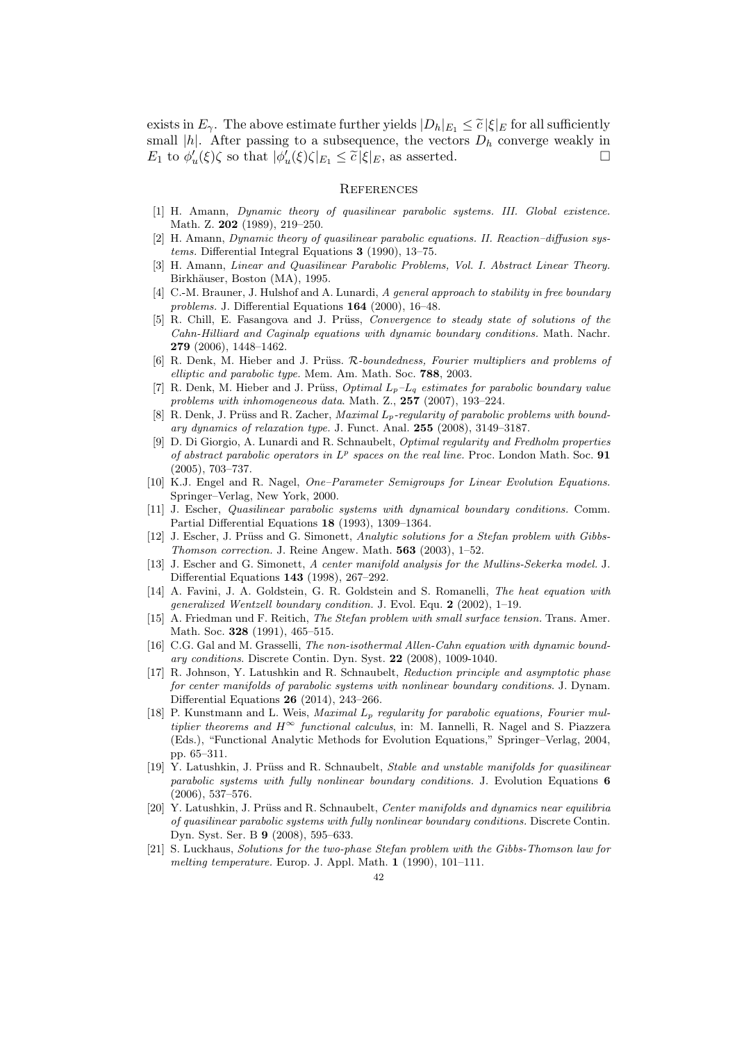exists in $E_\gamma$. The above estimate further yields $|D_h|_{E_1} \le \widetilde{c}\,|\xi|_E$ for all sufficiently small $|h|$. After passing to a subsequence, the vectors $D_h$ converge weakly in $E_1$ to $\phi_u'(\xi)\zeta$ so that $|\phi_u'(\xi)\zeta|_{E_1} \le \widetilde{c}\,|\xi|_E$, as asserted. $\square$

## References

[1] H. Amann, *Dynamic theory of quasilinear parabolic systems. III. Global existence.* Math. Z. **202** (1989), 219–250.

[2] H. Amann, *Dynamic theory of quasilinear parabolic equations. II. Reaction–diffusion systems.* Differential Integral Equations **3** (1990), 13–75.

[3] H. Amann, *Linear and Quasilinear Parabolic Problems, Vol. I. Abstract Linear Theory.* Birkhäuser, Boston (MA), 1995.

[4] C.-M. Brauner, J. Hulshof and A. Lunardi, *A general approach to stability in free boundary problems.* J. Differential Equations **164** (2000), 16–48.

[5] R. Chill, E. Fasangova and J. Prüss, *Convergence to steady state of solutions of the Cahn-Hilliard and Caginalp equations with dynamic boundary conditions.* Math. Nachr. **279** (2006), 1448–1462.

[6] R. Denk, M. Hieber and J. Prüss. *$\mathcal{R}$-boundedness, Fourier multipliers and problems of elliptic and parabolic type.* Mem. Am. Math. Soc. **788**, 2003.

[7] R. Denk, M. Hieber and J. Prüss, *Optimal $L_p$–$L_q$ estimates for parabolic boundary value problems with inhomogeneous data*. Math. Z., **257** (2007), 193–224.

[8] R. Denk, J. Prüss and R. Zacher, *Maximal $L_p$-regularity of parabolic problems with boundary dynamics of relaxation type.* J. Funct. Anal. **255** (2008), 3149–3187.

[9] D. Di Giorgio, A. Lunardi and R. Schnaubelt, *Optimal regularity and Fredholm properties of abstract parabolic operators in $L^p$ spaces on the real line.* Proc. London Math. Soc. **91** (2005), 703–737.

[10] K.J. Engel and R. Nagel, *One–Parameter Semigroups for Linear Evolution Equations.* Springer–Verlag, New York, 2000.

[11] J. Escher, *Quasilinear parabolic systems with dynamical boundary conditions.* Comm. Partial Differential Equations **18** (1993), 1309–1364.

[12] J. Escher, J. Prüss and G. Simonett, *Analytic solutions for a Stefan problem with Gibbs-Thomson correction.* J. Reine Angew. Math. **563** (2003), 1–52.

[13] J. Escher and G. Simonett, *A center manifold analysis for the Mullins-Sekerka model.* J. Differential Equations **143** (1998), 267–292.

[14] A. Favini, J. A. Goldstein, G. R. Goldstein and S. Romanelli, *The heat equation with generalized Wentzell boundary condition.* J. Evol. Equ. **2** (2002), 1–19.

[15] A. Friedman und F. Reitich, *The Stefan problem with small surface tension.* Trans. Amer. Math. Soc. **328** (1991), 465–515.

[16] C.G. Gal and M. Grasselli, *The non-isothermal Allen-Cahn equation with dynamic boundary conditions*. Discrete Contin. Dyn. Syst. **22** (2008), 1009-1040.

[17] R. Johnson, Y. Latushkin and R. Schnaubelt, *Reduction principle and asymptotic phase for center manifolds of parabolic systems with nonlinear boundary conditions*. J. Dynam. Differential Equations **26** (2014), 243–266.

[18] P. Kunstmann and L. Weis, *Maximal $L_p$ regularity for parabolic equations, Fourier multiplier theorems and $H^\infty$ functional calculus*, in: M. Iannelli, R. Nagel and S. Piazzera (Eds.), "Functional Analytic Methods for Evolution Equations," Springer–Verlag, 2004, pp. 65–311.

[19] Y. Latushkin, J. Prüss and R. Schnaubelt, *Stable and unstable manifolds for quasilinear parabolic systems with fully nonlinear boundary conditions.* J. Evolution Equations **6** (2006), 537–576.

[20] Y. Latushkin, J. Prüss and R. Schnaubelt, *Center manifolds and dynamics near equilibria of quasilinear parabolic systems with fully nonlinear boundary conditions.* Discrete Contin. Dyn. Syst. Ser. B **9** (2008), 595–633.

[21] S. Luckhaus, *Solutions for the two-phase Stefan problem with the Gibbs-Thomson law for melting temperature.* Europ. J. Appl. Math. **1** (1990), 101–111.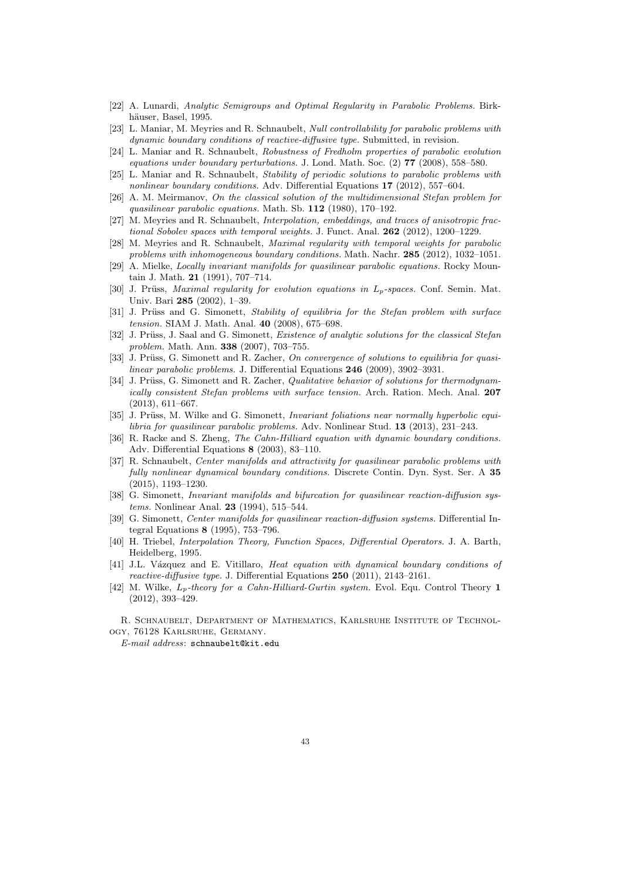[22] A. Lunardi, *Analytic Semigroups and Optimal Regularity in Parabolic Problems.* Birkhäuser, Basel, 1995.

[23] L. Maniar, M. Meyries and R. Schnaubelt, *Null controllability for parabolic problems with dynamic boundary conditions of reactive-diffusive type.* Submitted, in revision.

[24] L. Maniar and R. Schnaubelt, *Robustness of Fredholm properties of parabolic evolution equations under boundary perturbations.* J. Lond. Math. Soc. (2) **77** (2008), 558–580.

[25] L. Maniar and R. Schnaubelt, *Stability of periodic solutions to parabolic problems with nonlinear boundary conditions.* Adv. Differential Equations **17** (2012), 557–604.

[26] A. M. Meirmanov, *On the classical solution of the multidimensional Stefan problem for quasilinear parabolic equations.* Math. Sb. **112** (1980), 170–192.

[27] M. Meyries and R. Schnaubelt, *Interpolation, embeddings, and traces of anisotropic fractional Sobolev spaces with temporal weights.* J. Funct. Anal. **262** (2012), 1200–1229.

[28] M. Meyries and R. Schnaubelt, *Maximal regularity with temporal weights for parabolic problems with inhomogeneous boundary conditions.* Math. Nachr. **285** (2012), 1032–1051.

[29] A. Mielke, *Locally invariant manifolds for quasilinear parabolic equations.* Rocky Mountain J. Math. **21** (1991), 707–714.

[30] J. Prüss, *Maximal regularity for evolution equations in $L_p$-spaces.* Conf. Semin. Mat. Univ. Bari **285** (2002), 1–39.

[31] J. Prüss and G. Simonett, *Stability of equilibria for the Stefan problem with surface tension.* SIAM J. Math. Anal. **40** (2008), 675–698.

[32] J. Prüss, J. Saal and G. Simonett, *Existence of analytic solutions for the classical Stefan problem.* Math. Ann. **338** (2007), 703–755.

[33] J. Prüss, G. Simonett and R. Zacher, *On convergence of solutions to equilibria for quasilinear parabolic problems.* J. Differential Equations **246** (2009), 3902–3931.

[34] J. Prüss, G. Simonett and R. Zacher, *Qualitative behavior of solutions for thermodynamically consistent Stefan problems with surface tension.* Arch. Ration. Mech. Anal. **207** (2013), 611–667.

[35] J. Prüss, M. Wilke and G. Simonett, *Invariant foliations near normally hyperbolic equilibria for quasilinear parabolic problems.* Adv. Nonlinear Stud. **13** (2013), 231–243.

[36] R. Racke and S. Zheng, *The Cahn-Hilliard equation with dynamic boundary conditions.* Adv. Differential Equations **8** (2003), 83–110.

[37] R. Schnaubelt, *Center manifolds and attractivity for quasilinear parabolic problems with fully nonlinear dynamical boundary conditions.* Discrete Contin. Dyn. Syst. Ser. A **35** (2015), 1193–1230.

[38] G. Simonett, *Invariant manifolds and bifurcation for quasilinear reaction-diffusion systems.* Nonlinear Anal. **23** (1994), 515–544.

[39] G. Simonett, *Center manifolds for quasilinear reaction-diffusion systems.* Differential Integral Equations **8** (1995), 753–796.

[40] H. Triebel, *Interpolation Theory, Function Spaces, Differential Operators.* J. A. Barth, Heidelberg, 1995.

[41] J.L. Vázquez and E. Vitillaro, *Heat equation with dynamical boundary conditions of reactive-diffusive type.* J. Differential Equations **250** (2011), 2143–2161.

[42] M. Wilke, *$L_p$-theory for a Cahn-Hilliard-Gurtin system.* Evol. Equ. Control Theory **1** (2012), 393–429.

R. Schnaubelt, Department of Mathematics, Karlsruhe Institute of Technology, 76128 Karlsruhe, Germany.

*E-mail address*: schnaubelt@kit.edu